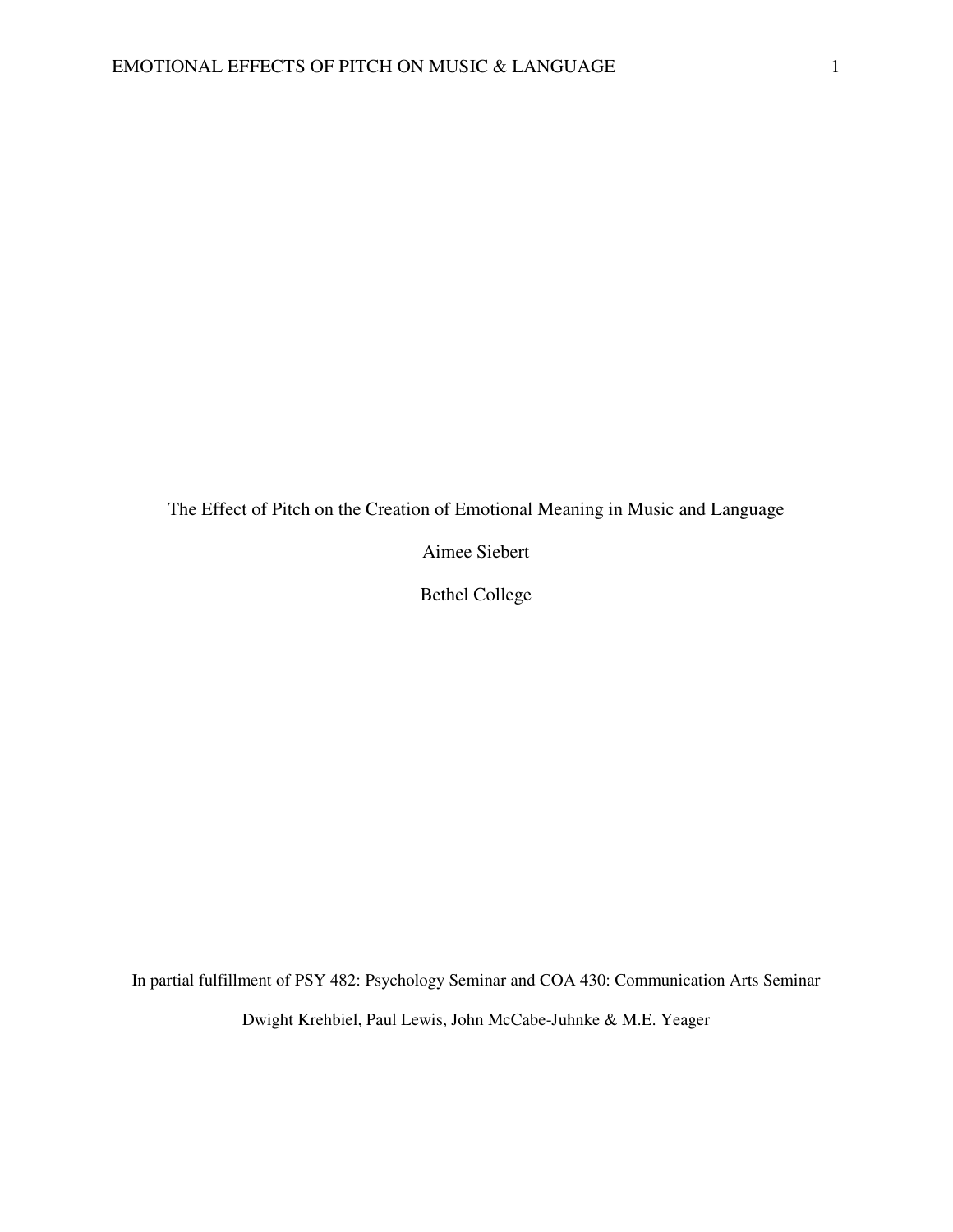# The Effect of Pitch on the Creation of Emotional Meaning in Music and Language

Aimee Siebert

Bethel College

In partial fulfillment of PSY 482: Psychology Seminar and COA 430: Communication Arts Seminar

Dwight Krehbiel, Paul Lewis, John McCabe-Juhnke & M.E. Yeager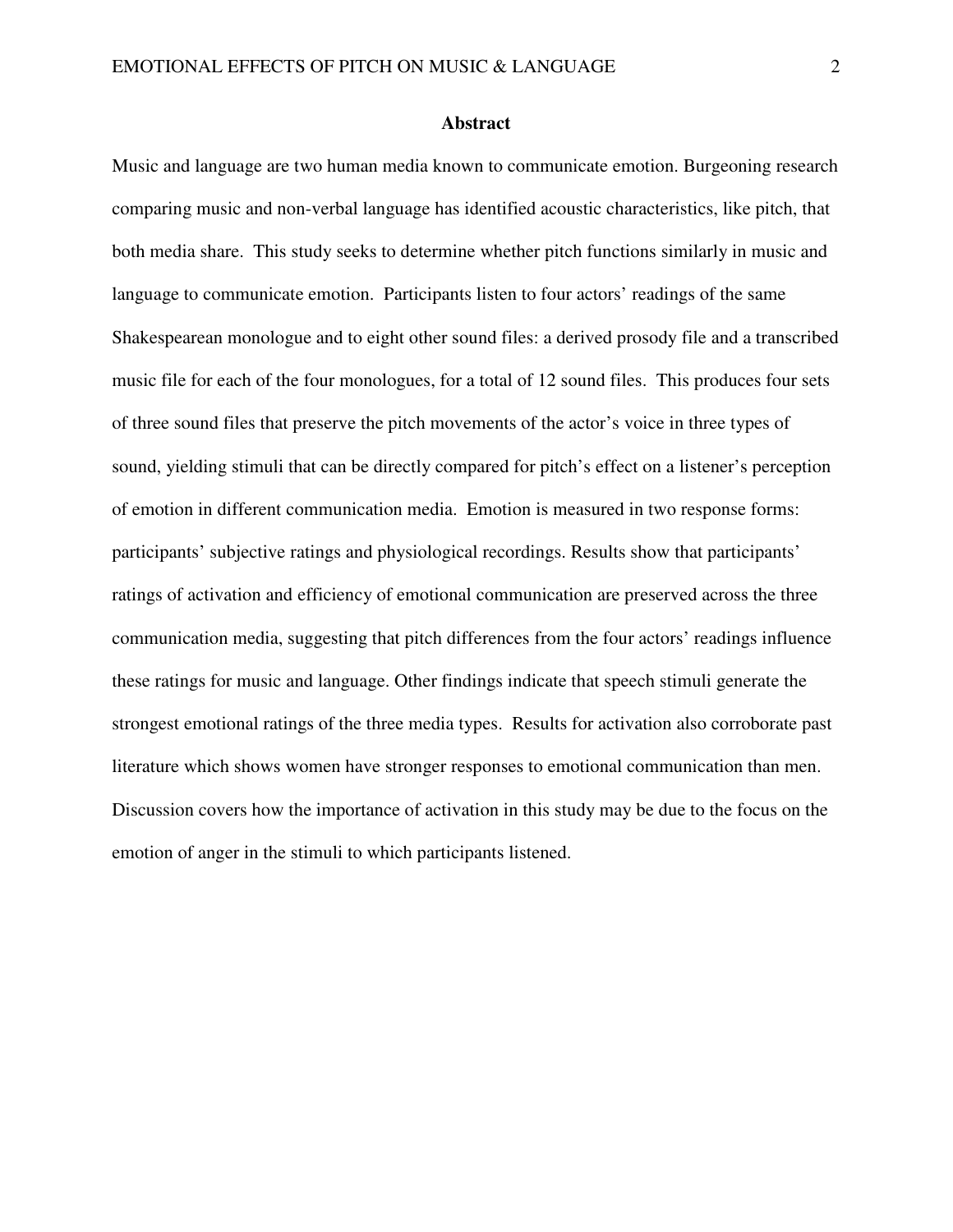## Abstract

Music and language are two human media known to communicate emotion. Burgeoning research comparing music and non-verbal language has identified acoustic characteristics, like pitch, that both media share. This study seeks to determine whether pitch functions similarly in music and language to communicate emotion. Participants listen to four actors' readings of the same Shakespearean monologue and to eight other sound files: a derived prosody file and a transcribed music file for each of the four monologues, for a total of 12 sound files. This produces four sets of three sound files that preserve the pitch movements of the actor's voice in three types of sound, yielding stimuli that can be directly compared for pitch's effect on a listener's perception of emotion in different communication media. Emotion is measured in two response forms: participants' subjective ratings and physiological recordings. Results show that participants' ratings of activation and efficiency of emotional communication are preserved across the three communication media, suggesting that pitch differences from the four actors' readings influence these ratings for music and language. Other findings indicate that speech stimuli generate the strongest emotional ratings of the three media types. Results for activation also corroborate past literature which shows women have stronger responses to emotional communication than men. Discussion covers how the importance of activation in this study may be due to the focus on the emotion of anger in the stimuli to which participants listened.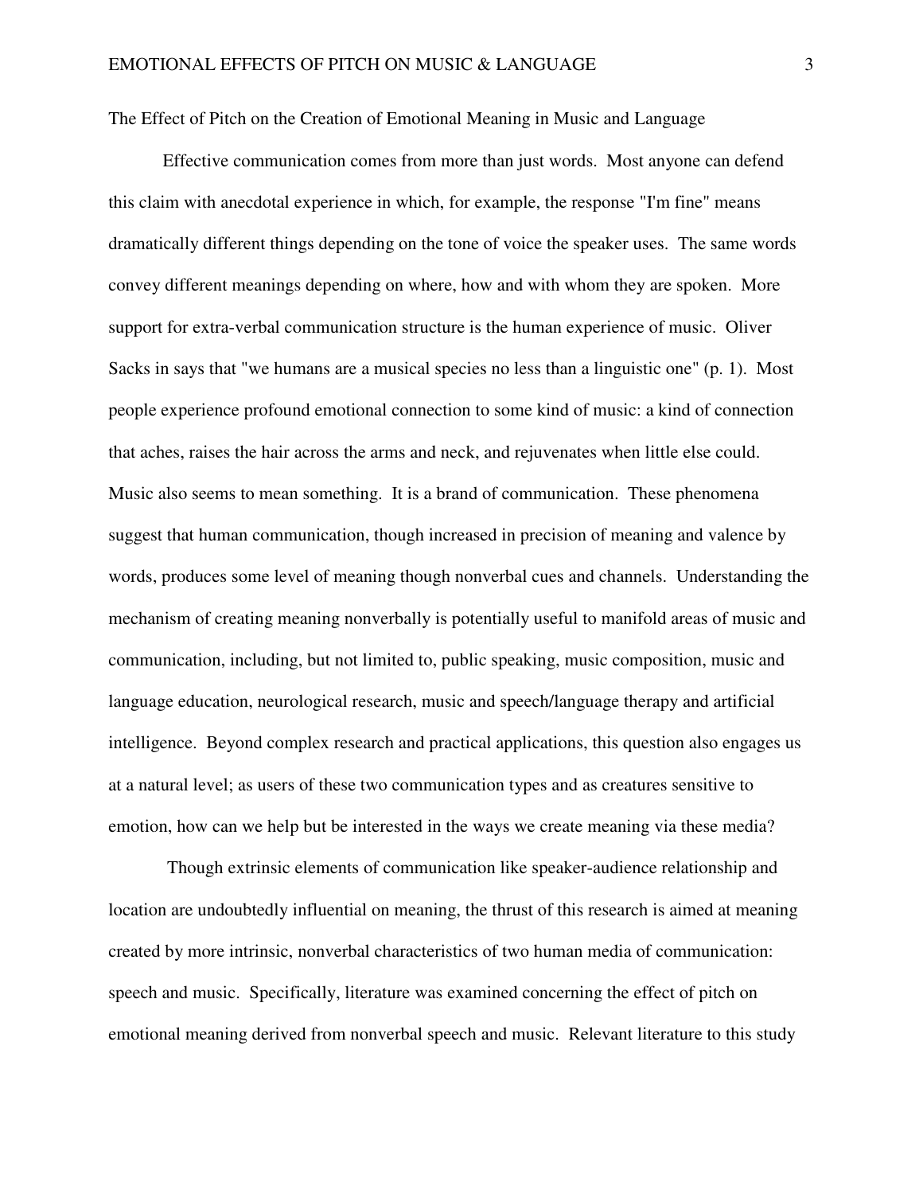# The Effect of Pitch on the Creation of Emotional Meaning in Music and Language

Effective communication comes from more than just words. Most anyone can defend this claim with anecdotal experience in which, for example, the response "I'm fine" means dramatically different things depending on the tone of voice the speaker uses. The same words convey different meanings depending on where, how and with whom they are spoken. More support for extra-verbal communication structure is the human experience of music. Oliver Sacks in says that "we humans are a musical species no less than a linguistic one" (p. 1). Most people experience profound emotional connection to some kind of music: a kind of connection that aches, raises the hair across the arms and neck, and rejuvenates when little else could. Music also seems to mean something. It is a brand of communication. These phenomena suggest that human communication, though increased in precision of meaning and valence by words, produces some level of meaning though nonverbal cues and channels. Understanding the mechanism of creating meaning nonverbally is potentially useful to manifold areas of music and communication, including, but not limited to, public speaking, music composition, music and language education, neurological research, music and speech/language therapy and artificial intelligence. Beyond complex research and practical applications, this question also engages us at a natural level; as users of these two communication types and as creatures sensitive to emotion, how can we help but be interested in the ways we create meaning via these media?

Though extrinsic elements of communication like speaker-audience relationship and location are undoubtedly influential on meaning, the thrust of this research is aimed at meaning created by more intrinsic, nonverbal characteristics of two human media of communication: speech and music. Specifically, literature was examined concerning the effect of pitch on emotional meaning derived from nonverbal speech and music. Relevant literature to this study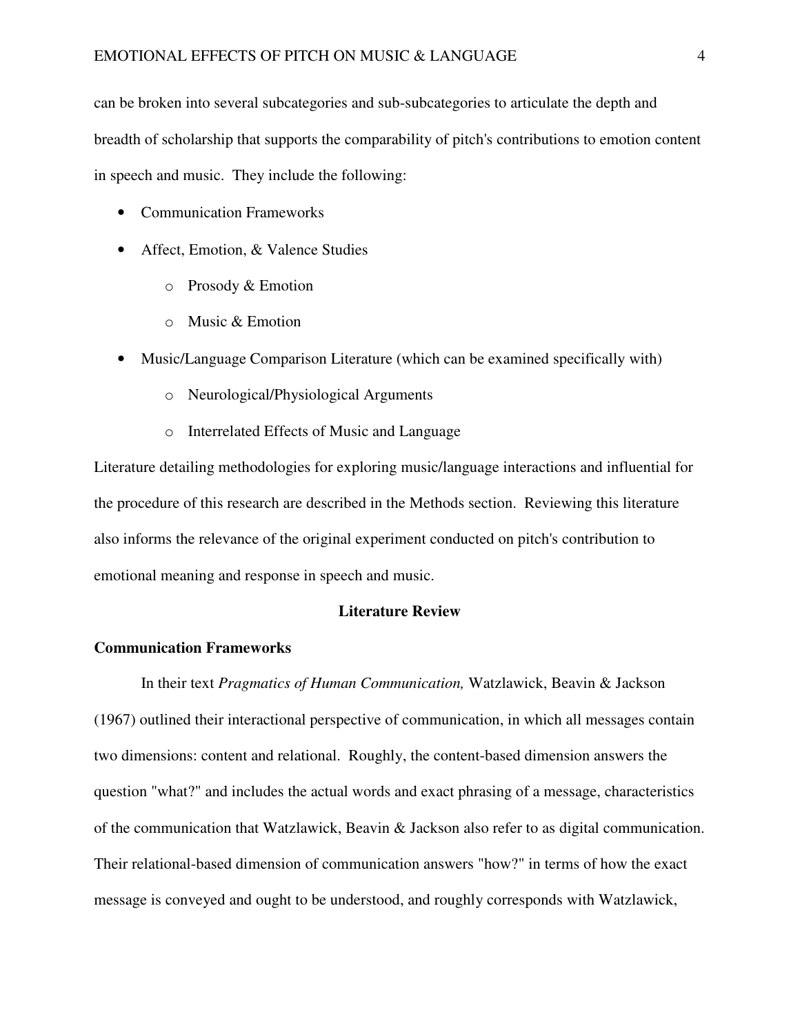can be broken into several subcategories and sub-subcategories to articulate the depth and breadth of scholarship that supports the comparability of pitch's contributions to emotion content in speech and music. They include the following:

- Communication Frameworks
- Affect, Emotion, & Valence Studies
    - Prosody & Emotion
    - Music & Emotion
- Music/Language Comparison Literature (which can be examined specifically with)
    - Neurological/Physiological Arguments
    - Interrelated Effects of Music and Language

Literature detailing methodologies for exploring music/language interactions and influential for the procedure of this research are described in the Methods section. Reviewing this literature also informs the relevance of the original experiment conducted on pitch's contribution to emotional meaning and response in speech and music.

## Literature Review

### Communication Frameworks

In their text *Pragmatics of Human Communication,* Watzlawick, Beavin & Jackson (1967) outlined their interactional perspective of communication, in which all messages contain two dimensions: content and relational. Roughly, the content-based dimension answers the question "what?" and includes the actual words and exact phrasing of a message, characteristics of the communication that Watzlawick, Beavin & Jackson also refer to as digital communication. Their relational-based dimension of communication answers "how?" in terms of how the exact message is conveyed and ought to be understood, and roughly corresponds with Watzlawick,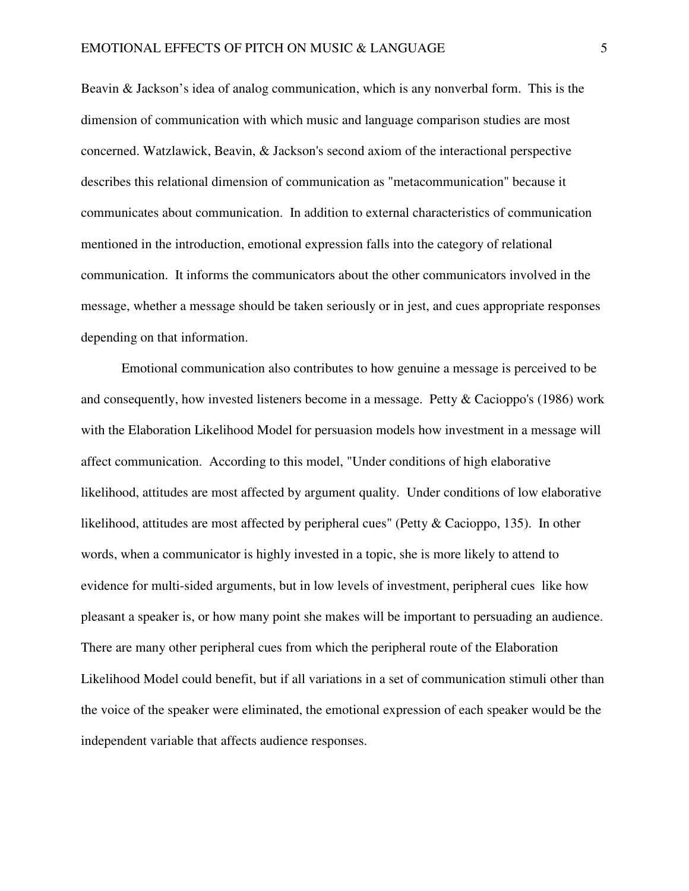Beavin & Jackson's idea of analog communication, which is any nonverbal form. This is the dimension of communication with which music and language comparison studies are most concerned. Watzlawick, Beavin, & Jackson's second axiom of the interactional perspective describes this relational dimension of communication as "metacommunication" because it communicates about communication. In addition to external characteristics of communication mentioned in the introduction, emotional expression falls into the category of relational communication. It informs the communicators about the other communicators involved in the message, whether a message should be taken seriously or in jest, and cues appropriate responses depending on that information.

Emotional communication also contributes to how genuine a message is perceived to be and consequently, how invested listeners become in a message. Petty & Cacioppo's (1986) work with the Elaboration Likelihood Model for persuasion models how investment in a message will affect communication. According to this model, "Under conditions of high elaborative likelihood, attitudes are most affected by argument quality. Under conditions of low elaborative likelihood, attitudes are most affected by peripheral cues" (Petty & Cacioppo, 135). In other words, when a communicator is highly invested in a topic, she is more likely to attend to evidence for multi-sided arguments, but in low levels of investment, peripheral cues like how pleasant a speaker is, or how many point she makes will be important to persuading an audience. There are many other peripheral cues from which the peripheral route of the Elaboration Likelihood Model could benefit, but if all variations in a set of communication stimuli other than the voice of the speaker were eliminated, the emotional expression of each speaker would be the independent variable that affects audience responses.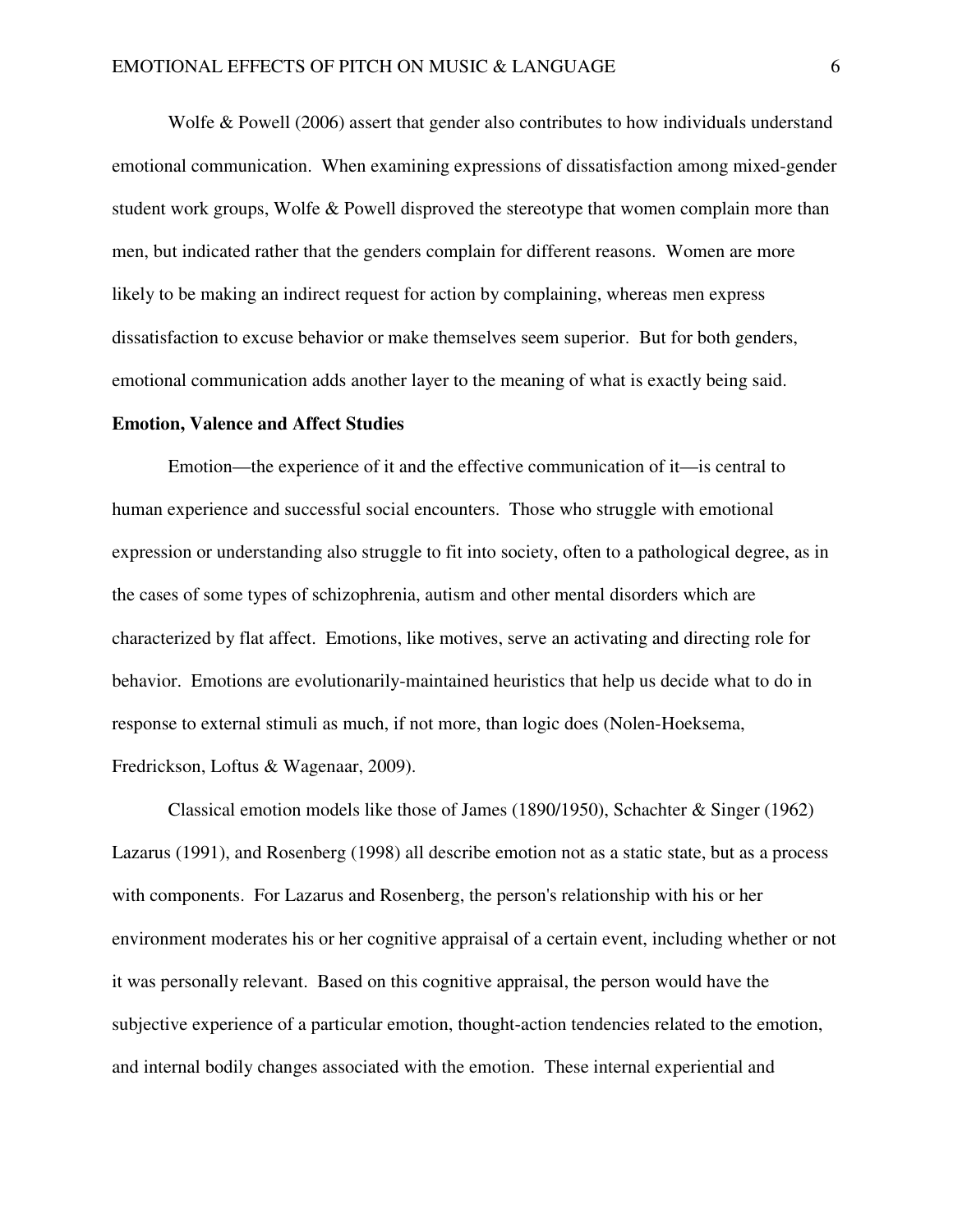Wolfe & Powell (2006) assert that gender also contributes to how individuals understand emotional communication. When examining expressions of dissatisfaction among mixed-gender student work groups, Wolfe & Powell disproved the stereotype that women complain more than men, but indicated rather that the genders complain for different reasons. Women are more likely to be making an indirect request for action by complaining, whereas men express dissatisfaction to excuse behavior or make themselves seem superior. But for both genders, emotional communication adds another layer to the meaning of what is exactly being said.

**Emotion, Valence and Affect Studies**

Emotion—the experience of it and the effective communication of it—is central to human experience and successful social encounters. Those who struggle with emotional expression or understanding also struggle to fit into society, often to a pathological degree, as in the cases of some types of schizophrenia, autism and other mental disorders which are characterized by flat affect. Emotions, like motives, serve an activating and directing role for behavior. Emotions are evolutionarily-maintained heuristics that help us decide what to do in response to external stimuli as much, if not more, than logic does (Nolen-Hoeksema, Fredrickson, Loftus & Wagenaar, 2009).

Classical emotion models like those of James (1890/1950), Schachter & Singer (1962) Lazarus (1991), and Rosenberg (1998) all describe emotion not as a static state, but as a process with components. For Lazarus and Rosenberg, the person's relationship with his or her environment moderates his or her cognitive appraisal of a certain event, including whether or not it was personally relevant. Based on this cognitive appraisal, the person would have the subjective experience of a particular emotion, thought-action tendencies related to the emotion, and internal bodily changes associated with the emotion. These internal experiential and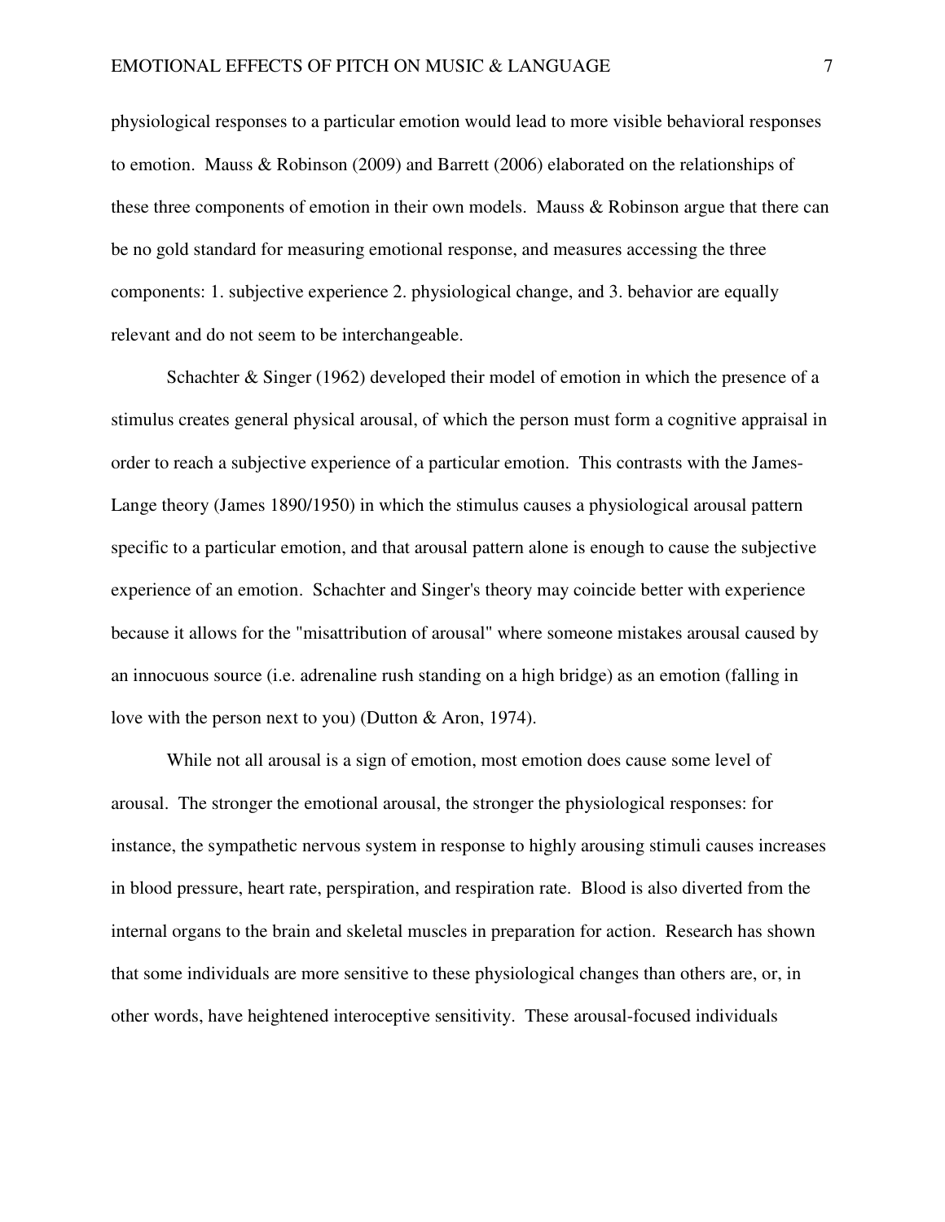physiological responses to a particular emotion would lead to more visible behavioral responses to emotion. Mauss & Robinson (2009) and Barrett (2006) elaborated on the relationships of these three components of emotion in their own models. Mauss & Robinson argue that there can be no gold standard for measuring emotional response, and measures accessing the three components: 1. subjective experience 2. physiological change, and 3. behavior are equally relevant and do not seem to be interchangeable.

Schachter & Singer (1962) developed their model of emotion in which the presence of a stimulus creates general physical arousal, of which the person must form a cognitive appraisal in order to reach a subjective experience of a particular emotion. This contrasts with the James-Lange theory (James 1890/1950) in which the stimulus causes a physiological arousal pattern specific to a particular emotion, and that arousal pattern alone is enough to cause the subjective experience of an emotion. Schachter and Singer's theory may coincide better with experience because it allows for the "misattribution of arousal" where someone mistakes arousal caused by an innocuous source (i.e. adrenaline rush standing on a high bridge) as an emotion (falling in love with the person next to you) (Dutton & Aron, 1974).

While not all arousal is a sign of emotion, most emotion does cause some level of arousal. The stronger the emotional arousal, the stronger the physiological responses: for instance, the sympathetic nervous system in response to highly arousing stimuli causes increases in blood pressure, heart rate, perspiration, and respiration rate. Blood is also diverted from the internal organs to the brain and skeletal muscles in preparation for action. Research has shown that some individuals are more sensitive to these physiological changes than others are, or, in other words, have heightened interoceptive sensitivity. These arousal-focused individuals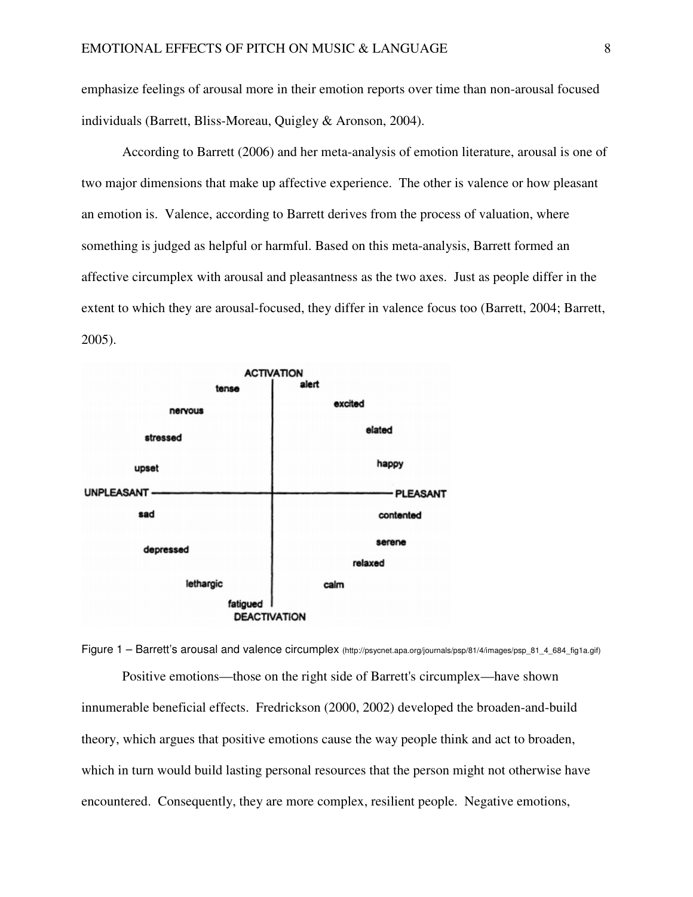emphasize feelings of arousal more in their emotion reports over time than non-arousal focused individuals (Barrett, Bliss-Moreau, Quigley & Aronson, 2004).

According to Barrett (2006) and her meta-analysis of emotion literature, arousal is one of two major dimensions that make up affective experience. The other is valence or how pleasant an emotion is. Valence, according to Barrett derives from the process of valuation, where something is judged as helpful or harmful. Based on this meta-analysis, Barrett formed an affective circumplex with arousal and pleasantness as the two axes. Just as people differ in the extent to which they are arousal-focused, they differ in valence focus too (Barrett, 2004; Barrett, 2005).

Figure 1 – Barrett's arousal and valence circumplex (http://psycnet.apa.org/journals/psp/81/4/images/psp_81_4_684_fig1a.gif)

Positive emotions—those on the right side of Barrett's circumplex—have shown innumerable beneficial effects. Fredrickson (2000, 2002) developed the broaden-and-build theory, which argues that positive emotions cause the way people think and act to broaden, which in turn would build lasting personal resources that the person might not otherwise have encountered. Consequently, they are more complex, resilient people. Negative emotions,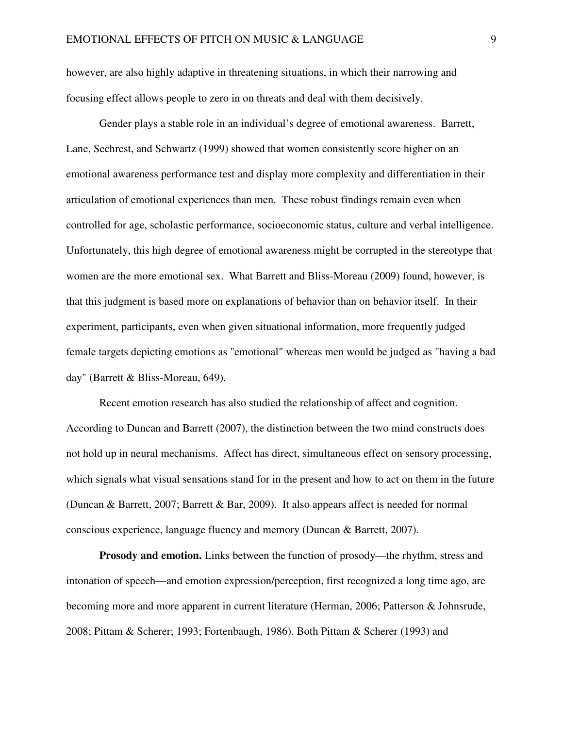however, are also highly adaptive in threatening situations, in which their narrowing and focusing effect allows people to zero in on threats and deal with them decisively.

Gender plays a stable role in an individual's degree of emotional awareness. Barrett, Lane, Sechrest, and Schwartz (1999) showed that women consistently score higher on an emotional awareness performance test and display more complexity and differentiation in their articulation of emotional experiences than men. These robust findings remain even when controlled for age, scholastic performance, socioeconomic status, culture and verbal intelligence. Unfortunately, this high degree of emotional awareness might be corrupted in the stereotype that women are the more emotional sex. What Barrett and Bliss-Moreau (2009) found, however, is that this judgment is based more on explanations of behavior than on behavior itself. In their experiment, participants, even when given situational information, more frequently judged female targets depicting emotions as "emotional" whereas men would be judged as "having a bad day" (Barrett & Bliss-Moreau, 649).

Recent emotion research has also studied the relationship of affect and cognition. According to Duncan and Barrett (2007), the distinction between the two mind constructs does not hold up in neural mechanisms. Affect has direct, simultaneous effect on sensory processing, which signals what visual sensations stand for in the present and how to act on them in the future (Duncan & Barrett, 2007; Barrett & Bar, 2009). It also appears affect is needed for normal conscious experience, language fluency and memory (Duncan & Barrett, 2007).

**Prosody and emotion.** Links between the function of prosody—the rhythm, stress and intonation of speech—and emotion expression/perception, first recognized a long time ago, are becoming more and more apparent in current literature (Herman, 2006; Patterson & Johnsrude, 2008; Pittam & Scherer; 1993; Fortenbaugh, 1986). Both Pittam & Scherer (1993) and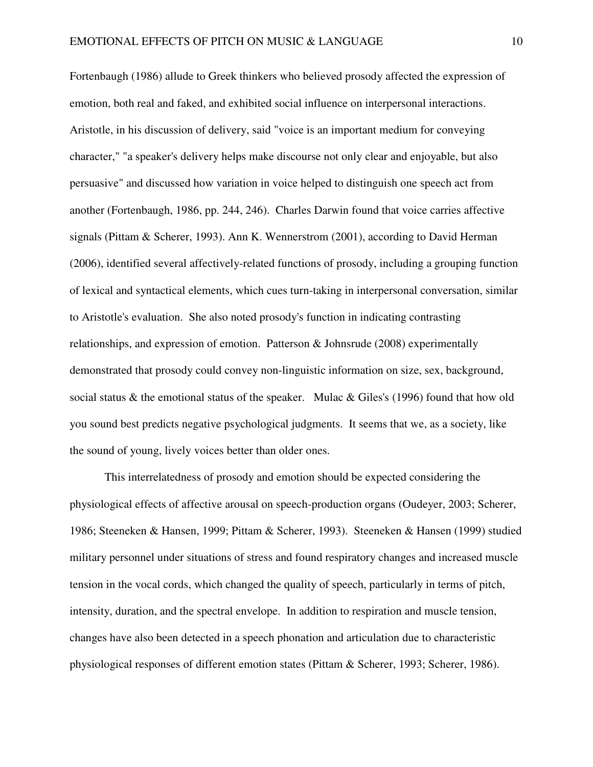Fortenbaugh (1986) allude to Greek thinkers who believed prosody affected the expression of emotion, both real and faked, and exhibited social influence on interpersonal interactions. Aristotle, in his discussion of delivery, said "voice is an important medium for conveying character," "a speaker's delivery helps make discourse not only clear and enjoyable, but also persuasive" and discussed how variation in voice helped to distinguish one speech act from another (Fortenbaugh, 1986, pp. 244, 246). Charles Darwin found that voice carries affective signals (Pittam & Scherer, 1993). Ann K. Wennerstrom (2001), according to David Herman (2006), identified several affectively-related functions of prosody, including a grouping function of lexical and syntactical elements, which cues turn-taking in interpersonal conversation, similar to Aristotle's evaluation. She also noted prosody's function in indicating contrasting relationships, and expression of emotion. Patterson & Johnsrude (2008) experimentally demonstrated that prosody could convey non-linguistic information on size, sex, background, social status & the emotional status of the speaker. Mulac & Giles's (1996) found that how old you sound best predicts negative psychological judgments. It seems that we, as a society, like the sound of young, lively voices better than older ones.

This interrelatedness of prosody and emotion should be expected considering the physiological effects of affective arousal on speech-production organs (Oudeyer, 2003; Scherer, 1986; Steeneken & Hansen, 1999; Pittam & Scherer, 1993). Steeneken & Hansen (1999) studied military personnel under situations of stress and found respiratory changes and increased muscle tension in the vocal cords, which changed the quality of speech, particularly in terms of pitch, intensity, duration, and the spectral envelope. In addition to respiration and muscle tension, changes have also been detected in a speech phonation and articulation due to characteristic physiological responses of different emotion states (Pittam & Scherer, 1993; Scherer, 1986).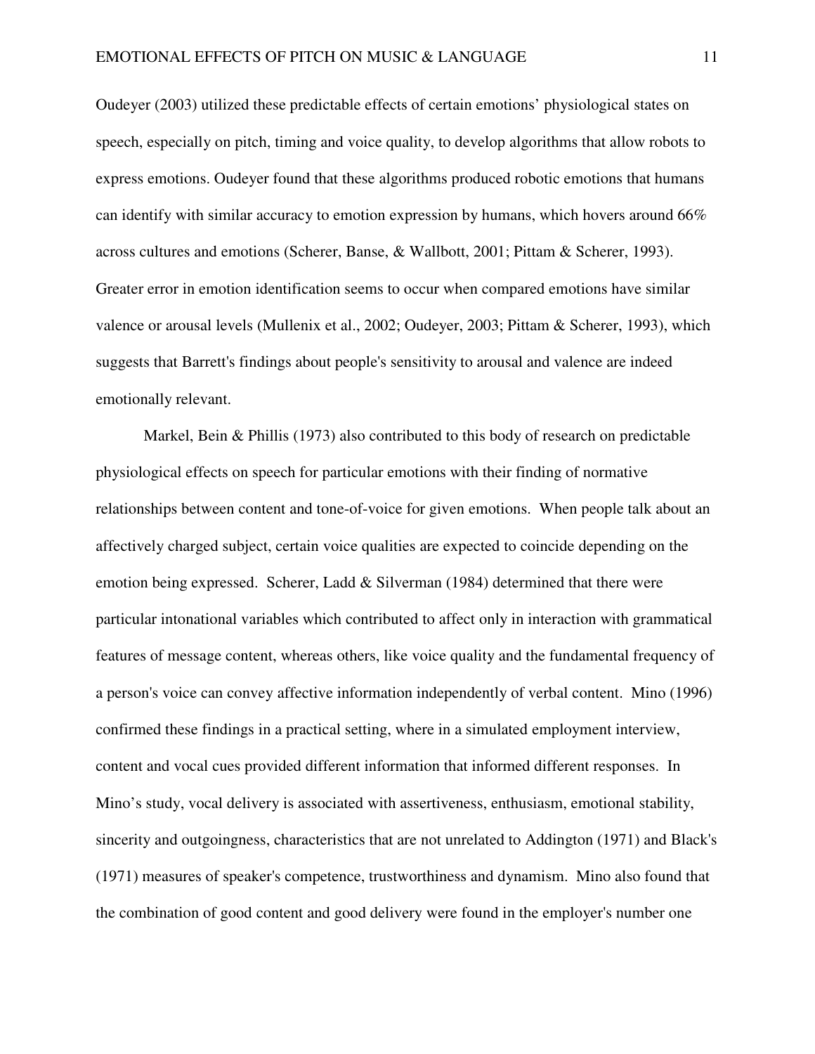Oudeyer (2003) utilized these predictable effects of certain emotions' physiological states on speech, especially on pitch, timing and voice quality, to develop algorithms that allow robots to express emotions. Oudeyer found that these algorithms produced robotic emotions that humans can identify with similar accuracy to emotion expression by humans, which hovers around 66% across cultures and emotions (Scherer, Banse, & Wallbott, 2001; Pittam & Scherer, 1993). Greater error in emotion identification seems to occur when compared emotions have similar valence or arousal levels (Mullenix et al., 2002; Oudeyer, 2003; Pittam & Scherer, 1993), which suggests that Barrett's findings about people's sensitivity to arousal and valence are indeed emotionally relevant.

Markel, Bein & Phillis (1973) also contributed to this body of research on predictable physiological effects on speech for particular emotions with their finding of normative relationships between content and tone-of-voice for given emotions. When people talk about an affectively charged subject, certain voice qualities are expected to coincide depending on the emotion being expressed. Scherer, Ladd & Silverman (1984) determined that there were particular intonational variables which contributed to affect only in interaction with grammatical features of message content, whereas others, like voice quality and the fundamental frequency of a person's voice can convey affective information independently of verbal content. Mino (1996) confirmed these findings in a practical setting, where in a simulated employment interview, content and vocal cues provided different information that informed different responses. In Mino's study, vocal delivery is associated with assertiveness, enthusiasm, emotional stability, sincerity and outgoingness, characteristics that are not unrelated to Addington (1971) and Black's (1971) measures of speaker's competence, trustworthiness and dynamism. Mino also found that the combination of good content and good delivery were found in the employer's number one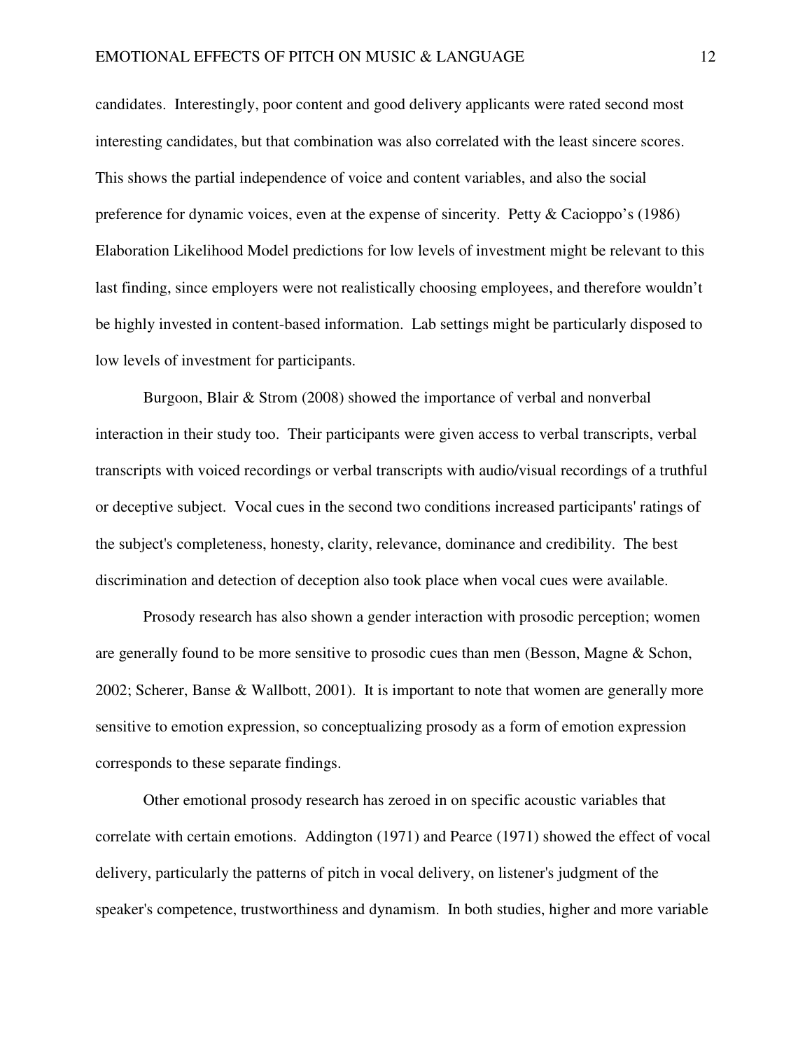candidates. Interestingly, poor content and good delivery applicants were rated second most interesting candidates, but that combination was also correlated with the least sincere scores. This shows the partial independence of voice and content variables, and also the social preference for dynamic voices, even at the expense of sincerity. Petty & Cacioppo's (1986) Elaboration Likelihood Model predictions for low levels of investment might be relevant to this last finding, since employers were not realistically choosing employees, and therefore wouldn't be highly invested in content-based information. Lab settings might be particularly disposed to low levels of investment for participants.

Burgoon, Blair & Strom (2008) showed the importance of verbal and nonverbal interaction in their study too. Their participants were given access to verbal transcripts, verbal transcripts with voiced recordings or verbal transcripts with audio/visual recordings of a truthful or deceptive subject. Vocal cues in the second two conditions increased participants' ratings of the subject's completeness, honesty, clarity, relevance, dominance and credibility. The best discrimination and detection of deception also took place when vocal cues were available.

Prosody research has also shown a gender interaction with prosodic perception; women are generally found to be more sensitive to prosodic cues than men (Besson, Magne & Schon, 2002; Scherer, Banse & Wallbott, 2001). It is important to note that women are generally more sensitive to emotion expression, so conceptualizing prosody as a form of emotion expression corresponds to these separate findings.

Other emotional prosody research has zeroed in on specific acoustic variables that correlate with certain emotions. Addington (1971) and Pearce (1971) showed the effect of vocal delivery, particularly the patterns of pitch in vocal delivery, on listener's judgment of the speaker's competence, trustworthiness and dynamism. In both studies, higher and more variable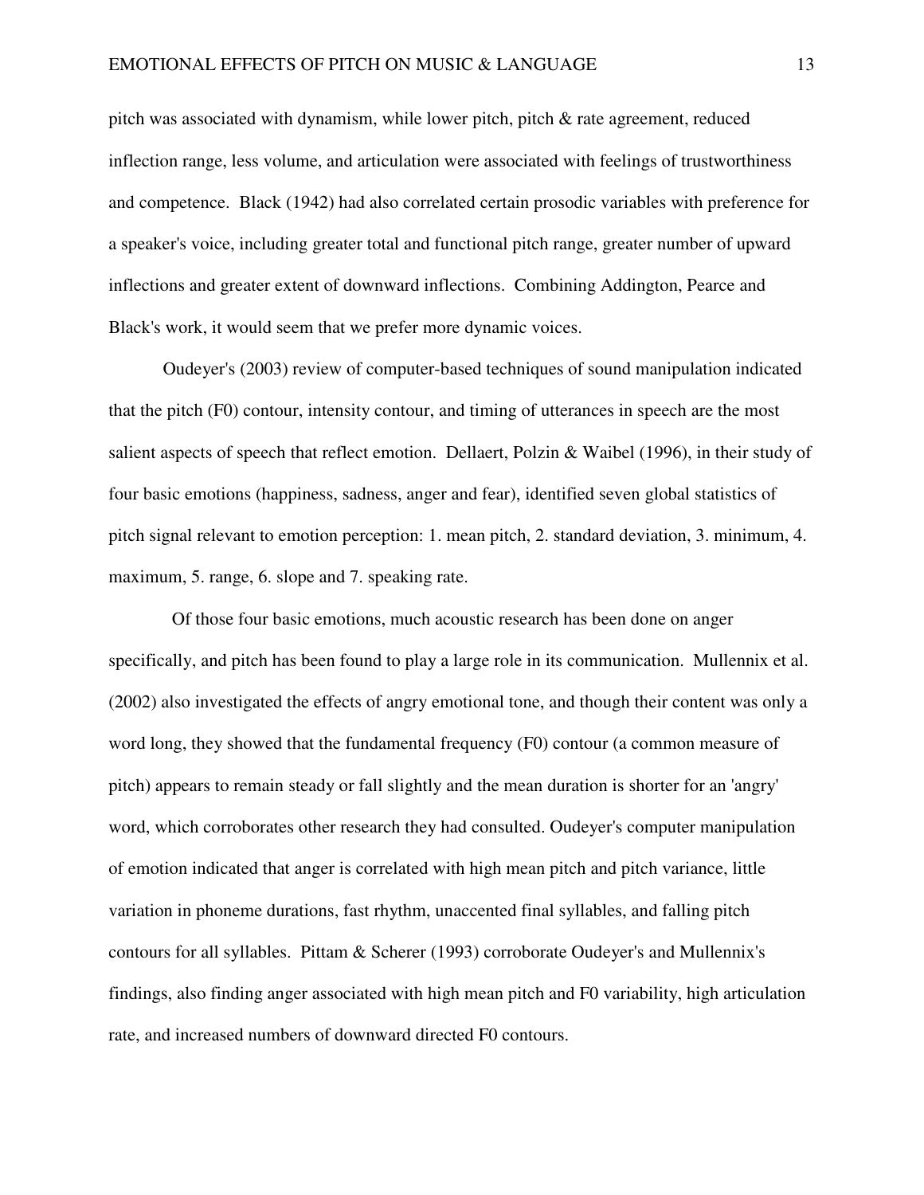pitch was associated with dynamism, while lower pitch, pitch & rate agreement, reduced inflection range, less volume, and articulation were associated with feelings of trustworthiness and competence. Black (1942) had also correlated certain prosodic variables with preference for a speaker's voice, including greater total and functional pitch range, greater number of upward inflections and greater extent of downward inflections. Combining Addington, Pearce and Black's work, it would seem that we prefer more dynamic voices.

Oudeyer's (2003) review of computer-based techniques of sound manipulation indicated that the pitch (F0) contour, intensity contour, and timing of utterances in speech are the most salient aspects of speech that reflect emotion. Dellaert, Polzin & Waibel (1996), in their study of four basic emotions (happiness, sadness, anger and fear), identified seven global statistics of pitch signal relevant to emotion perception: 1. mean pitch, 2. standard deviation, 3. minimum, 4. maximum, 5. range, 6. slope and 7. speaking rate.

Of those four basic emotions, much acoustic research has been done on anger specifically, and pitch has been found to play a large role in its communication. Mullennix et al. (2002) also investigated the effects of angry emotional tone, and though their content was only a word long, they showed that the fundamental frequency (F0) contour (a common measure of pitch) appears to remain steady or fall slightly and the mean duration is shorter for an 'angry' word, which corroborates other research they had consulted. Oudeyer's computer manipulation of emotion indicated that anger is correlated with high mean pitch and pitch variance, little variation in phoneme durations, fast rhythm, unaccented final syllables, and falling pitch contours for all syllables. Pittam & Scherer (1993) corroborate Oudeyer's and Mullennix's findings, also finding anger associated with high mean pitch and F0 variability, high articulation rate, and increased numbers of downward directed F0 contours.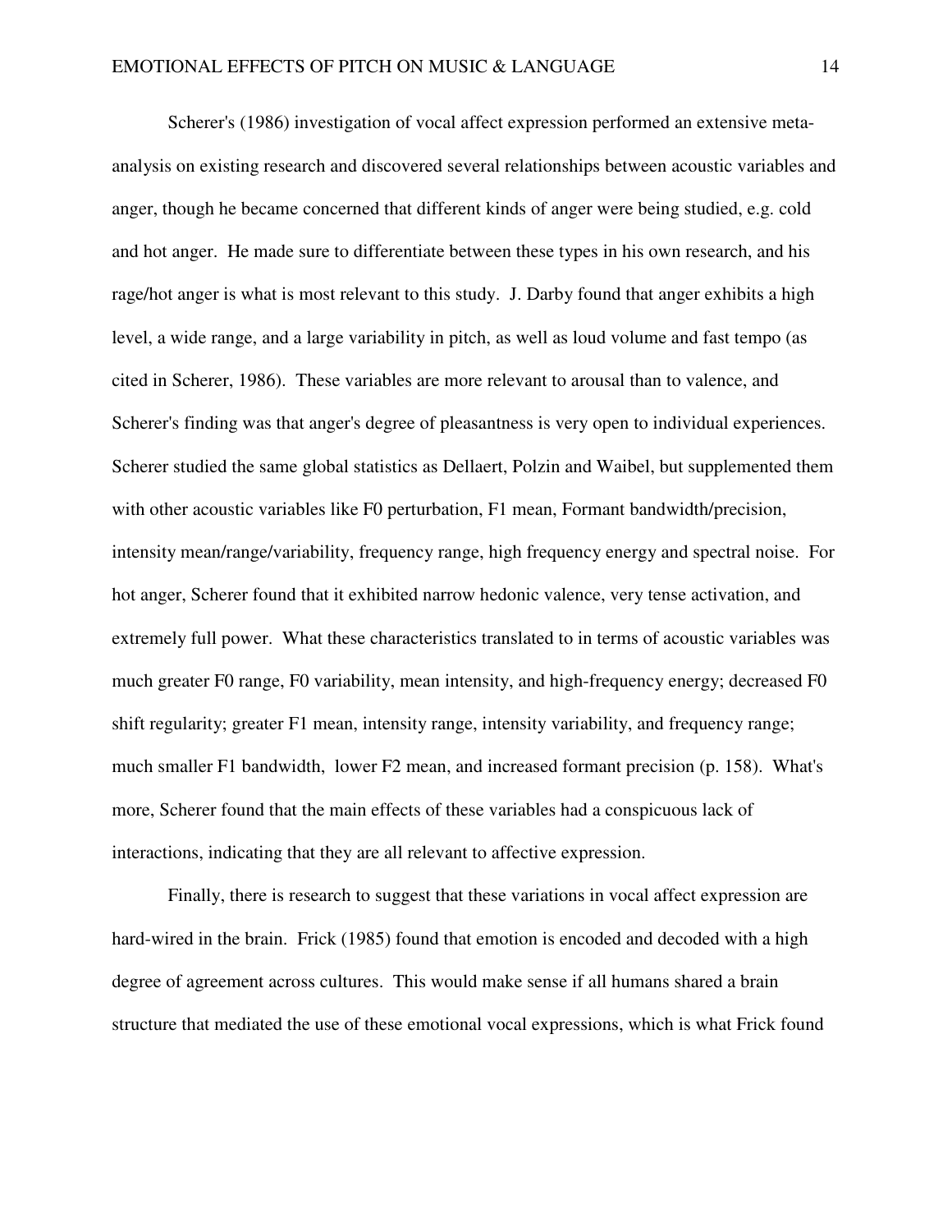Scherer's (1986) investigation of vocal affect expression performed an extensive meta-analysis on existing research and discovered several relationships between acoustic variables and anger, though he became concerned that different kinds of anger were being studied, e.g. cold and hot anger. He made sure to differentiate between these types in his own research, and his rage/hot anger is what is most relevant to this study. J. Darby found that anger exhibits a high level, a wide range, and a large variability in pitch, as well as loud volume and fast tempo (as cited in Scherer, 1986). These variables are more relevant to arousal than to valence, and Scherer's finding was that anger's degree of pleasantness is very open to individual experiences. Scherer studied the same global statistics as Dellaert, Polzin and Waibel, but supplemented them with other acoustic variables like F0 perturbation, F1 mean, Formant bandwidth/precision, intensity mean/range/variability, frequency range, high frequency energy and spectral noise. For hot anger, Scherer found that it exhibited narrow hedonic valence, very tense activation, and extremely full power. What these characteristics translated to in terms of acoustic variables was much greater F0 range, F0 variability, mean intensity, and high-frequency energy; decreased F0 shift regularity; greater F1 mean, intensity range, intensity variability, and frequency range; much smaller F1 bandwidth, lower F2 mean, and increased formant precision (p. 158). What's more, Scherer found that the main effects of these variables had a conspicuous lack of interactions, indicating that they are all relevant to affective expression.

Finally, there is research to suggest that these variations in vocal affect expression are hard-wired in the brain. Frick (1985) found that emotion is encoded and decoded with a high degree of agreement across cultures. This would make sense if all humans shared a brain structure that mediated the use of these emotional vocal expressions, which is what Frick found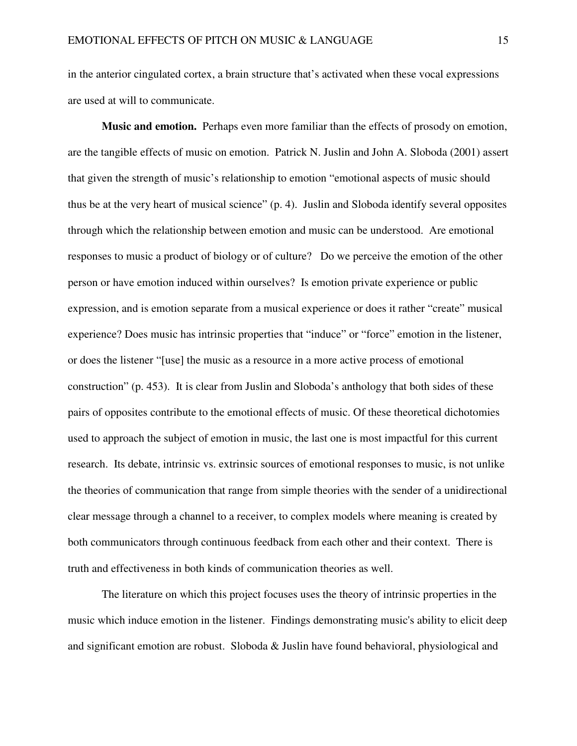in the anterior cingulated cortex, a brain structure that's activated when these vocal expressions are used at will to communicate.

**Music and emotion.** Perhaps even more familiar than the effects of prosody on emotion, are the tangible effects of music on emotion. Patrick N. Juslin and John A. Sloboda (2001) assert that given the strength of music's relationship to emotion "emotional aspects of music should thus be at the very heart of musical science" (p. 4). Juslin and Sloboda identify several opposites through which the relationship between emotion and music can be understood. Are emotional responses to music a product of biology or of culture? Do we perceive the emotion of the other person or have emotion induced within ourselves? Is emotion private experience or public expression, and is emotion separate from a musical experience or does it rather "create" musical experience? Does music has intrinsic properties that "induce" or "force" emotion in the listener, or does the listener "[use] the music as a resource in a more active process of emotional construction" (p. 453). It is clear from Juslin and Sloboda's anthology that both sides of these pairs of opposites contribute to the emotional effects of music. Of these theoretical dichotomies used to approach the subject of emotion in music, the last one is most impactful for this current research. Its debate, intrinsic vs. extrinsic sources of emotional responses to music, is not unlike the theories of communication that range from simple theories with the sender of a unidirectional clear message through a channel to a receiver, to complex models where meaning is created by both communicators through continuous feedback from each other and their context. There is truth and effectiveness in both kinds of communication theories as well.

The literature on which this project focuses uses the theory of intrinsic properties in the music which induce emotion in the listener. Findings demonstrating music's ability to elicit deep and significant emotion are robust. Sloboda & Juslin have found behavioral, physiological and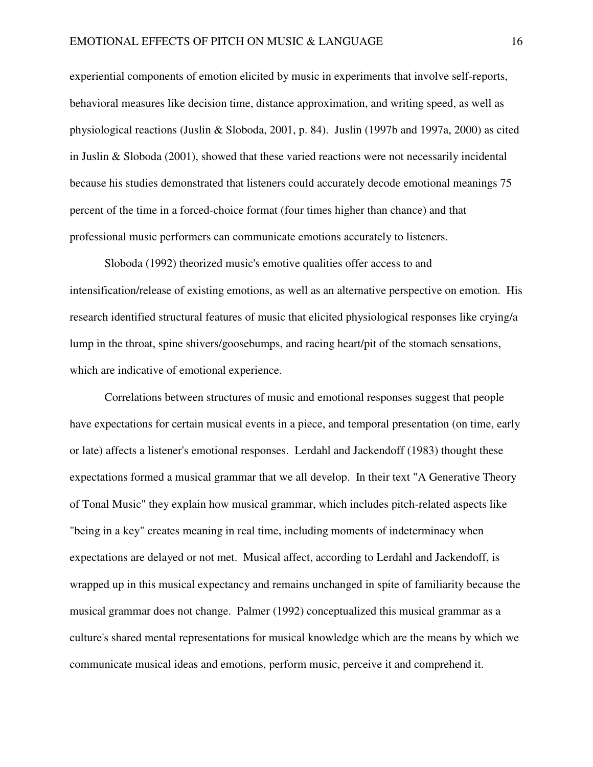experiential components of emotion elicited by music in experiments that involve self-reports, behavioral measures like decision time, distance approximation, and writing speed, as well as physiological reactions (Juslin & Sloboda, 2001, p. 84). Juslin (1997b and 1997a, 2000) as cited in Juslin & Sloboda (2001), showed that these varied reactions were not necessarily incidental because his studies demonstrated that listeners could accurately decode emotional meanings 75 percent of the time in a forced-choice format (four times higher than chance) and that professional music performers can communicate emotions accurately to listeners.

Sloboda (1992) theorized music's emotive qualities offer access to and intensification/release of existing emotions, as well as an alternative perspective on emotion. His research identified structural features of music that elicited physiological responses like crying/a lump in the throat, spine shivers/goosebumps, and racing heart/pit of the stomach sensations, which are indicative of emotional experience.

Correlations between structures of music and emotional responses suggest that people have expectations for certain musical events in a piece, and temporal presentation (on time, early or late) affects a listener's emotional responses. Lerdahl and Jackendoff (1983) thought these expectations formed a musical grammar that we all develop. In their text "A Generative Theory of Tonal Music" they explain how musical grammar, which includes pitch-related aspects like "being in a key" creates meaning in real time, including moments of indeterminacy when expectations are delayed or not met. Musical affect, according to Lerdahl and Jackendoff, is wrapped up in this musical expectancy and remains unchanged in spite of familiarity because the musical grammar does not change. Palmer (1992) conceptualized this musical grammar as a culture's shared mental representations for musical knowledge which are the means by which we communicate musical ideas and emotions, perform music, perceive it and comprehend it.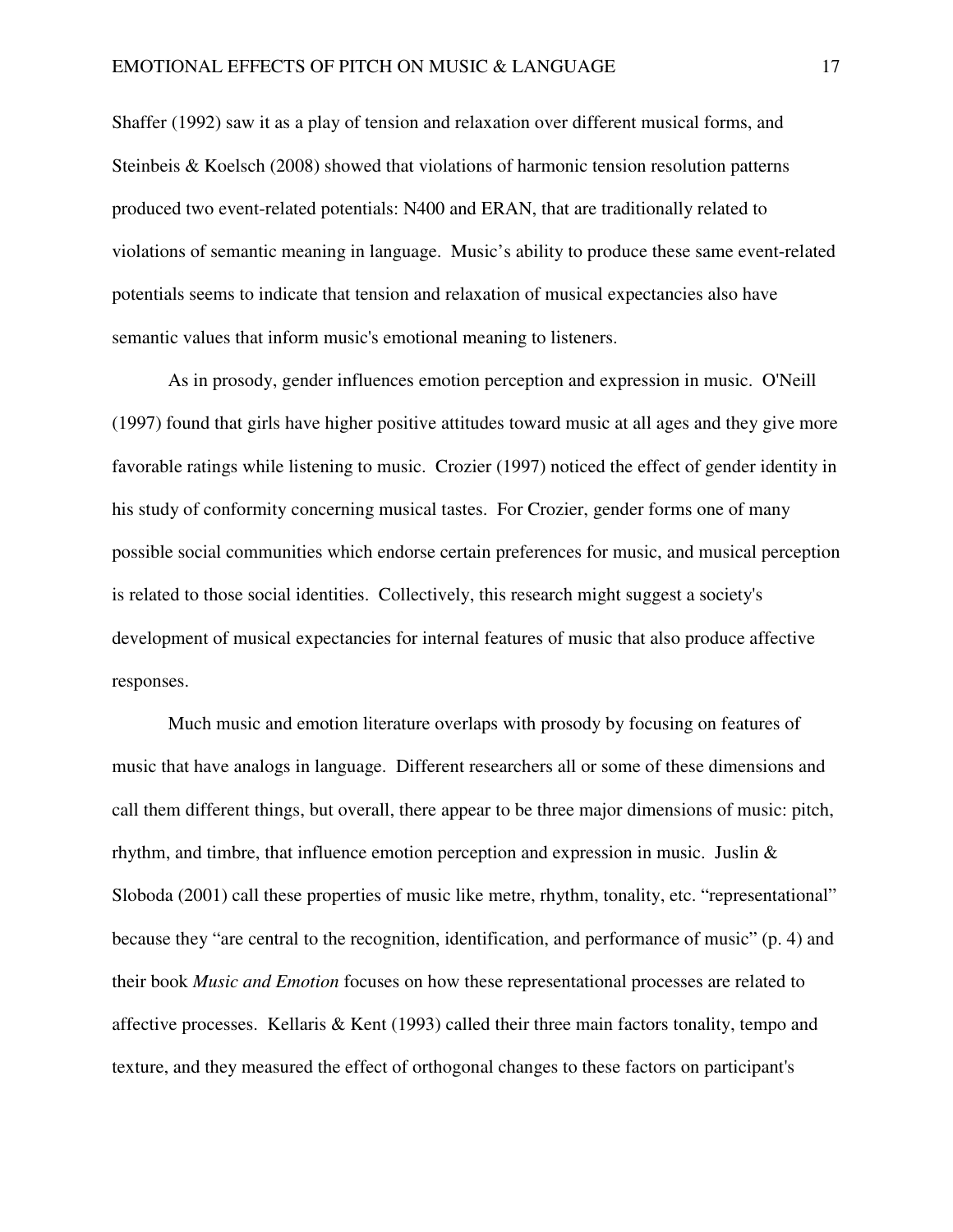Shaffer (1992) saw it as a play of tension and relaxation over different musical forms, and Steinbeis & Koelsch (2008) showed that violations of harmonic tension resolution patterns produced two event-related potentials: N400 and ERAN, that are traditionally related to violations of semantic meaning in language. Music's ability to produce these same event-related potentials seems to indicate that tension and relaxation of musical expectancies also have semantic values that inform music's emotional meaning to listeners.

As in prosody, gender influences emotion perception and expression in music. O'Neill (1997) found that girls have higher positive attitudes toward music at all ages and they give more favorable ratings while listening to music. Crozier (1997) noticed the effect of gender identity in his study of conformity concerning musical tastes. For Crozier, gender forms one of many possible social communities which endorse certain preferences for music, and musical perception is related to those social identities. Collectively, this research might suggest a society's development of musical expectancies for internal features of music that also produce affective responses.

Much music and emotion literature overlaps with prosody by focusing on features of music that have analogs in language. Different researchers all or some of these dimensions and call them different things, but overall, there appear to be three major dimensions of music: pitch, rhythm, and timbre, that influence emotion perception and expression in music. Juslin & Sloboda (2001) call these properties of music like metre, rhythm, tonality, etc. "representational" because they "are central to the recognition, identification, and performance of music" (p. 4) and their book *Music and Emotion* focuses on how these representational processes are related to affective processes. Kellaris & Kent (1993) called their three main factors tonality, tempo and texture, and they measured the effect of orthogonal changes to these factors on participant's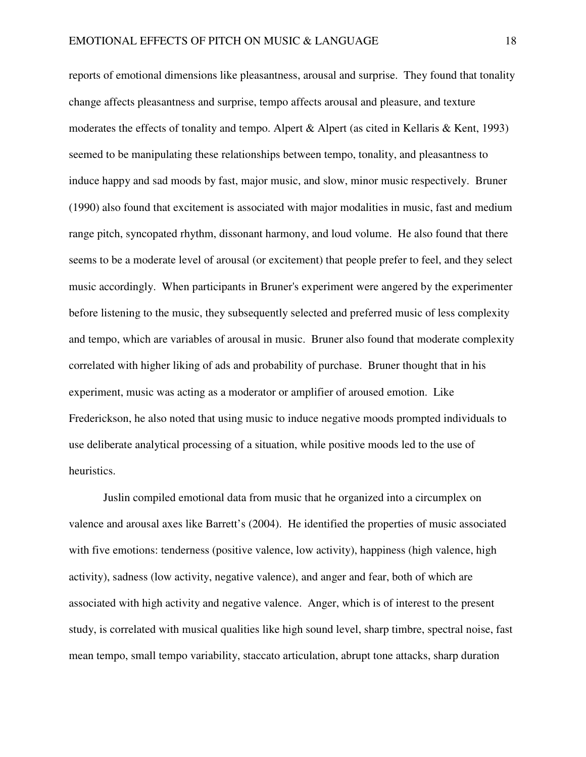reports of emotional dimensions like pleasantness, arousal and surprise. They found that tonality change affects pleasantness and surprise, tempo affects arousal and pleasure, and texture moderates the effects of tonality and tempo. Alpert & Alpert (as cited in Kellaris & Kent, 1993) seemed to be manipulating these relationships between tempo, tonality, and pleasantness to induce happy and sad moods by fast, major music, and slow, minor music respectively. Bruner (1990) also found that excitement is associated with major modalities in music, fast and medium range pitch, syncopated rhythm, dissonant harmony, and loud volume. He also found that there seems to be a moderate level of arousal (or excitement) that people prefer to feel, and they select music accordingly. When participants in Bruner's experiment were angered by the experimenter before listening to the music, they subsequently selected and preferred music of less complexity and tempo, which are variables of arousal in music. Bruner also found that moderate complexity correlated with higher liking of ads and probability of purchase. Bruner thought that in his experiment, music was acting as a moderator or amplifier of aroused emotion. Like Frederickson, he also noted that using music to induce negative moods prompted individuals to use deliberate analytical processing of a situation, while positive moods led to the use of heuristics.

Juslin compiled emotional data from music that he organized into a circumplex on valence and arousal axes like Barrett's (2004). He identified the properties of music associated with five emotions: tenderness (positive valence, low activity), happiness (high valence, high activity), sadness (low activity, negative valence), and anger and fear, both of which are associated with high activity and negative valence. Anger, which is of interest to the present study, is correlated with musical qualities like high sound level, sharp timbre, spectral noise, fast mean tempo, small tempo variability, staccato articulation, abrupt tone attacks, sharp duration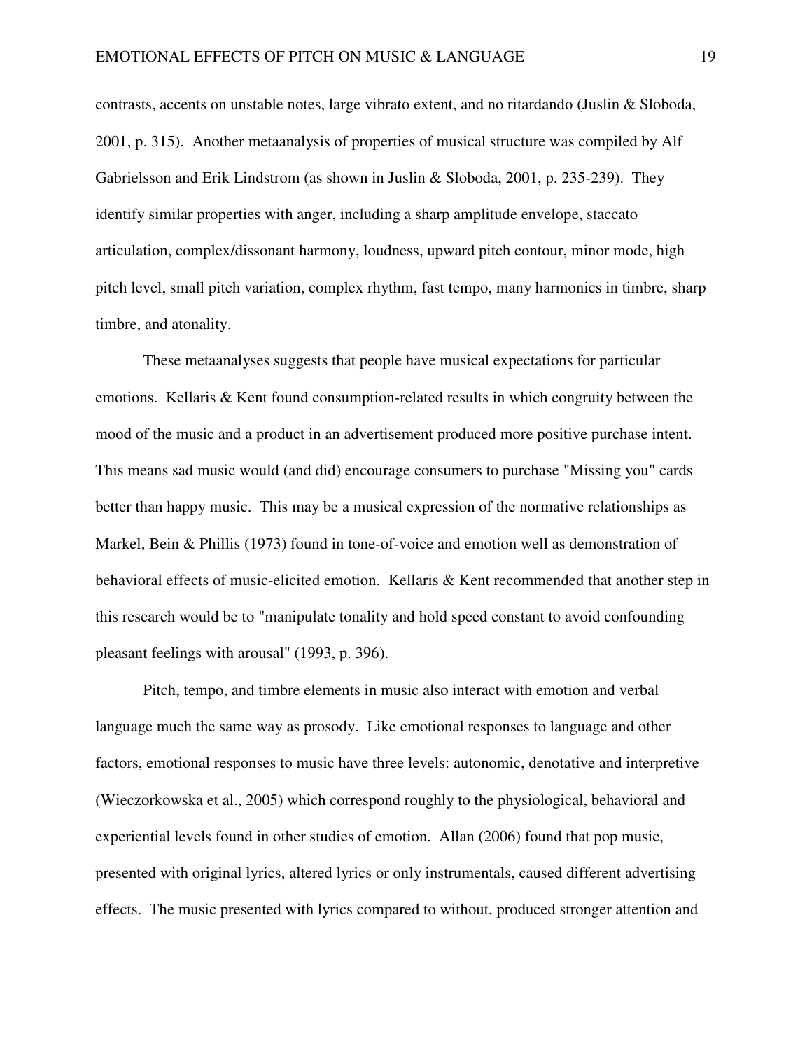contrasts, accents on unstable notes, large vibrato extent, and no ritardando (Juslin & Sloboda, 2001, p. 315). Another metaanalysis of properties of musical structure was compiled by Alf Gabrielsson and Erik Lindstrom (as shown in Juslin & Sloboda, 2001, p. 235-239). They identify similar properties with anger, including a sharp amplitude envelope, staccato articulation, complex/dissonant harmony, loudness, upward pitch contour, minor mode, high pitch level, small pitch variation, complex rhythm, fast tempo, many harmonics in timbre, sharp timbre, and atonality.

These metaanalyses suggests that people have musical expectations for particular emotions. Kellaris & Kent found consumption-related results in which congruity between the mood of the music and a product in an advertisement produced more positive purchase intent. This means sad music would (and did) encourage consumers to purchase "Missing you" cards better than happy music. This may be a musical expression of the normative relationships as Markel, Bein & Phillis (1973) found in tone-of-voice and emotion well as demonstration of behavioral effects of music-elicited emotion. Kellaris & Kent recommended that another step in this research would be to "manipulate tonality and hold speed constant to avoid confounding pleasant feelings with arousal" (1993, p. 396).

Pitch, tempo, and timbre elements in music also interact with emotion and verbal language much the same way as prosody. Like emotional responses to language and other factors, emotional responses to music have three levels: autonomic, denotative and interpretive (Wieczorkowska et al., 2005) which correspond roughly to the physiological, behavioral and experiential levels found in other studies of emotion. Allan (2006) found that pop music, presented with original lyrics, altered lyrics or only instrumentals, caused different advertising effects. The music presented with lyrics compared to without, produced stronger attention and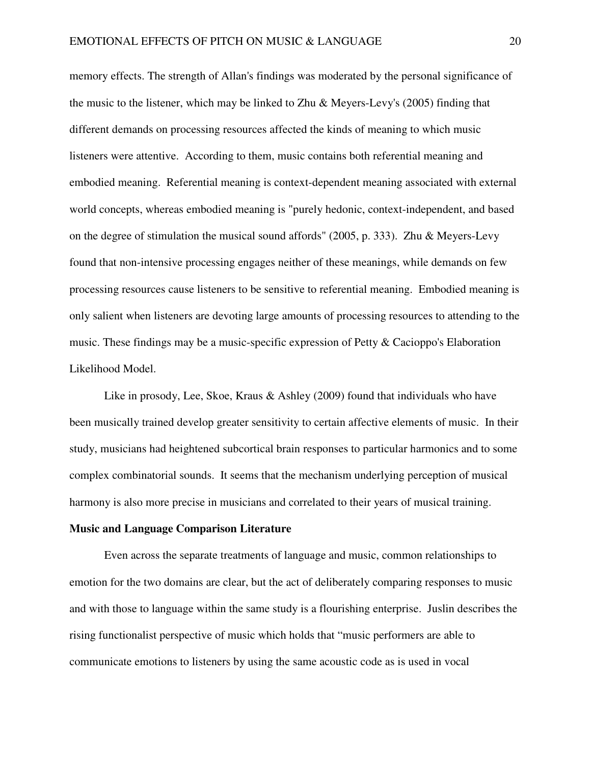memory effects. The strength of Allan's findings was moderated by the personal significance of the music to the listener, which may be linked to Zhu & Meyers-Levy's (2005) finding that different demands on processing resources affected the kinds of meaning to which music listeners were attentive. According to them, music contains both referential meaning and embodied meaning. Referential meaning is context-dependent meaning associated with external world concepts, whereas embodied meaning is "purely hedonic, context-independent, and based on the degree of stimulation the musical sound affords" (2005, p. 333). Zhu & Meyers-Levy found that non-intensive processing engages neither of these meanings, while demands on few processing resources cause listeners to be sensitive to referential meaning. Embodied meaning is only salient when listeners are devoting large amounts of processing resources to attending to the music. These findings may be a music-specific expression of Petty & Cacioppo's Elaboration Likelihood Model.

Like in prosody, Lee, Skoe, Kraus & Ashley (2009) found that individuals who have been musically trained develop greater sensitivity to certain affective elements of music. In their study, musicians had heightened subcortical brain responses to particular harmonics and to some complex combinatorial sounds. It seems that the mechanism underlying perception of musical harmony is also more precise in musicians and correlated to their years of musical training.

**Music and Language Comparison Literature**

Even across the separate treatments of language and music, common relationships to emotion for the two domains are clear, but the act of deliberately comparing responses to music and with those to language within the same study is a flourishing enterprise. Juslin describes the rising functionalist perspective of music which holds that "music performers are able to communicate emotions to listeners by using the same acoustic code as is used in vocal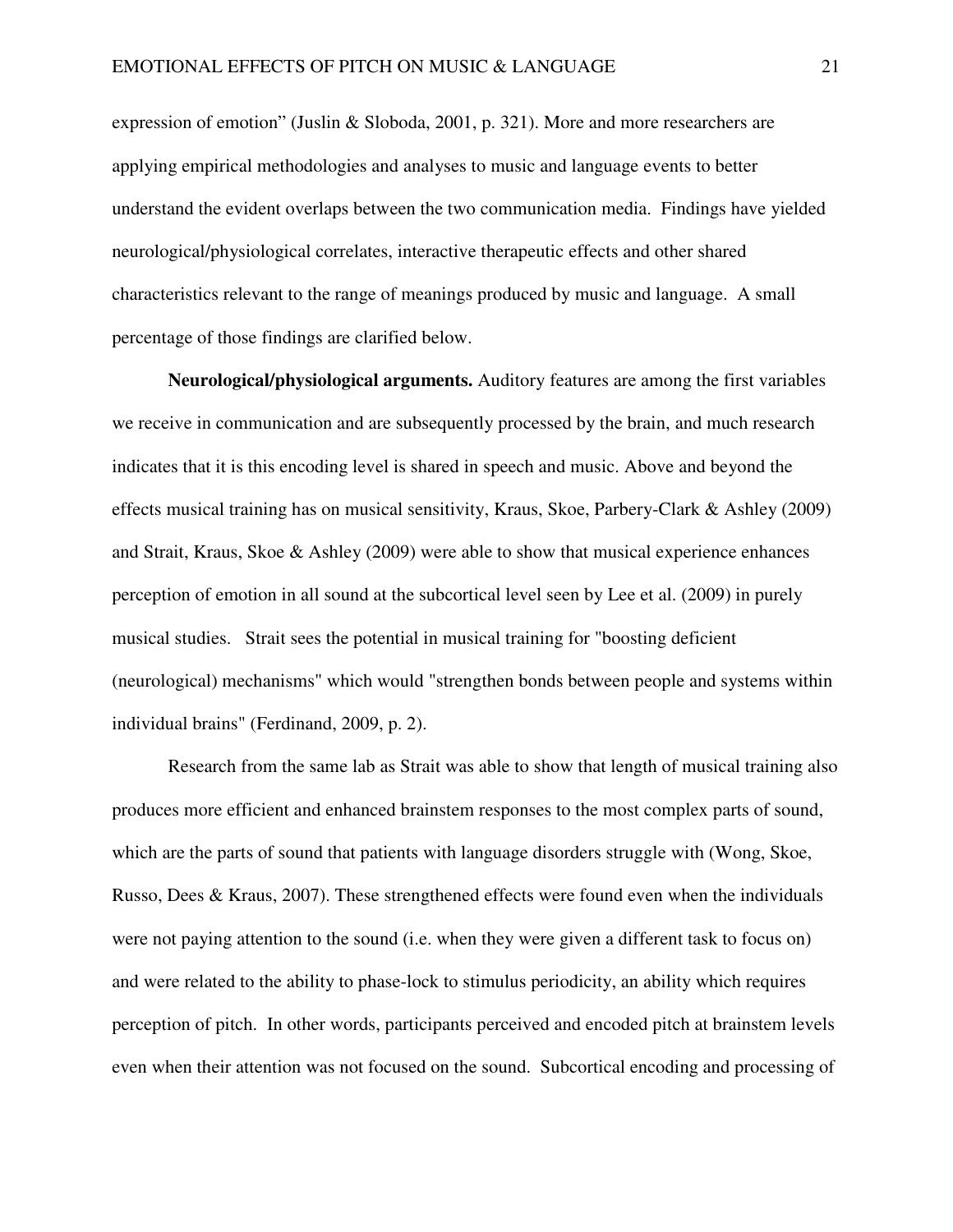expression of emotion" (Juslin & Sloboda, 2001, p. 321). More and more researchers are applying empirical methodologies and analyses to music and language events to better understand the evident overlaps between the two communication media. Findings have yielded neurological/physiological correlates, interactive therapeutic effects and other shared characteristics relevant to the range of meanings produced by music and language. A small percentage of those findings are clarified below.

**Neurological/physiological arguments.** Auditory features are among the first variables we receive in communication and are subsequently processed by the brain, and much research indicates that it is this encoding level is shared in speech and music. Above and beyond the effects musical training has on musical sensitivity, Kraus, Skoe, Parbery-Clark & Ashley (2009) and Strait, Kraus, Skoe & Ashley (2009) were able to show that musical experience enhances perception of emotion in all sound at the subcortical level seen by Lee et al. (2009) in purely musical studies. Strait sees the potential in musical training for "boosting deficient (neurological) mechanisms" which would "strengthen bonds between people and systems within individual brains" (Ferdinand, 2009, p. 2).

Research from the same lab as Strait was able to show that length of musical training also produces more efficient and enhanced brainstem responses to the most complex parts of sound, which are the parts of sound that patients with language disorders struggle with (Wong, Skoe, Russo, Dees & Kraus, 2007). These strengthened effects were found even when the individuals were not paying attention to the sound (i.e. when they were given a different task to focus on) and were related to the ability to phase-lock to stimulus periodicity, an ability which requires perception of pitch. In other words, participants perceived and encoded pitch at brainstem levels even when their attention was not focused on the sound. Subcortical encoding and processing of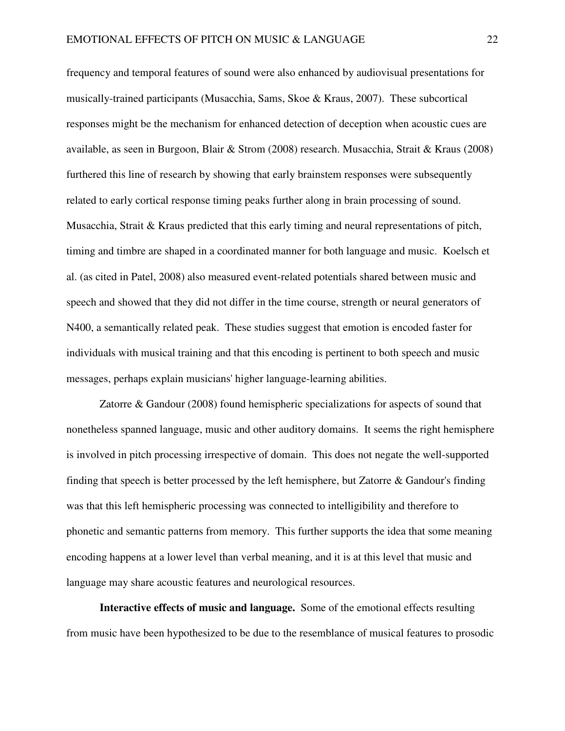frequency and temporal features of sound were also enhanced by audiovisual presentations for musically-trained participants (Musacchia, Sams, Skoe & Kraus, 2007). These subcortical responses might be the mechanism for enhanced detection of deception when acoustic cues are available, as seen in Burgoon, Blair & Strom (2008) research. Musacchia, Strait & Kraus (2008) furthered this line of research by showing that early brainstem responses were subsequently related to early cortical response timing peaks further along in brain processing of sound. Musacchia, Strait & Kraus predicted that this early timing and neural representations of pitch, timing and timbre are shaped in a coordinated manner for both language and music. Koelsch et al. (as cited in Patel, 2008) also measured event-related potentials shared between music and speech and showed that they did not differ in the time course, strength or neural generators of N400, a semantically related peak. These studies suggest that emotion is encoded faster for individuals with musical training and that this encoding is pertinent to both speech and music messages, perhaps explain musicians' higher language-learning abilities.

Zatorre & Gandour (2008) found hemispheric specializations for aspects of sound that nonetheless spanned language, music and other auditory domains. It seems the right hemisphere is involved in pitch processing irrespective of domain. This does not negate the well-supported finding that speech is better processed by the left hemisphere, but Zatorre & Gandour's finding was that this left hemispheric processing was connected to intelligibility and therefore to phonetic and semantic patterns from memory. This further supports the idea that some meaning encoding happens at a lower level than verbal meaning, and it is at this level that music and language may share acoustic features and neurological resources.

**Interactive effects of music and language.** Some of the emotional effects resulting from music have been hypothesized to be due to the resemblance of musical features to prosodic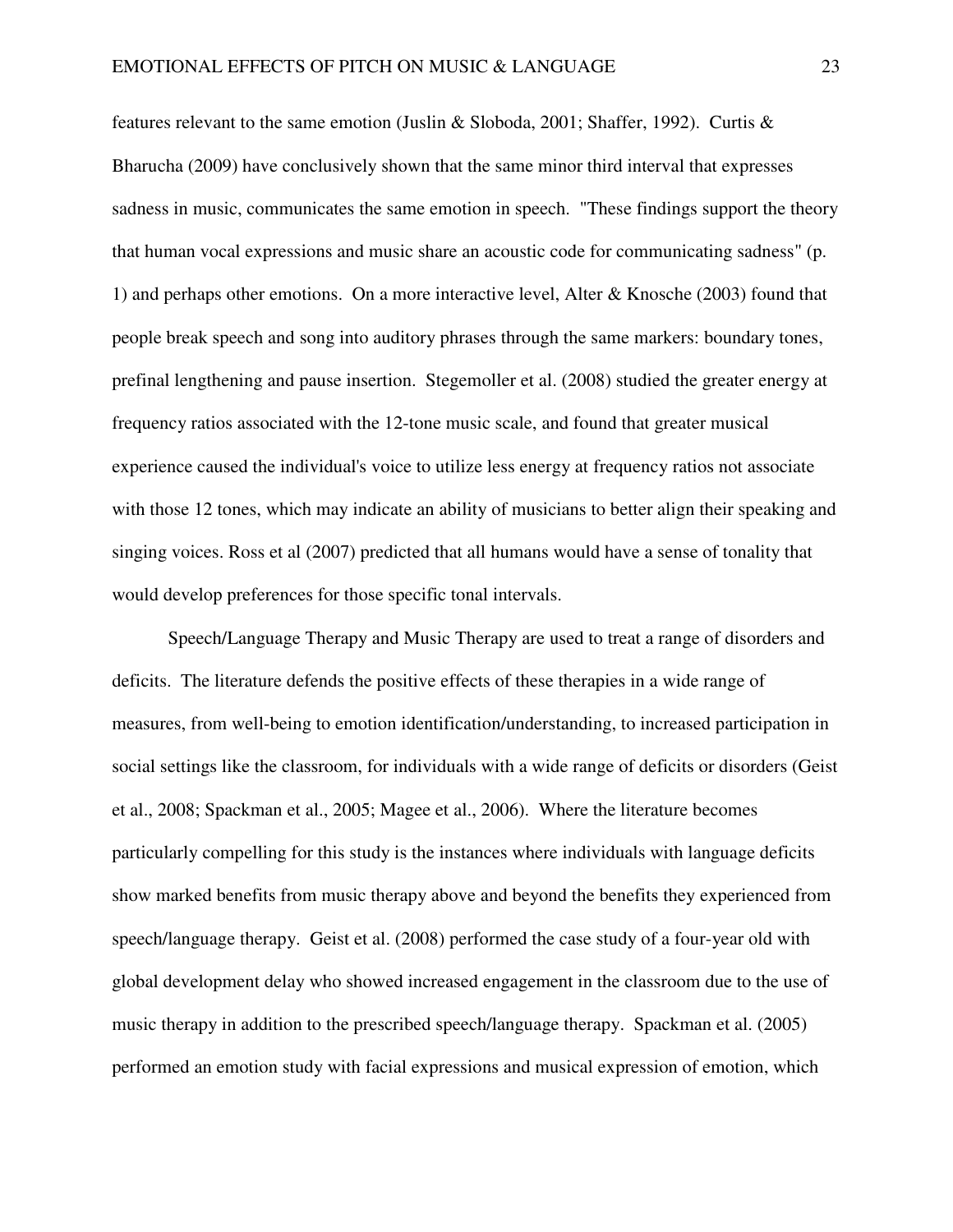features relevant to the same emotion (Juslin & Sloboda, 2001; Shaffer, 1992). Curtis & Bharucha (2009) have conclusively shown that the same minor third interval that expresses sadness in music, communicates the same emotion in speech. "These findings support the theory that human vocal expressions and music share an acoustic code for communicating sadness" (p. 1) and perhaps other emotions. On a more interactive level, Alter & Knosche (2003) found that people break speech and song into auditory phrases through the same markers: boundary tones, prefinal lengthening and pause insertion. Stegemoller et al. (2008) studied the greater energy at frequency ratios associated with the 12-tone music scale, and found that greater musical experience caused the individual's voice to utilize less energy at frequency ratios not associate with those 12 tones, which may indicate an ability of musicians to better align their speaking and singing voices. Ross et al (2007) predicted that all humans would have a sense of tonality that would develop preferences for those specific tonal intervals.

Speech/Language Therapy and Music Therapy are used to treat a range of disorders and deficits. The literature defends the positive effects of these therapies in a wide range of measures, from well-being to emotion identification/understanding, to increased participation in social settings like the classroom, for individuals with a wide range of deficits or disorders (Geist et al., 2008; Spackman et al., 2005; Magee et al., 2006). Where the literature becomes particularly compelling for this study is the instances where individuals with language deficits show marked benefits from music therapy above and beyond the benefits they experienced from speech/language therapy. Geist et al. (2008) performed the case study of a four-year old with global development delay who showed increased engagement in the classroom due to the use of music therapy in addition to the prescribed speech/language therapy. Spackman et al. (2005) performed an emotion study with facial expressions and musical expression of emotion, which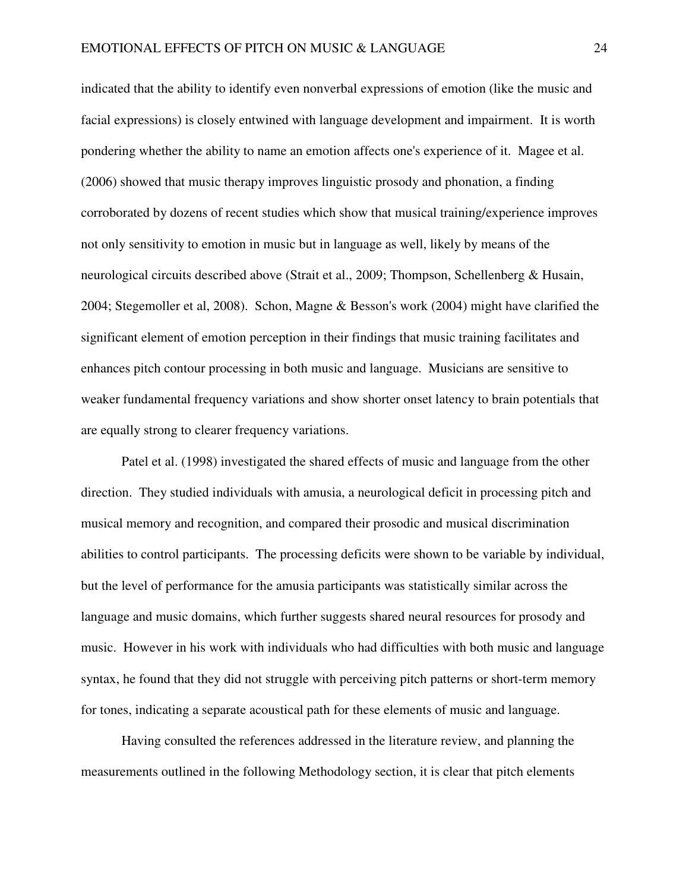indicated that the ability to identify even nonverbal expressions of emotion (like the music and facial expressions) is closely entwined with language development and impairment. It is worth pondering whether the ability to name an emotion affects one's experience of it. Magee et al. (2006) showed that music therapy improves linguistic prosody and phonation, a finding corroborated by dozens of recent studies which show that musical training/experience improves not only sensitivity to emotion in music but in language as well, likely by means of the neurological circuits described above (Strait et al., 2009; Thompson, Schellenberg & Husain, 2004; Stegemoller et al, 2008). Schon, Magne & Besson's work (2004) might have clarified the significant element of emotion perception in their findings that music training facilitates and enhances pitch contour processing in both music and language. Musicians are sensitive to weaker fundamental frequency variations and show shorter onset latency to brain potentials that are equally strong to clearer frequency variations.

Patel et al. (1998) investigated the shared effects of music and language from the other direction. They studied individuals with amusia, a neurological deficit in processing pitch and musical memory and recognition, and compared their prosodic and musical discrimination abilities to control participants. The processing deficits were shown to be variable by individual, but the level of performance for the amusia participants was statistically similar across the language and music domains, which further suggests shared neural resources for prosody and music. However in his work with individuals who had difficulties with both music and language syntax, he found that they did not struggle with perceiving pitch patterns or short-term memory for tones, indicating a separate acoustical path for these elements of music and language.

Having consulted the references addressed in the literature review, and planning the measurements outlined in the following Methodology section, it is clear that pitch elements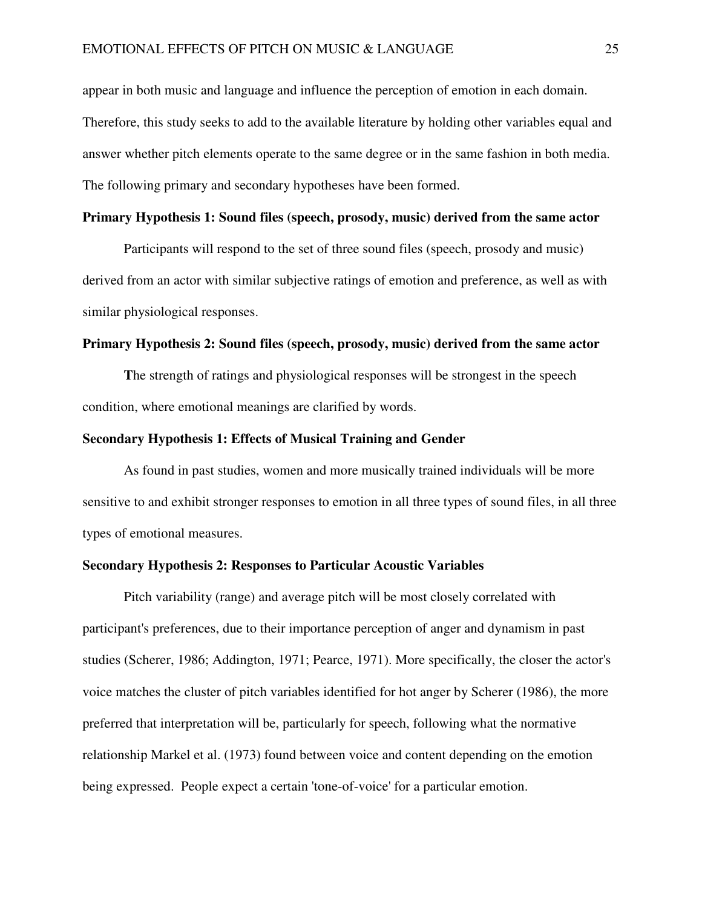appear in both music and language and influence the perception of emotion in each domain. Therefore, this study seeks to add to the available literature by holding other variables equal and answer whether pitch elements operate to the same degree or in the same fashion in both media. The following primary and secondary hypotheses have been formed.

**Primary Hypothesis 1: Sound files (speech, prosody, music) derived from the same actor**

Participants will respond to the set of three sound files (speech, prosody and music) derived from an actor with similar subjective ratings of emotion and preference, as well as with similar physiological responses.

**Primary Hypothesis 2: Sound files (speech, prosody, music) derived from the same actor**

**T**he strength of ratings and physiological responses will be strongest in the speech condition, where emotional meanings are clarified by words.

**Secondary Hypothesis 1: Effects of Musical Training and Gender**

As found in past studies, women and more musically trained individuals will be more sensitive to and exhibit stronger responses to emotion in all three types of sound files, in all three types of emotional measures.

**Secondary Hypothesis 2: Responses to Particular Acoustic Variables**

Pitch variability (range) and average pitch will be most closely correlated with participant's preferences, due to their importance perception of anger and dynamism in past studies (Scherer, 1986; Addington, 1971; Pearce, 1971). More specifically, the closer the actor's voice matches the cluster of pitch variables identified for hot anger by Scherer (1986), the more preferred that interpretation will be, particularly for speech, following what the normative relationship Markel et al. (1973) found between voice and content depending on the emotion being expressed. People expect a certain 'tone-of-voice' for a particular emotion.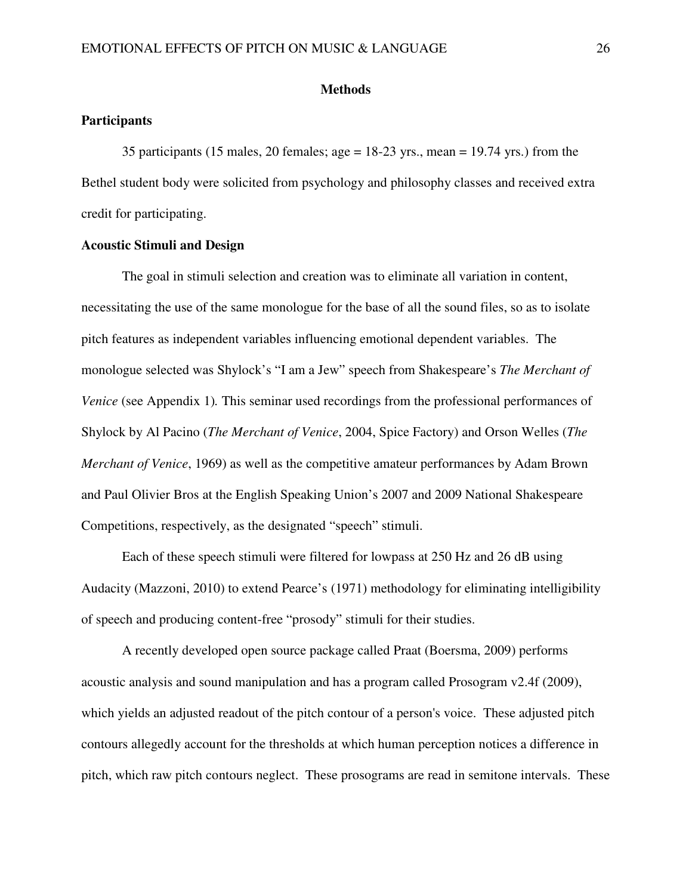# Methods

## Participants

35 participants (15 males, 20 females; age = 18-23 yrs., mean = 19.74 yrs.) from the Bethel student body were solicited from psychology and philosophy classes and received extra credit for participating.

## Acoustic Stimuli and Design

The goal in stimuli selection and creation was to eliminate all variation in content, necessitating the use of the same monologue for the base of all the sound files, so as to isolate pitch features as independent variables influencing emotional dependent variables. The monologue selected was Shylock's "I am a Jew" speech from Shakespeare's *The Merchant of Venice* (see Appendix 1)*.* This seminar used recordings from the professional performances of Shylock by Al Pacino (*The Merchant of Venice*, 2004, Spice Factory) and Orson Welles (*The Merchant of Venice*, 1969) as well as the competitive amateur performances by Adam Brown and Paul Olivier Bros at the English Speaking Union's 2007 and 2009 National Shakespeare Competitions, respectively, as the designated "speech" stimuli.

Each of these speech stimuli were filtered for lowpass at 250 Hz and 26 dB using Audacity (Mazzoni, 2010) to extend Pearce's (1971) methodology for eliminating intelligibility of speech and producing content-free "prosody" stimuli for their studies.

A recently developed open source package called Praat (Boersma, 2009) performs acoustic analysis and sound manipulation and has a program called Prosogram v2.4f (2009), which yields an adjusted readout of the pitch contour of a person's voice. These adjusted pitch contours allegedly account for the thresholds at which human perception notices a difference in pitch, which raw pitch contours neglect. These prosograms are read in semitone intervals. These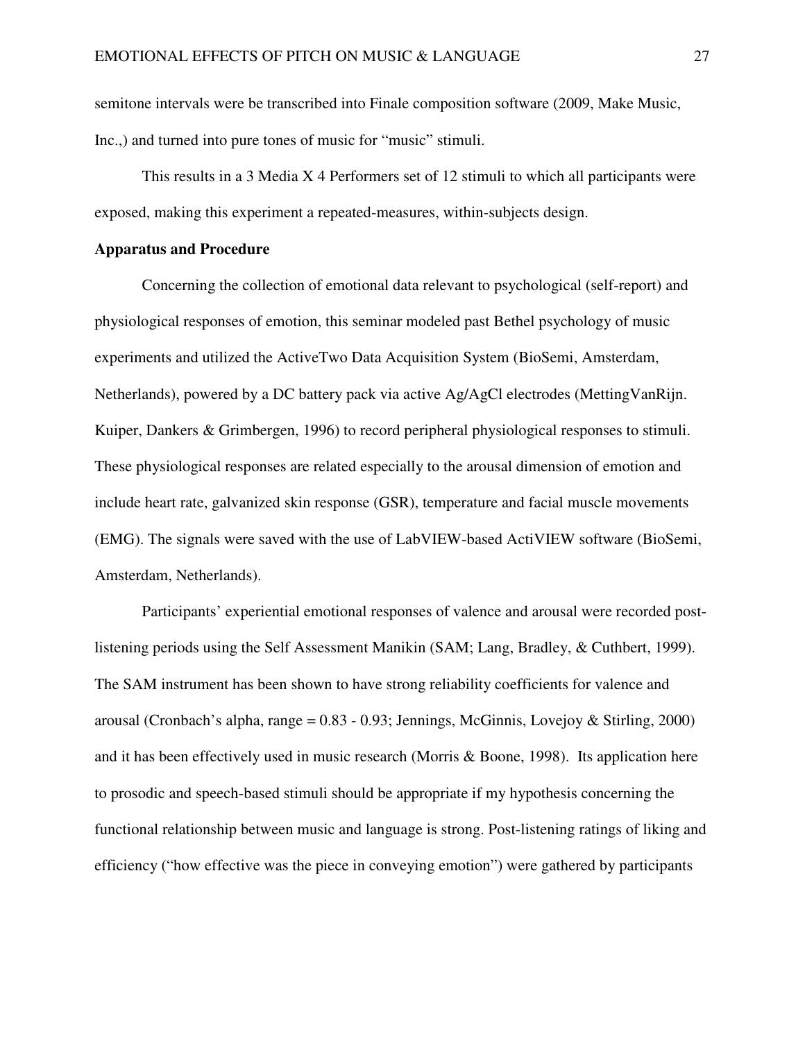semitone intervals were be transcribed into Finale composition software (2009, Make Music, Inc.,) and turned into pure tones of music for "music" stimuli.

This results in a 3 Media X 4 Performers set of 12 stimuli to which all participants were exposed, making this experiment a repeated-measures, within-subjects design.

**Apparatus and Procedure**

Concerning the collection of emotional data relevant to psychological (self-report) and physiological responses of emotion, this seminar modeled past Bethel psychology of music experiments and utilized the ActiveTwo Data Acquisition System (BioSemi, Amsterdam, Netherlands), powered by a DC battery pack via active Ag/AgCl electrodes (MettingVanRijn. Kuiper, Dankers & Grimbergen, 1996) to record peripheral physiological responses to stimuli. These physiological responses are related especially to the arousal dimension of emotion and include heart rate, galvanized skin response (GSR), temperature and facial muscle movements (EMG). The signals were saved with the use of LabVIEW-based ActiVIEW software (BioSemi, Amsterdam, Netherlands).

Participants' experiential emotional responses of valence and arousal were recorded post-listening periods using the Self Assessment Manikin (SAM; Lang, Bradley, & Cuthbert, 1999). The SAM instrument has been shown to have strong reliability coefficients for valence and arousal (Cronbach's alpha, range = 0.83 - 0.93; Jennings, McGinnis, Lovejoy & Stirling, 2000) and it has been effectively used in music research (Morris & Boone, 1998). Its application here to prosodic and speech-based stimuli should be appropriate if my hypothesis concerning the functional relationship between music and language is strong. Post-listening ratings of liking and efficiency ("how effective was the piece in conveying emotion") were gathered by participants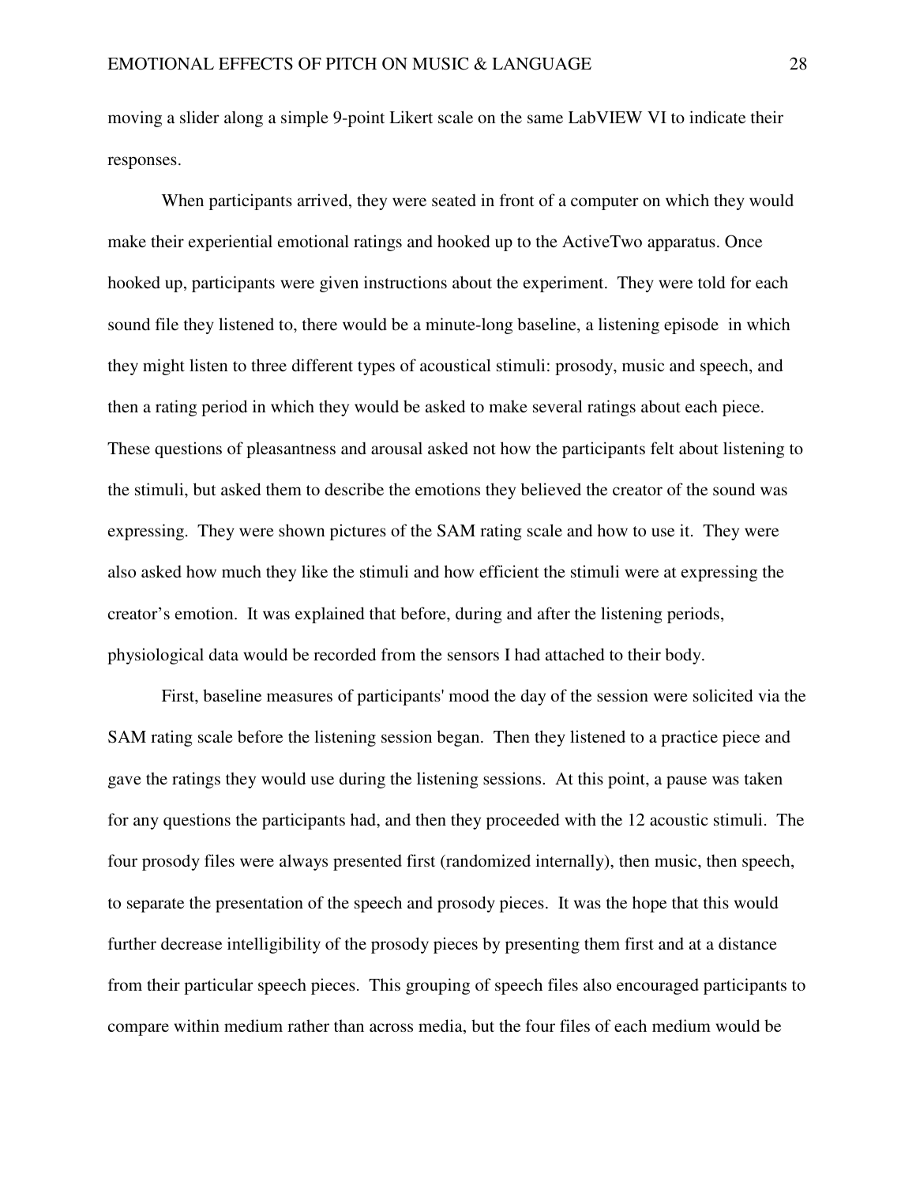moving a slider along a simple 9-point Likert scale on the same LabVIEW VI to indicate their responses.

When participants arrived, they were seated in front of a computer on which they would make their experiential emotional ratings and hooked up to the ActiveTwo apparatus. Once hooked up, participants were given instructions about the experiment. They were told for each sound file they listened to, there would be a minute-long baseline, a listening episode in which they might listen to three different types of acoustical stimuli: prosody, music and speech, and then a rating period in which they would be asked to make several ratings about each piece. These questions of pleasantness and arousal asked not how the participants felt about listening to the stimuli, but asked them to describe the emotions they believed the creator of the sound was expressing. They were shown pictures of the SAM rating scale and how to use it. They were also asked how much they like the stimuli and how efficient the stimuli were at expressing the creator's emotion. It was explained that before, during and after the listening periods, physiological data would be recorded from the sensors I had attached to their body.

First, baseline measures of participants' mood the day of the session were solicited via the SAM rating scale before the listening session began. Then they listened to a practice piece and gave the ratings they would use during the listening sessions. At this point, a pause was taken for any questions the participants had, and then they proceeded with the 12 acoustic stimuli. The four prosody files were always presented first (randomized internally), then music, then speech, to separate the presentation of the speech and prosody pieces. It was the hope that this would further decrease intelligibility of the prosody pieces by presenting them first and at a distance from their particular speech pieces. This grouping of speech files also encouraged participants to compare within medium rather than across media, but the four files of each medium would be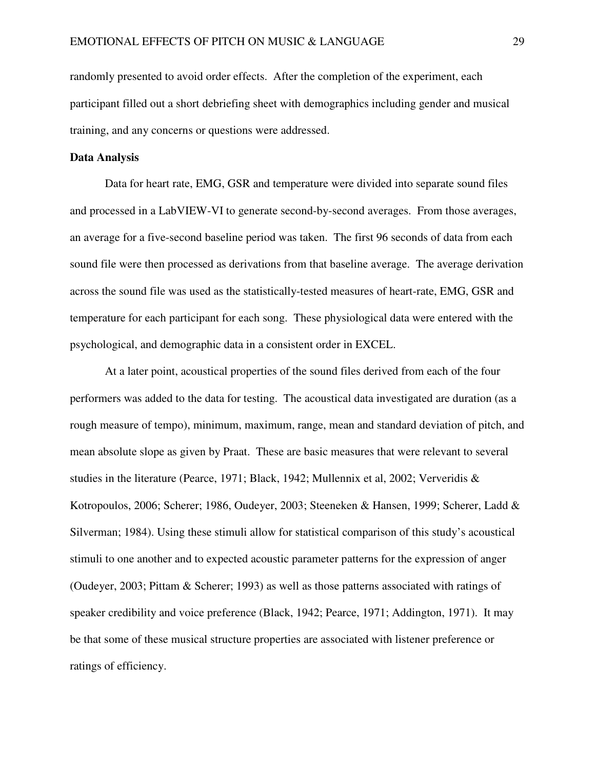randomly presented to avoid order effects. After the completion of the experiment, each participant filled out a short debriefing sheet with demographics including gender and musical training, and any concerns or questions were addressed.

**Data Analysis**

Data for heart rate, EMG, GSR and temperature were divided into separate sound files and processed in a LabVIEW-VI to generate second-by-second averages. From those averages, an average for a five-second baseline period was taken. The first 96 seconds of data from each sound file were then processed as derivations from that baseline average. The average derivation across the sound file was used as the statistically-tested measures of heart-rate, EMG, GSR and temperature for each participant for each song. These physiological data were entered with the psychological, and demographic data in a consistent order in EXCEL.

At a later point, acoustical properties of the sound files derived from each of the four performers was added to the data for testing. The acoustical data investigated are duration (as a rough measure of tempo), minimum, maximum, range, mean and standard deviation of pitch, and mean absolute slope as given by Praat. These are basic measures that were relevant to several studies in the literature (Pearce, 1971; Black, 1942; Mullennix et al, 2002; Ververidis & Kotropoulos, 2006; Scherer; 1986, Oudeyer, 2003; Steeneken & Hansen, 1999; Scherer, Ladd & Silverman; 1984). Using these stimuli allow for statistical comparison of this study's acoustical stimuli to one another and to expected acoustic parameter patterns for the expression of anger (Oudeyer, 2003; Pittam & Scherer; 1993) as well as those patterns associated with ratings of speaker credibility and voice preference (Black, 1942; Pearce, 1971; Addington, 1971). It may be that some of these musical structure properties are associated with listener preference or ratings of efficiency.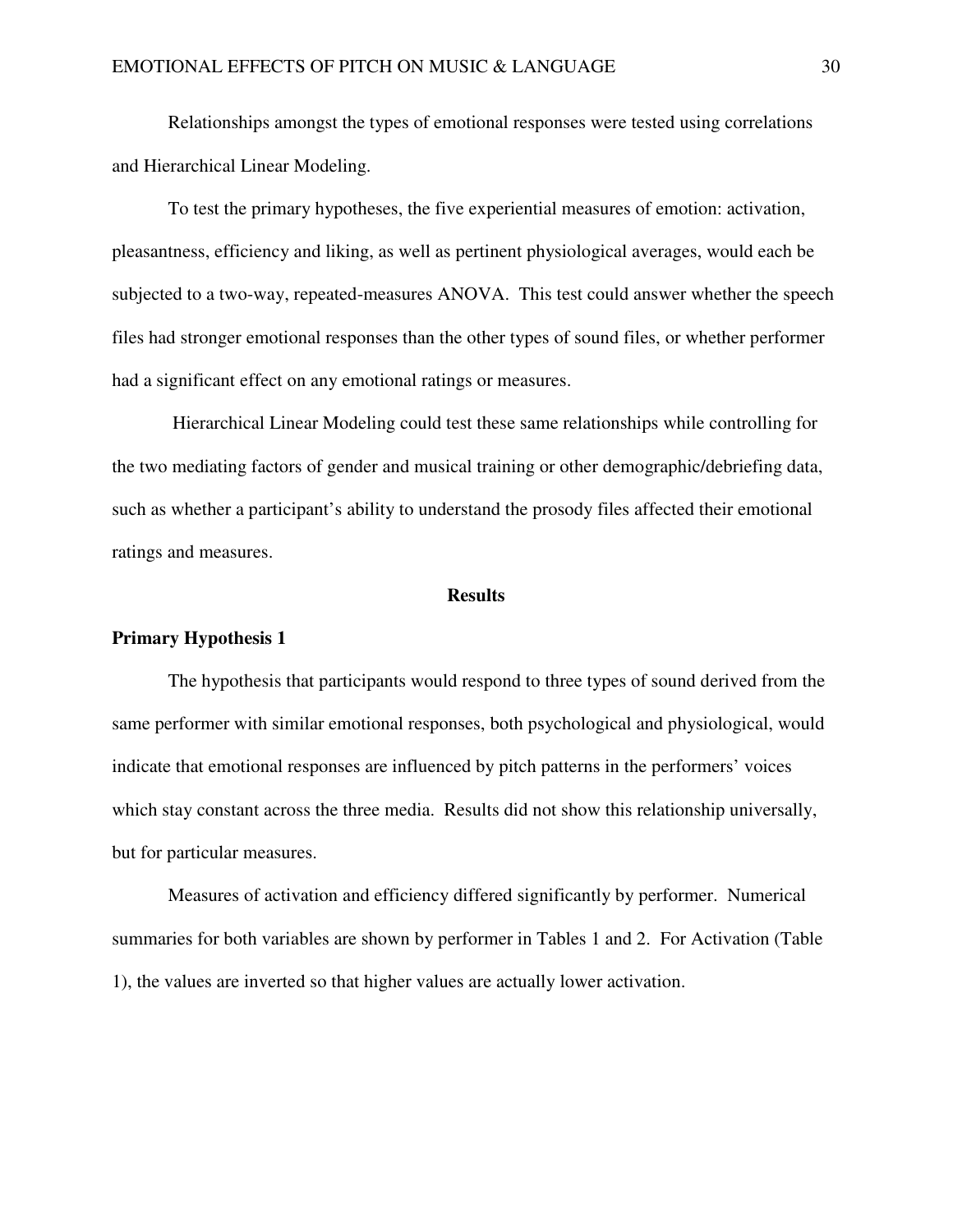Relationships amongst the types of emotional responses were tested using correlations and Hierarchical Linear Modeling.

To test the primary hypotheses, the five experiential measures of emotion: activation, pleasantness, efficiency and liking, as well as pertinent physiological averages, would each be subjected to a two-way, repeated-measures ANOVA. This test could answer whether the speech files had stronger emotional responses than the other types of sound files, or whether performer had a significant effect on any emotional ratings or measures.

Hierarchical Linear Modeling could test these same relationships while controlling for the two mediating factors of gender and musical training or other demographic/debriefing data, such as whether a participant's ability to understand the prosody files affected their emotional ratings and measures.

## Results

### Primary Hypothesis 1

The hypothesis that participants would respond to three types of sound derived from the same performer with similar emotional responses, both psychological and physiological, would indicate that emotional responses are influenced by pitch patterns in the performers' voices which stay constant across the three media. Results did not show this relationship universally, but for particular measures.

Measures of activation and efficiency differed significantly by performer. Numerical summaries for both variables are shown by performer in Tables 1 and 2. For Activation (Table 1), the values are inverted so that higher values are actually lower activation.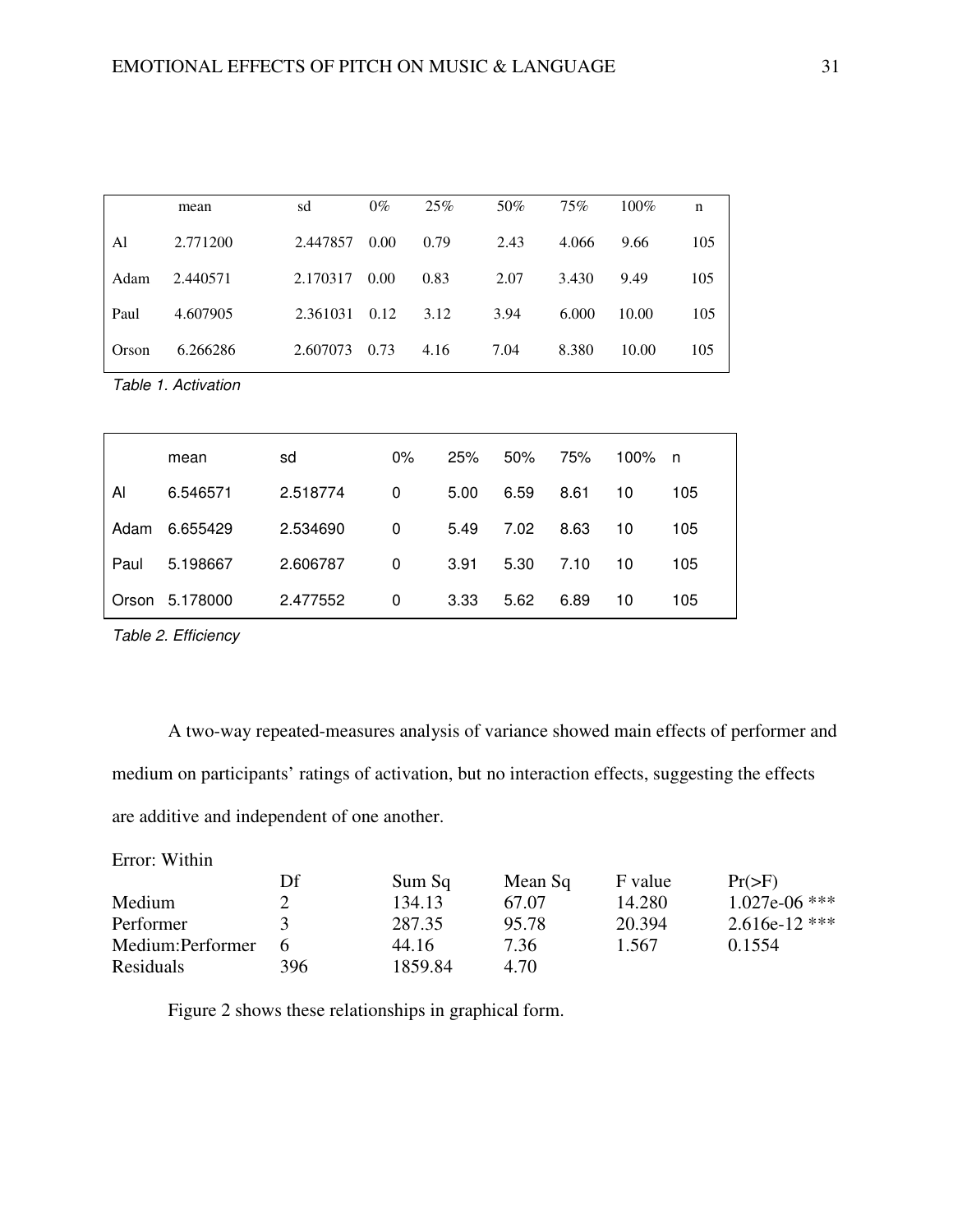| | mean | sd | 0% | 25% | 50% | 75% | 100% | n |
|---|---|---|---|---|---|---|---|---|
| Al | 2.771200 | 2.447857 | 0.00 | 0.79 | 2.43 | 4.066 | 9.66 | 105 |
| Adam | 2.440571 | 2.170317 | 0.00 | 0.83 | 2.07 | 3.430 | 9.49 | 105 |
| Paul | 4.607905 | 2.361031 | 0.12 | 3.12 | 3.94 | 6.000 | 10.00 | 105 |
| Orson | 6.266286 | 2.607073 | 0.73 | 4.16 | 7.04 | 8.380 | 10.00 | 105 |

*Table 1. Activation*

| | mean | sd | 0% | 25% | 50% | 75% | 100% | n |
|---|---|---|---|---|---|---|---|---|
| Al | 6.546571 | 2.518774 | 0 | 5.00 | 6.59 | 8.61 | 10 | 105 |
| Adam | 6.655429 | 2.534690 | 0 | 5.49 | 7.02 | 8.63 | 10 | 105 |
| Paul | 5.198667 | 2.606787 | 0 | 3.91 | 5.30 | 7.10 | 10 | 105 |
| Orson | 5.178000 | 2.477552 | 0 | 3.33 | 5.62 | 6.89 | 10 | 105 |

*Table 2. Efficiency*

A two-way repeated-measures analysis of variance showed main effects of performer and medium on participants' ratings of activation, but no interaction effects, suggesting the effects are additive and independent of one another.

Error: Within

| | Df | Sum Sq | Mean Sq | F value | Pr(>F) |
|---|---|---|---|---|---|
| Medium | 2 | 134.13 | 67.07 | 14.280 | 1.027e-06 *** |
| Performer | 3 | 287.35 | 95.78 | 20.394 | 2.616e-12 *** |
| Medium:Performer | 6 | 44.16 | 7.36 | 1.567 | 0.1554 |
| Residuals | 396 | 1859.84 | 4.70 | | |

Figure 2 shows these relationships in graphical form.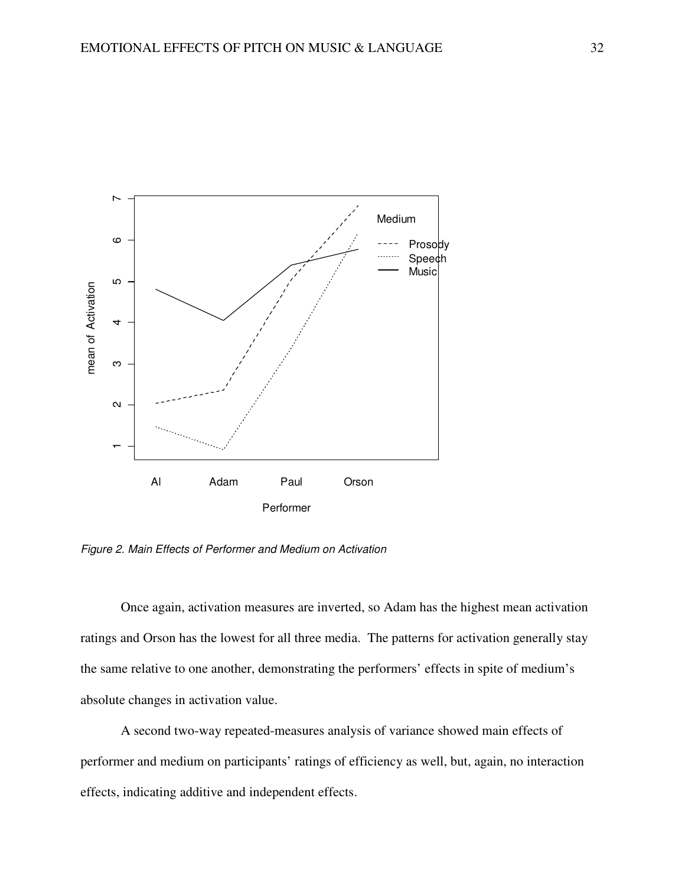*Figure 2. Main Effects of Performer and Medium on Activation*

Once again, activation measures are inverted, so Adam has the highest mean activation ratings and Orson has the lowest for all three media. The patterns for activation generally stay the same relative to one another, demonstrating the performers' effects in spite of medium's absolute changes in activation value.

A second two-way repeated-measures analysis of variance showed main effects of performer and medium on participants' ratings of efficiency as well, but, again, no interaction effects, indicating additive and independent effects.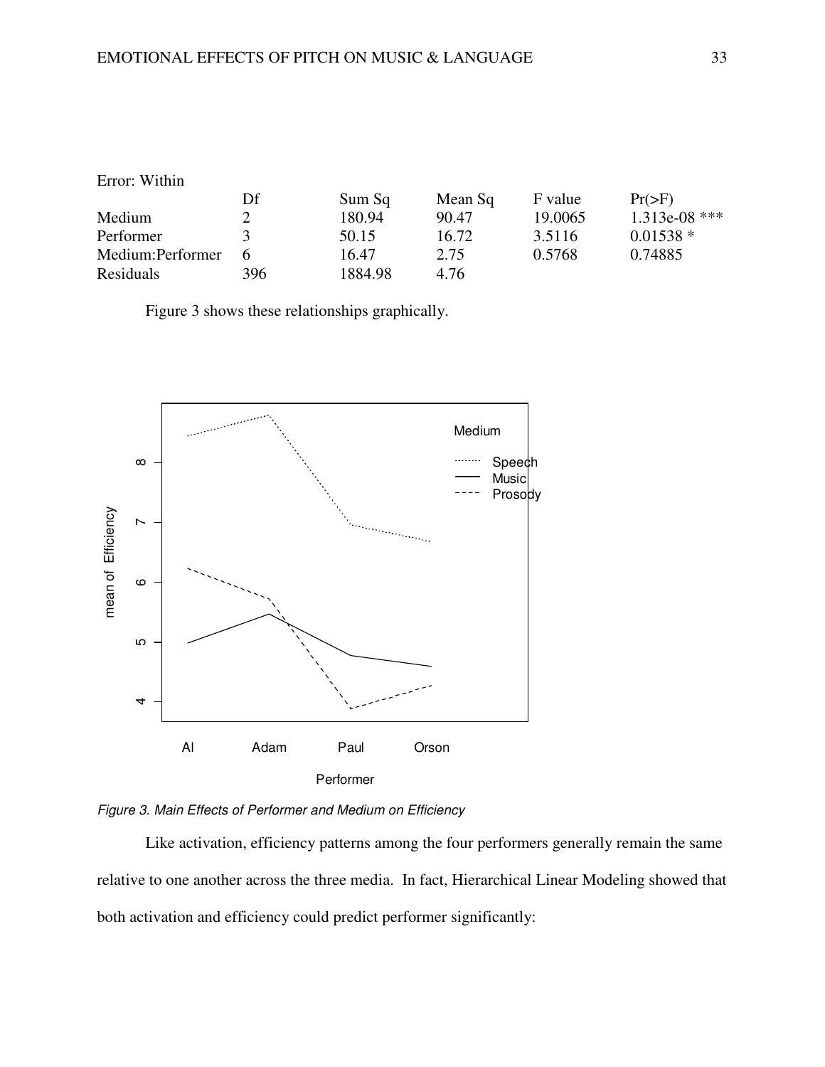Error: Within

| | Df | Sum Sq | Mean Sq | F value | Pr(>F) |
|---|---|---|---|---|---|
| Medium | 2 | 180.94 | 90.47 | 19.0065 | 1.313e-08 *** |
| Performer | 3 | 50.15 | 16.72 | 3.5116 | 0.01538 * |
| Medium:Performer | 6 | 16.47 | 2.75 | 0.5768 | 0.74885 |
| Residuals | 396 | 1884.98 | 4.76 | | |

Figure 3 shows these relationships graphically.

*Figure 3. Main Effects of Performer and Medium on Efficiency*

Like activation, efficiency patterns among the four performers generally remain the same relative to one another across the three media. In fact, Hierarchical Linear Modeling showed that both activation and efficiency could predict performer significantly: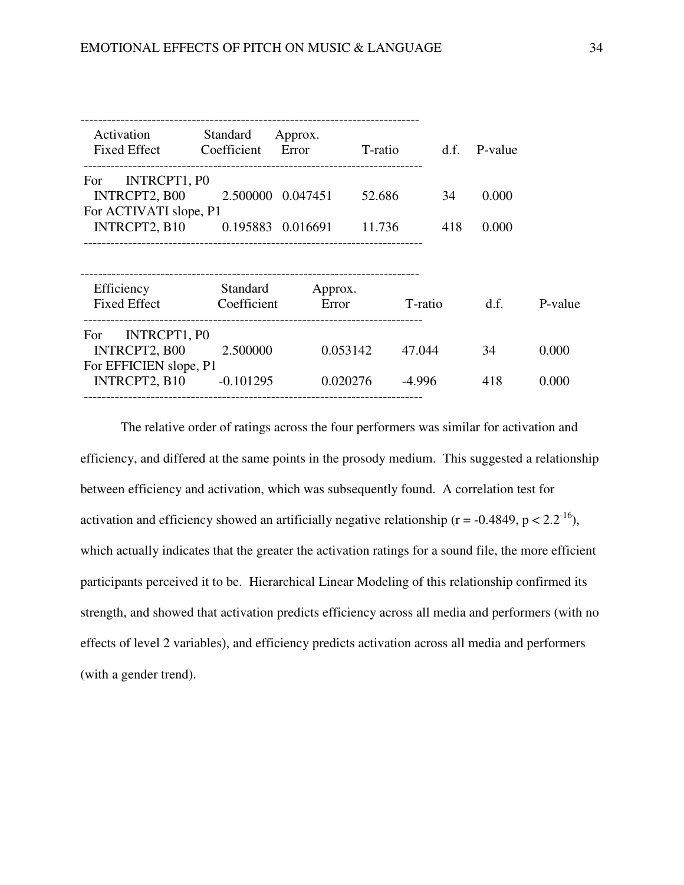| Activation Fixed Effect | Standard Coefficient | Approx. Error | T-ratio | d.f. | P-value |
|---|---|---|---|---|---|
| For INTRCPT1, P0 | | | | | |
| INTRCPT2, B00 | 2.500000 | 0.047451 | 52.686 | 34 | 0.000 |
| For ACTIVATI slope, P1 | | | | | |
| INTRCPT2, B10 | 0.195883 | 0.016691 | 11.736 | 418 | 0.000 |

| Efficiency Fixed Effect | Standard Coefficient | Approx. Error | T-ratio | d.f. | P-value |
|---|---|---|---|---|---|
| For INTRCPT1, P0 | | | | | |
| INTRCPT2, B00 | 2.500000 | 0.053142 | 47.044 | 34 | 0.000 |
| For EFFICIEN slope, P1 | | | | | |
| INTRCPT2, B10 | -0.101295 | 0.020276 | -4.996 | 418 | 0.000 |

The relative order of ratings across the four performers was similar for activation and efficiency, and differed at the same points in the prosody medium. This suggested a relationship between efficiency and activation, which was subsequently found. A correlation test for activation and efficiency showed an artificially negative relationship ($r = -0.4849$, $p < 2.2^{-16}$), which actually indicates that the greater the activation ratings for a sound file, the more efficient participants perceived it to be. Hierarchical Linear Modeling of this relationship confirmed its strength, and showed that activation predicts efficiency across all media and performers (with no effects of level 2 variables), and efficiency predicts activation across all media and performers (with a gender trend).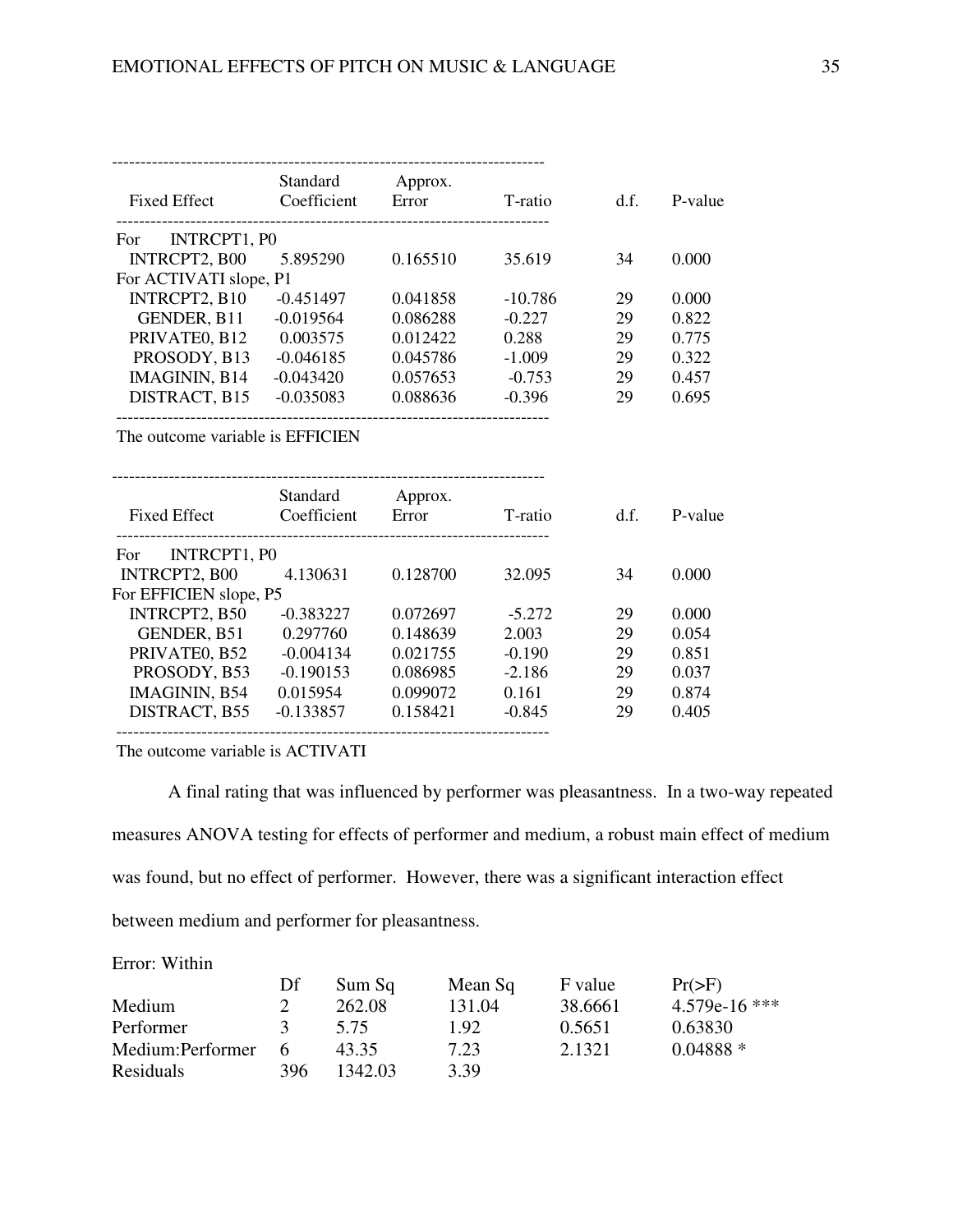| Fixed Effect | Standard Coefficient | Approx. Error | T-ratio | d.f. | P-value |
|---|---|---|---|---|---|
| For INTRCPT1, P0 | | | | | |
| INTRCPT2, B00 | 5.895290 | 0.165510 | 35.619 | 34 | 0.000 |
| For ACTIVATI slope, P1 | | | | | |
| INTRCPT2, B10 | -0.451497 | 0.041858 | -10.786 | 29 | 0.000 |
| GENDER, B11 | -0.019564 | 0.086288 | -0.227 | 29 | 0.822 |
| PRIVATE0, B12 | 0.003575 | 0.012422 | 0.288 | 29 | 0.775 |
| PROSODY, B13 | -0.046185 | 0.045786 | -1.009 | 29 | 0.322 |
| IMAGININ, B14 | -0.043420 | 0.057653 | -0.753 | 29 | 0.457 |
| DISTRACT, B15 | -0.035083 | 0.088636 | -0.396 | 29 | 0.695 |

The outcome variable is EFFICIEN

| Fixed Effect | Standard Coefficient | Approx. Error | T-ratio | d.f. | P-value |
|---|---|---|---|---|---|
| For INTRCPT1, P0 | | | | | |
| INTRCPT2, B00 | 4.130631 | 0.128700 | 32.095 | 34 | 0.000 |
| For EFFICIEN slope, P5 | | | | | |
| INTRCPT2, B50 | -0.383227 | 0.072697 | -5.272 | 29 | 0.000 |
| GENDER, B51 | 0.297760 | 0.148639 | 2.003 | 29 | 0.054 |
| PRIVATE0, B52 | -0.004134 | 0.021755 | -0.190 | 29 | 0.851 |
| PROSODY, B53 | -0.190153 | 0.086985 | -2.186 | 29 | 0.037 |
| IMAGININ, B54 | 0.015954 | 0.099072 | 0.161 | 29 | 0.874 |
| DISTRACT, B55 | -0.133857 | 0.158421 | -0.845 | 29 | 0.405 |

The outcome variable is ACTIVATI

A final rating that was influenced by performer was pleasantness. In a two-way repeated measures ANOVA testing for effects of performer and medium, a robust main effect of medium was found, but no effect of performer. However, there was a significant interaction effect between medium and performer for pleasantness.

Error: Within

| | Df | Sum Sq | Mean Sq | F value | Pr(>F) |
|---|---|---|---|---|---|
| Medium | 2 | 262.08 | 131.04 | 38.6661 | 4.579e-16 *** |
| Performer | 3 | 5.75 | 1.92 | 0.5651 | 0.63830 |
| Medium:Performer | 6 | 43.35 | 7.23 | 2.1321 | 0.04888 * |
| Residuals | 396 | 1342.03 | 3.39 | | |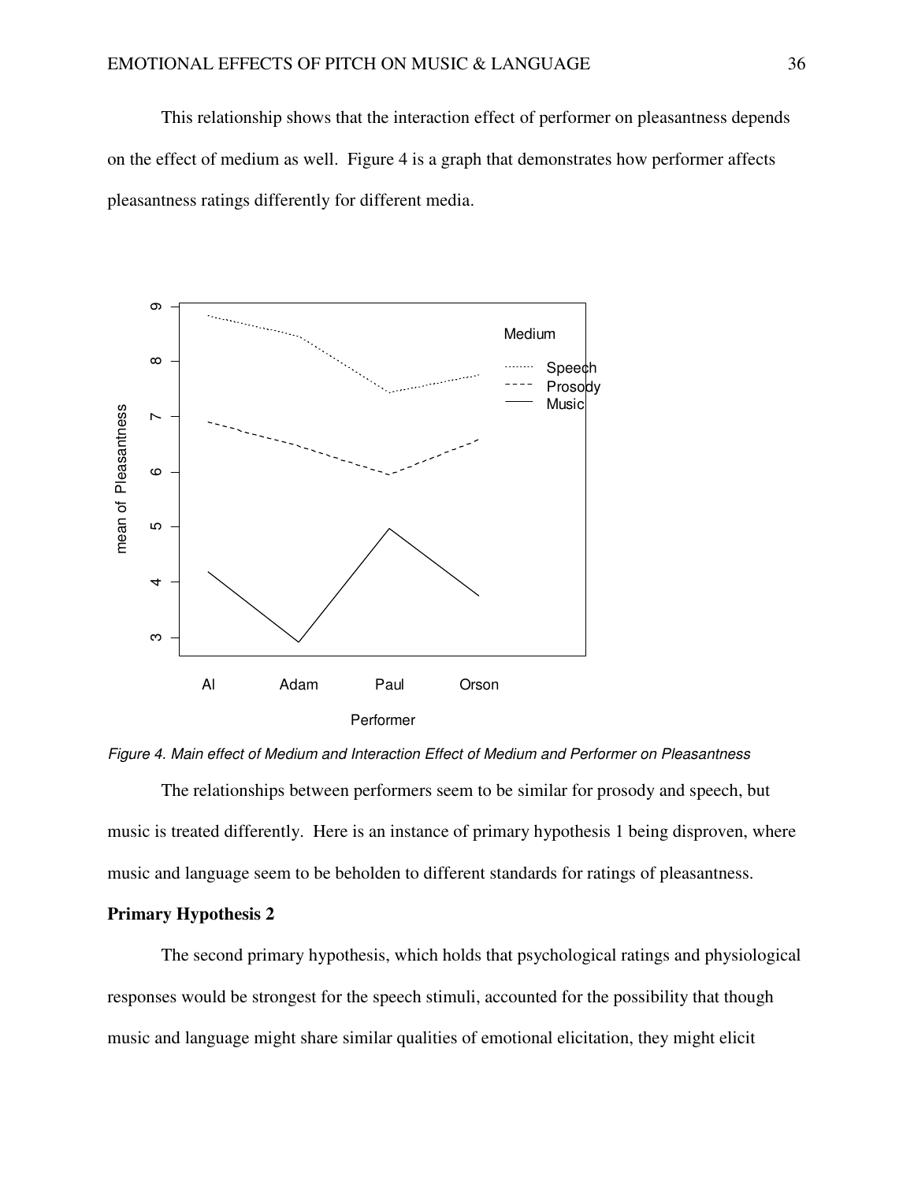This relationship shows that the interaction effect of performer on pleasantness depends on the effect of medium as well. Figure 4 is a graph that demonstrates how performer affects pleasantness ratings differently for different media.

*Figure 4. Main effect of Medium and Interaction Effect of Medium and Performer on Pleasantness*

The relationships between performers seem to be similar for prosody and speech, but music is treated differently. Here is an instance of primary hypothesis 1 being disproven, where music and language seem to be beholden to different standards for ratings of pleasantness.

**Primary Hypothesis 2**

The second primary hypothesis, which holds that psychological ratings and physiological responses would be strongest for the speech stimuli, accounted for the possibility that though music and language might share similar qualities of emotional elicitation, they might elicit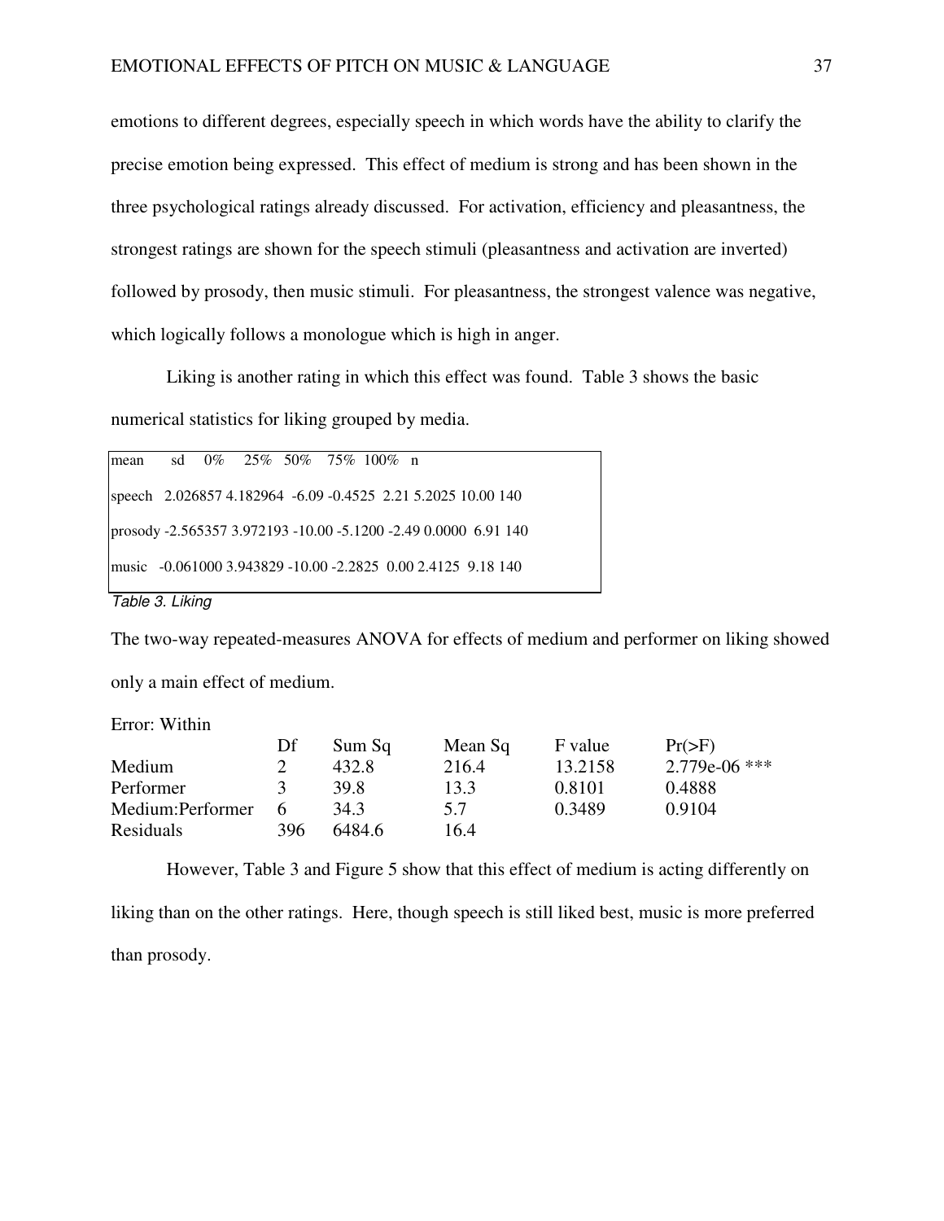emotions to different degrees, especially speech in which words have the ability to clarify the precise emotion being expressed. This effect of medium is strong and has been shown in the three psychological ratings already discussed. For activation, efficiency and pleasantness, the strongest ratings are shown for the speech stimuli (pleasantness and activation are inverted) followed by prosody, then music stimuli. For pleasantness, the strongest valence was negative, which logically follows a monologue which is high in anger.

Liking is another rating in which this effect was found. Table 3 shows the basic numerical statistics for liking grouped by media.

| | mean | sd | 0% | 25% | 50% | 75% | 100% | n |
|---|---|---|---|---|---|---|---|---|
| speech | 2.026857 | 4.182964 | -6.09 | -0.4525 | 2.21 | 5.2025 | 10.00 | 140 |
| prosody | -2.565357 | 3.972193 | -10.00 | -5.1200 | -2.49 | 0.0000 | 6.91 | 140 |
| music | -0.061000 | 3.943829 | -10.00 | -2.2825 | 0.00 | 2.4125 | 9.18 | 140 |

*Table 3. Liking*

The two-way repeated-measures ANOVA for effects of medium and performer on liking showed only a main effect of medium.

Error: Within

| | Df | Sum Sq | Mean Sq | F value | Pr(>F) |
|---|---|---|---|---|---|
| Medium | 2 | 432.8 | 216.4 | 13.2158 | 2.779e-06 *** |
| Performer | 3 | 39.8 | 13.3 | 0.8101 | 0.4888 |
| Medium:Performer | 6 | 34.3 | 5.7 | 0.3489 | 0.9104 |
| Residuals | 396 | 6484.6 | 16.4 | | |

However, Table 3 and Figure 5 show that this effect of medium is acting differently on liking than on the other ratings. Here, though speech is still liked best, music is more preferred than prosody.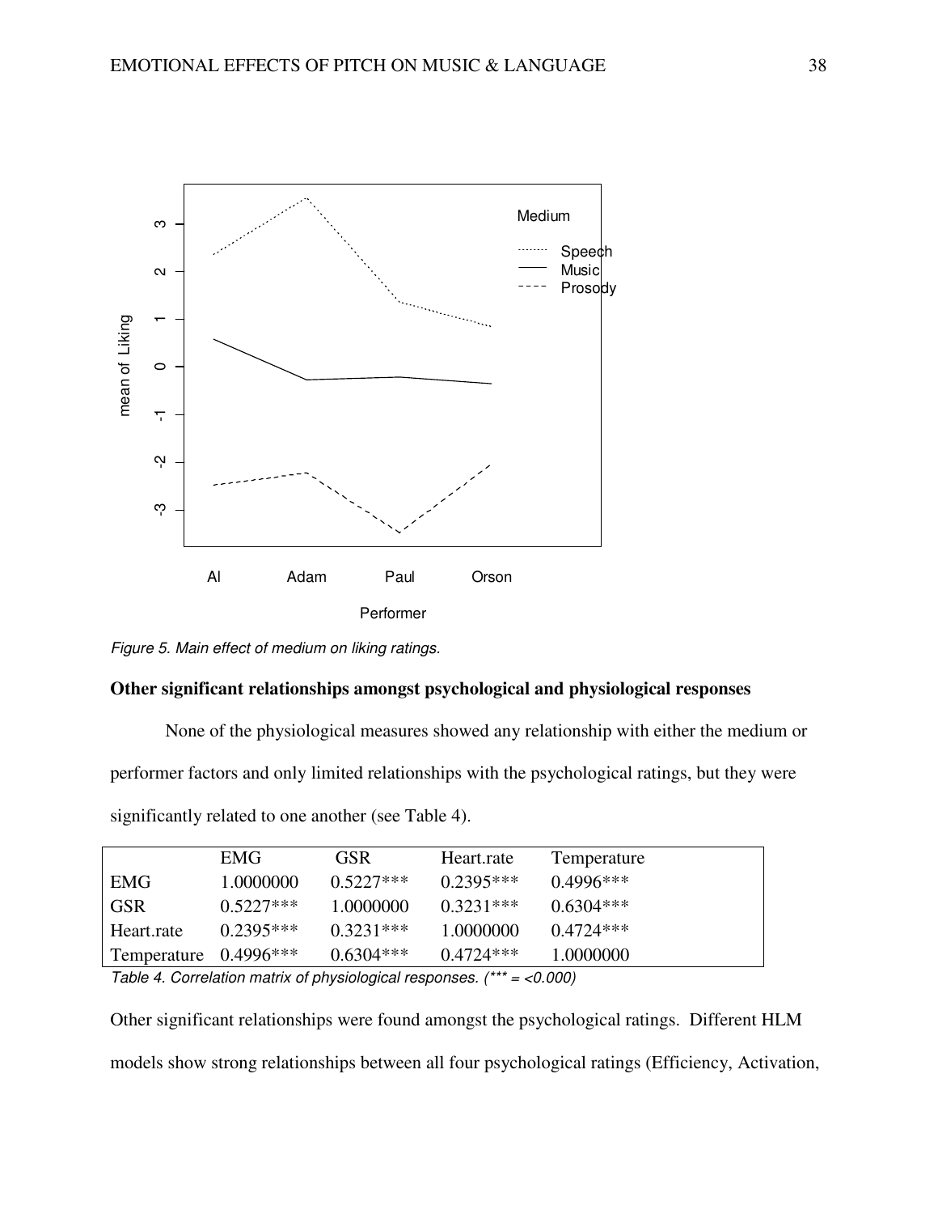Figure 5. Main effect of medium on liking ratings.

**Other significant relationships amongst psychological and physiological responses**

None of the physiological measures showed any relationship with either the medium or performer factors and only limited relationships with the psychological ratings, but they were significantly related to one another (see Table 4).

| | EMG | GSR | Heart.rate | Temperature |
|---|---|---|---|---|
| EMG | 1.0000000 | 0.5227*** | 0.2395*** | 0.4996*** |
| GSR | 0.5227*** | 1.0000000 | 0.3231*** | 0.6304*** |
| Heart.rate | 0.2395*** | 0.3231*** | 1.0000000 | 0.4724*** |
| Temperature | 0.4996*** | 0.6304*** | 0.4724*** | 1.0000000 |

*Table 4. Correlation matrix of physiological responses. (*** = <0.000)*

Other significant relationships were found amongst the psychological ratings. Different HLM models show strong relationships between all four psychological ratings (Efficiency, Activation,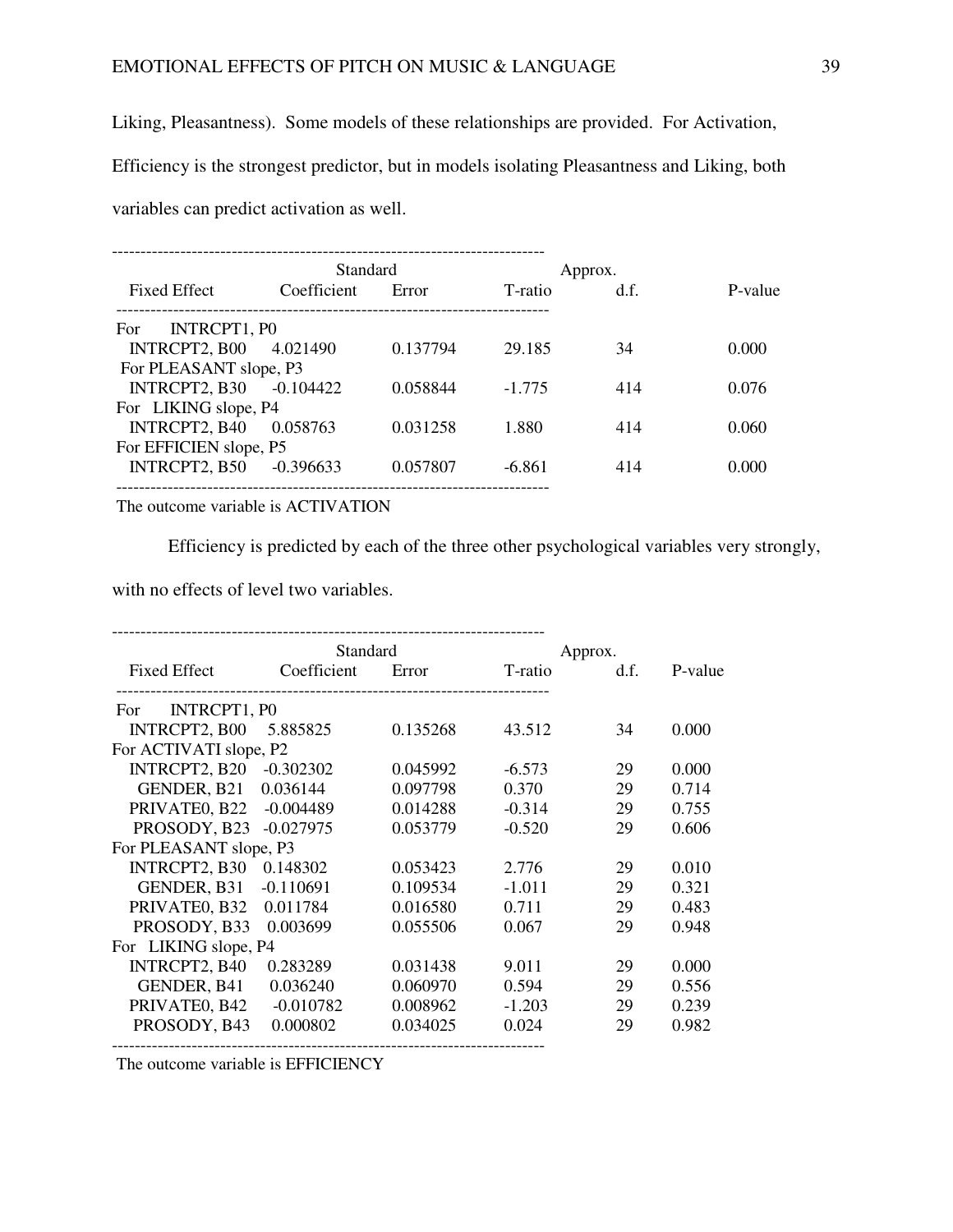Liking, Pleasantness). Some models of these relationships are provided. For Activation, Efficiency is the strongest predictor, but in models isolating Pleasantness and Liking, both variables can predict activation as well.

| Fixed Effect | Coefficient | Standard Error | T-ratio | Approx. d.f. | P-value |
|---|---|---|---|---|---|
| For INTRCPT1, P0 | | | | | |
| INTRCPT2, B00 | 4.021490 | 0.137794 | 29.185 | 34 | 0.000 |
| For PLEASANT slope, P3 | | | | | |
| INTRCPT2, B30 | -0.104422 | 0.058844 | -1.775 | 414 | 0.076 |
| For LIKING slope, P4 | | | | | |
| INTRCPT2, B40 | 0.058763 | 0.031258 | 1.880 | 414 | 0.060 |
| For EFFICIEN slope, P5 | | | | | |
| INTRCPT2, B50 | -0.396633 | 0.057807 | -6.861 | 414 | 0.000 |

The outcome variable is ACTIVATION

Efficiency is predicted by each of the three other psychological variables very strongly, with no effects of level two variables.

| Fixed Effect | Coefficient | Standard Error | T-ratio | Approx. d.f. | P-value |
|---|---|---|---|---|---|
| For INTRCPT1, P0 | | | | | |
| INTRCPT2, B00 | 5.885825 | 0.135268 | 43.512 | 34 | 0.000 |
| For ACTIVATI slope, P2 | | | | | |
| INTRCPT2, B20 | -0.302302 | 0.045992 | -6.573 | 29 | 0.000 |
| GENDER, B21 | 0.036144 | 0.097798 | 0.370 | 29 | 0.714 |
| PRIVATE0, B22 | -0.004489 | 0.014288 | -0.314 | 29 | 0.755 |
| PROSODY, B23 | -0.027975 | 0.053779 | -0.520 | 29 | 0.606 |
| For PLEASANT slope, P3 | | | | | |
| INTRCPT2, B30 | 0.148302 | 0.053423 | 2.776 | 29 | 0.010 |
| GENDER, B31 | -0.110691 | 0.109534 | -1.011 | 29 | 0.321 |
| PRIVATE0, B32 | 0.011784 | 0.016580 | 0.711 | 29 | 0.483 |
| PROSODY, B33 | 0.003699 | 0.055506 | 0.067 | 29 | 0.948 |
| For LIKING slope, P4 | | | | | |
| INTRCPT2, B40 | 0.283289 | 0.031438 | 9.011 | 29 | 0.000 |
| GENDER, B41 | 0.036240 | 0.060970 | 0.594 | 29 | 0.556 |
| PRIVATE0, B42 | -0.010782 | 0.008962 | -1.203 | 29 | 0.239 |
| PROSODY, B43 | 0.000802 | 0.034025 | 0.024 | 29 | 0.982 |

The outcome variable is EFFICIENCY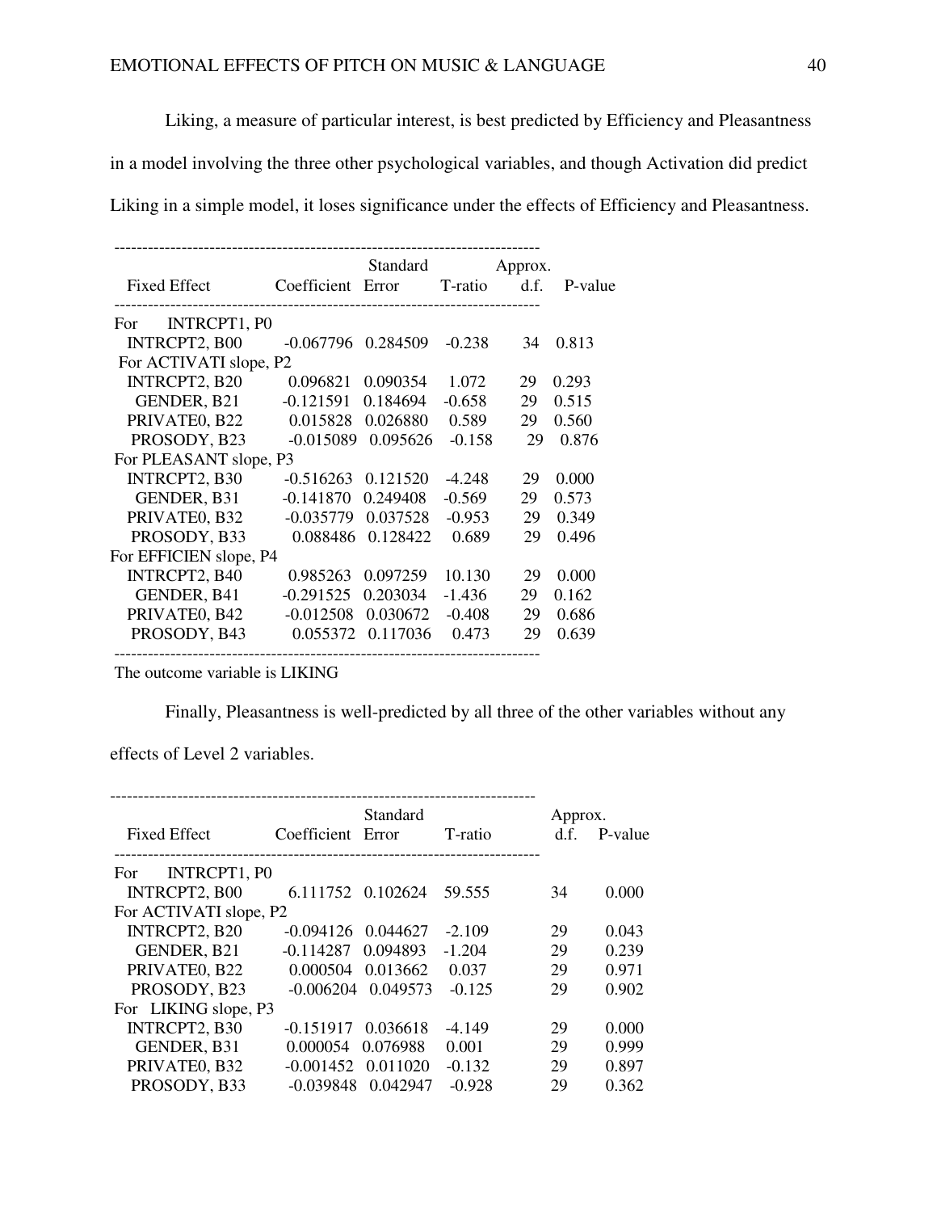Liking, a measure of particular interest, is best predicted by Efficiency and Pleasantness in a model involving the three other psychological variables, and though Activation did predict Liking in a simple model, it loses significance under the effects of Efficiency and Pleasantness.

| Fixed Effect | Coefficient | Standard Error | T-ratio | Approx. d.f. | P-value |
|---|---|---|---|---|---|
| For INTRCPT1, P0 | | | | | |
| INTRCPT2, B00 | -0.067796 | 0.284509 | -0.238 | 34 | 0.813 |
| For ACTIVATI slope, P2 | | | | | |
| INTRCPT2, B20 | 0.096821 | 0.090354 | 1.072 | 29 | 0.293 |
| GENDER, B21 | -0.121591 | 0.184694 | -0.658 | 29 | 0.515 |
| PRIVATE0, B22 | 0.015828 | 0.026880 | 0.589 | 29 | 0.560 |
| PROSODY, B23 | -0.015089 | 0.095626 | -0.158 | 29 | 0.876 |
| For PLEASANT slope, P3 | | | | | |
| INTRCPT2, B30 | -0.516263 | 0.121520 | -4.248 | 29 | 0.000 |
| GENDER, B31 | -0.141870 | 0.249408 | -0.569 | 29 | 0.573 |
| PRIVATE0, B32 | -0.035779 | 0.037528 | -0.953 | 29 | 0.349 |
| PROSODY, B33 | 0.088486 | 0.128422 | 0.689 | 29 | 0.496 |
| For EFFICIEN slope, P4 | | | | | |
| INTRCPT2, B40 | 0.985263 | 0.097259 | 10.130 | 29 | 0.000 |
| GENDER, B41 | -0.291525 | 0.203034 | -1.436 | 29 | 0.162 |
| PRIVATE0, B42 | -0.012508 | 0.030672 | -0.408 | 29 | 0.686 |
| PROSODY, B43 | 0.055372 | 0.117036 | 0.473 | 29 | 0.639 |

The outcome variable is LIKING

Finally, Pleasantness is well-predicted by all three of the other variables without any effects of Level 2 variables.

| Fixed Effect | Coefficient | Standard Error | T-ratio | Approx. d.f. | P-value |
|---|---|---|---|---|---|
| For INTRCPT1, P0 | | | | | |
| INTRCPT2, B00 | 6.111752 | 0.102624 | 59.555 | 34 | 0.000 |
| For ACTIVATI slope, P2 | | | | | |
| INTRCPT2, B20 | -0.094126 | 0.044627 | -2.109 | 29 | 0.043 |
| GENDER, B21 | -0.114287 | 0.094893 | -1.204 | 29 | 0.239 |
| PRIVATE0, B22 | 0.000504 | 0.013662 | 0.037 | 29 | 0.971 |
| PROSODY, B23 | -0.006204 | 0.049573 | -0.125 | 29 | 0.902 |
| For LIKING slope, P3 | | | | | |
| INTRCPT2, B30 | -0.151917 | 0.036618 | -4.149 | 29 | 0.000 |
| GENDER, B31 | 0.000054 | 0.076988 | 0.001 | 29 | 0.999 |
| PRIVATE0, B32 | -0.001452 | 0.011020 | -0.132 | 29 | 0.897 |
| PROSODY, B33 | -0.039848 | 0.042947 | -0.928 | 29 | 0.362 |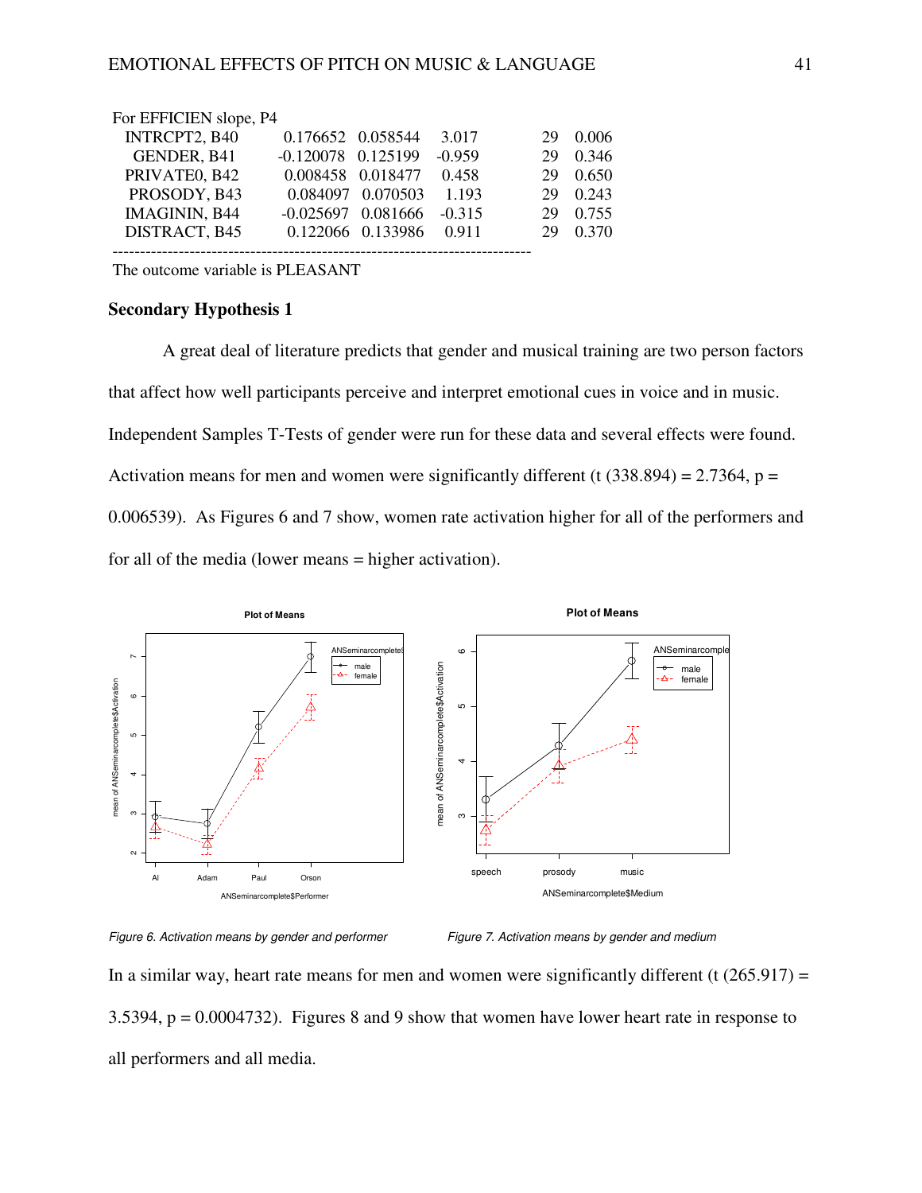For EFFICIEN slope, P4

| | | | | | |
|---|---|---|---|---|---|
| INTRCPT2, B40 | 0.176652 | 0.058544 | 3.017 | 29 | 0.006 |
| GENDER, B41 | -0.120078 | 0.125199 | -0.959 | 29 | 0.346 |
| PRIVATE0, B42 | 0.008458 | 0.018477 | 0.458 | 29 | 0.650 |
| PROSODY, B43 | 0.084097 | 0.070503 | 1.193 | 29 | 0.243 |
| IMAGININ, B44 | -0.025697 | 0.081666 | -0.315 | 29 | 0.755 |
| DISTRACT, B45 | 0.122066 | 0.133986 | 0.911 | 29 | 0.370 |

---

The outcome variable is PLEASANT

**Secondary Hypothesis 1**

A great deal of literature predicts that gender and musical training are two person factors that affect how well participants perceive and interpret emotional cues in voice and in music. Independent Samples T-Tests of gender were run for these data and several effects were found. Activation means for men and women were significantly different (t (338.894) = 2.7364, p = 0.006539). As Figures 6 and 7 show, women rate activation higher for all of the performers and for all of the media (lower means = higher activation).

*Figure 6. Activation means by gender and performer*

*Figure 7. Activation means by gender and medium*

In a similar way, heart rate means for men and women were significantly different (t (265.917) = 3.5394, p = 0.0004732). Figures 8 and 9 show that women have lower heart rate in response to all performers and all media.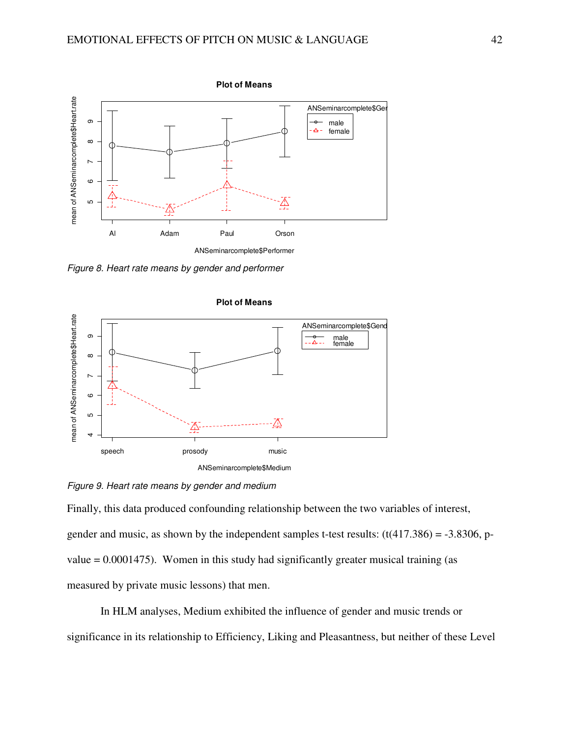*Figure 8. Heart rate means by gender and performer*

*Figure 9. Heart rate means by gender and medium*

Finally, this data produced confounding relationship between the two variables of interest, gender and music, as shown by the independent samples t-test results: ($t(417.386) = -3.8306$, p-value = 0.0001475). Women in this study had significantly greater musical training (as measured by private music lessons) that men.

In HLM analyses, Medium exhibited the influence of gender and music trends or significance in its relationship to Efficiency, Liking and Pleasantness, but neither of these Level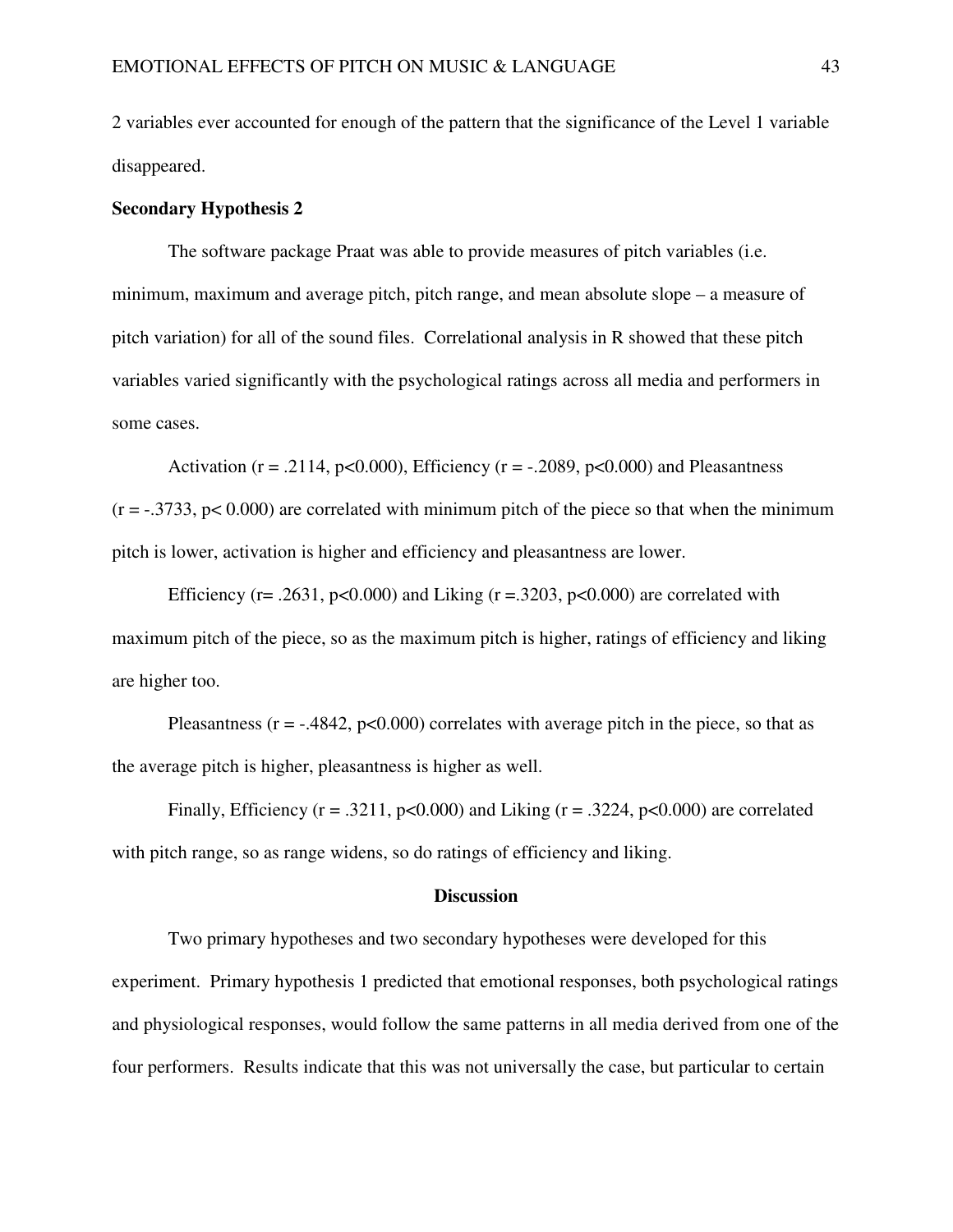2 variables ever accounted for enough of the pattern that the significance of the Level 1 variable disappeared.

**Secondary Hypothesis 2**

The software package Praat was able to provide measures of pitch variables (i.e. minimum, maximum and average pitch, pitch range, and mean absolute slope – a measure of pitch variation) for all of the sound files. Correlational analysis in R showed that these pitch variables varied significantly with the psychological ratings across all media and performers in some cases.

Activation ($r = .2114$, $p<0.000$), Efficiency ($r = -.2089$, $p<0.000$) and Pleasantness ($r = -.3733$, $p< 0.000$) are correlated with minimum pitch of the piece so that when the minimum pitch is lower, activation is higher and efficiency and pleasantness are lower.

Efficiency ($r= .2631$, $p<0.000$) and Liking ($r =.3203$, $p<0.000$) are correlated with maximum pitch of the piece, so as the maximum pitch is higher, ratings of efficiency and liking are higher too.

Pleasantness ($r = -.4842$, $p<0.000$) correlates with average pitch in the piece, so that as the average pitch is higher, pleasantness is higher as well.

Finally, Efficiency ($r = .3211$, $p<0.000$) and Liking ($r = .3224$, $p<0.000$) are correlated with pitch range, so as range widens, so do ratings of efficiency and liking.

## Discussion

Two primary hypotheses and two secondary hypotheses were developed for this experiment. Primary hypothesis 1 predicted that emotional responses, both psychological ratings and physiological responses, would follow the same patterns in all media derived from one of the four performers. Results indicate that this was not universally the case, but particular to certain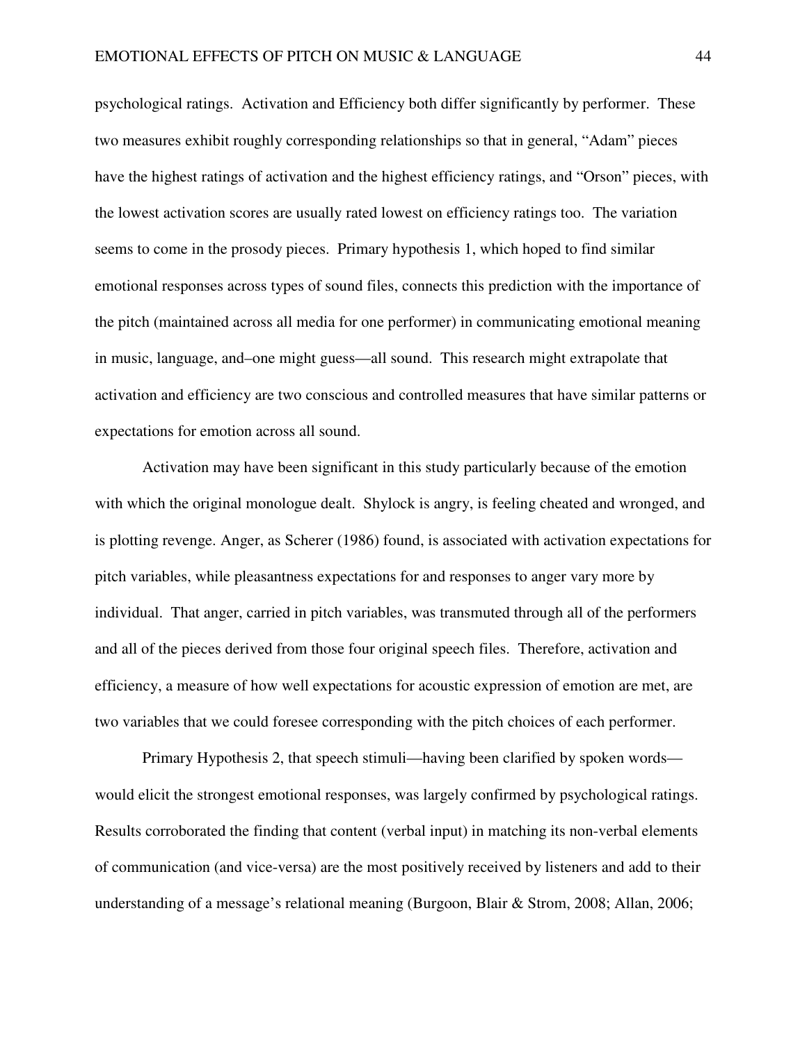psychological ratings. Activation and Efficiency both differ significantly by performer. These two measures exhibit roughly corresponding relationships so that in general, "Adam" pieces have the highest ratings of activation and the highest efficiency ratings, and "Orson" pieces, with the lowest activation scores are usually rated lowest on efficiency ratings too. The variation seems to come in the prosody pieces. Primary hypothesis 1, which hoped to find similar emotional responses across types of sound files, connects this prediction with the importance of the pitch (maintained across all media for one performer) in communicating emotional meaning in music, language, and–one might guess—all sound. This research might extrapolate that activation and efficiency are two conscious and controlled measures that have similar patterns or expectations for emotion across all sound.

Activation may have been significant in this study particularly because of the emotion with which the original monologue dealt. Shylock is angry, is feeling cheated and wronged, and is plotting revenge. Anger, as Scherer (1986) found, is associated with activation expectations for pitch variables, while pleasantness expectations for and responses to anger vary more by individual. That anger, carried in pitch variables, was transmuted through all of the performers and all of the pieces derived from those four original speech files. Therefore, activation and efficiency, a measure of how well expectations for acoustic expression of emotion are met, are two variables that we could foresee corresponding with the pitch choices of each performer.

Primary Hypothesis 2, that speech stimuli—having been clarified by spoken words—would elicit the strongest emotional responses, was largely confirmed by psychological ratings. Results corroborated the finding that content (verbal input) in matching its non-verbal elements of communication (and vice-versa) are the most positively received by listeners and add to their understanding of a message's relational meaning (Burgoon, Blair & Strom, 2008; Allan, 2006;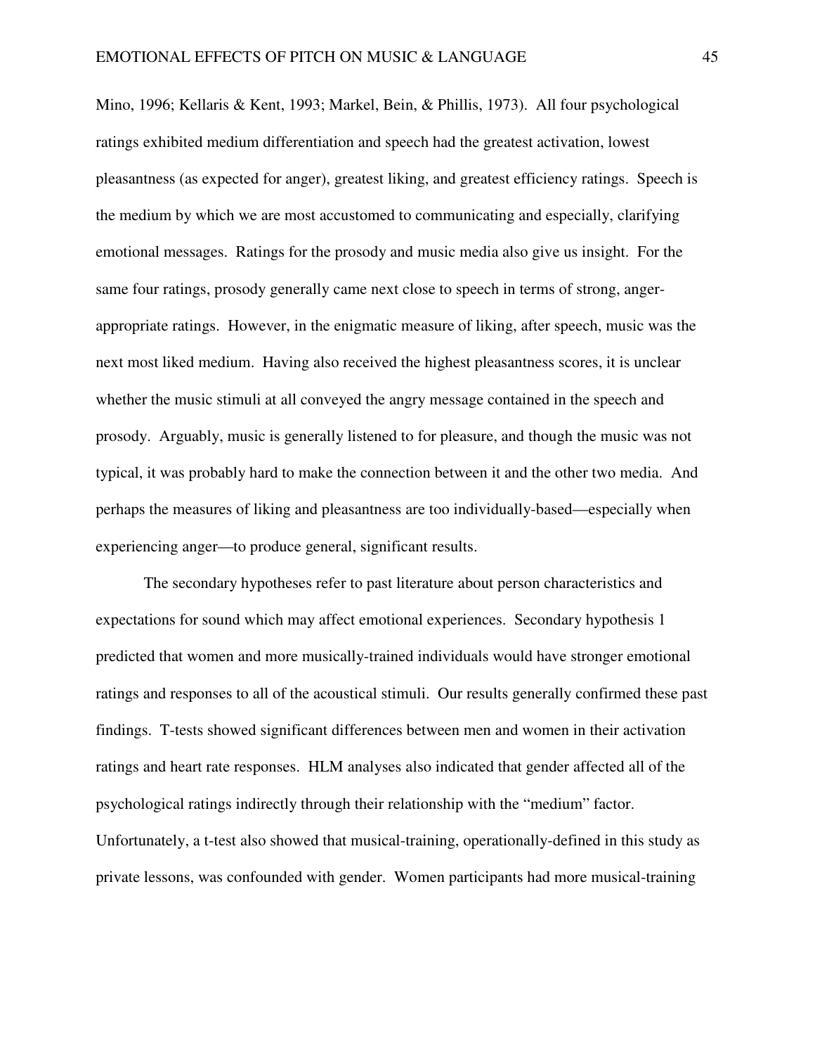Mino, 1996; Kellaris & Kent, 1993; Markel, Bein, & Phillis, 1973). All four psychological ratings exhibited medium differentiation and speech had the greatest activation, lowest pleasantness (as expected for anger), greatest liking, and greatest efficiency ratings. Speech is the medium by which we are most accustomed to communicating and especially, clarifying emotional messages. Ratings for the prosody and music media also give us insight. For the same four ratings, prosody generally came next close to speech in terms of strong, anger-appropriate ratings. However, in the enigmatic measure of liking, after speech, music was the next most liked medium. Having also received the highest pleasantness scores, it is unclear whether the music stimuli at all conveyed the angry message contained in the speech and prosody. Arguably, music is generally listened to for pleasure, and though the music was not typical, it was probably hard to make the connection between it and the other two media. And perhaps the measures of liking and pleasantness are too individually-based—especially when experiencing anger—to produce general, significant results.

The secondary hypotheses refer to past literature about person characteristics and expectations for sound which may affect emotional experiences. Secondary hypothesis 1 predicted that women and more musically-trained individuals would have stronger emotional ratings and responses to all of the acoustical stimuli. Our results generally confirmed these past findings. T-tests showed significant differences between men and women in their activation ratings and heart rate responses. HLM analyses also indicated that gender affected all of the psychological ratings indirectly through their relationship with the "medium" factor. Unfortunately, a t-test also showed that musical-training, operationally-defined in this study as private lessons, was confounded with gender. Women participants had more musical-training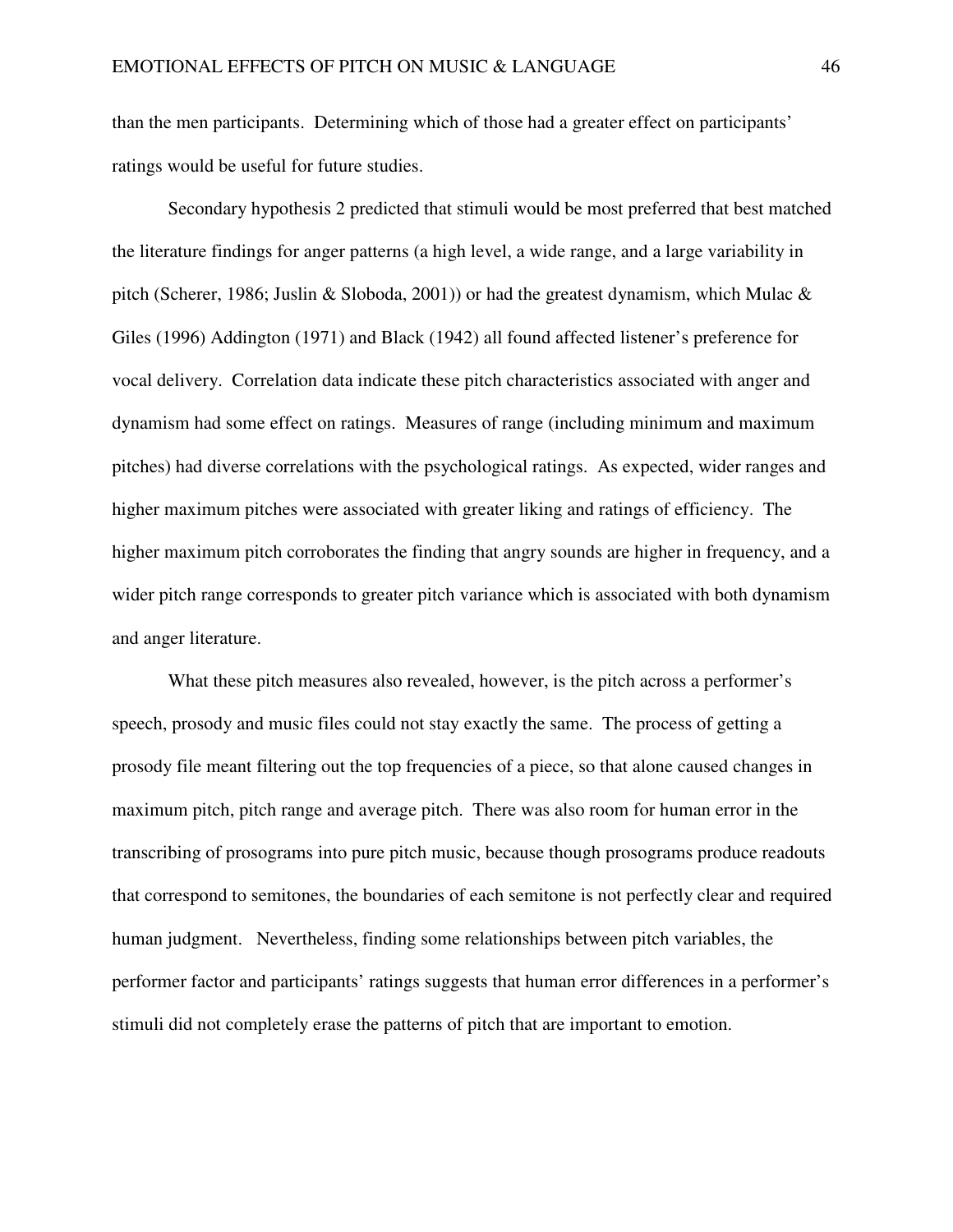than the men participants. Determining which of those had a greater effect on participants' ratings would be useful for future studies.

Secondary hypothesis 2 predicted that stimuli would be most preferred that best matched the literature findings for anger patterns (a high level, a wide range, and a large variability in pitch (Scherer, 1986; Juslin & Sloboda, 2001)) or had the greatest dynamism, which Mulac & Giles (1996) Addington (1971) and Black (1942) all found affected listener's preference for vocal delivery. Correlation data indicate these pitch characteristics associated with anger and dynamism had some effect on ratings. Measures of range (including minimum and maximum pitches) had diverse correlations with the psychological ratings. As expected, wider ranges and higher maximum pitches were associated with greater liking and ratings of efficiency. The higher maximum pitch corroborates the finding that angry sounds are higher in frequency, and a wider pitch range corresponds to greater pitch variance which is associated with both dynamism and anger literature.

What these pitch measures also revealed, however, is the pitch across a performer's speech, prosody and music files could not stay exactly the same. The process of getting a prosody file meant filtering out the top frequencies of a piece, so that alone caused changes in maximum pitch, pitch range and average pitch. There was also room for human error in the transcribing of prosograms into pure pitch music, because though prosograms produce readouts that correspond to semitones, the boundaries of each semitone is not perfectly clear and required human judgment. Nevertheless, finding some relationships between pitch variables, the performer factor and participants' ratings suggests that human error differences in a performer's stimuli did not completely erase the patterns of pitch that are important to emotion.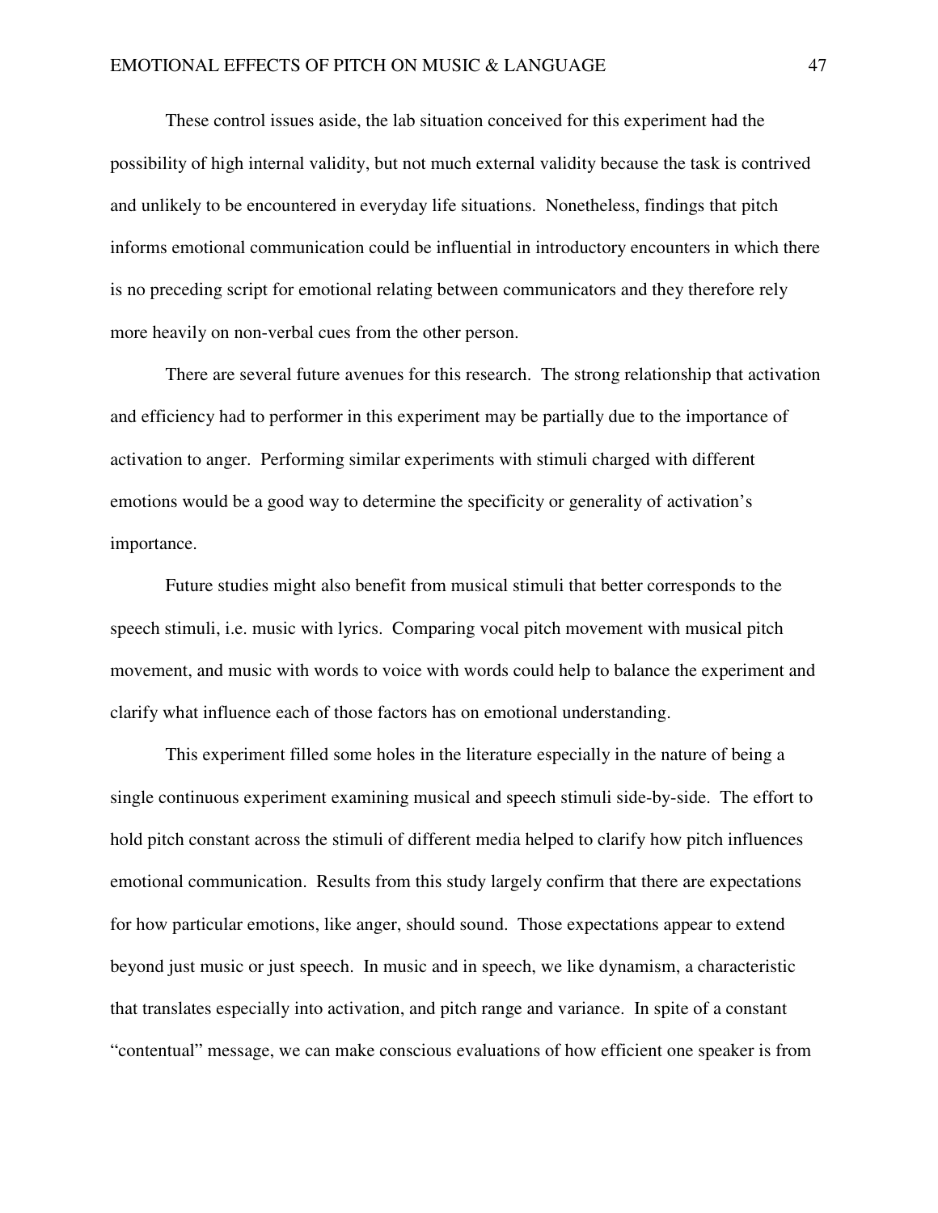These control issues aside, the lab situation conceived for this experiment had the possibility of high internal validity, but not much external validity because the task is contrived and unlikely to be encountered in everyday life situations. Nonetheless, findings that pitch informs emotional communication could be influential in introductory encounters in which there is no preceding script for emotional relating between communicators and they therefore rely more heavily on non-verbal cues from the other person.

There are several future avenues for this research. The strong relationship that activation and efficiency had to performer in this experiment may be partially due to the importance of activation to anger. Performing similar experiments with stimuli charged with different emotions would be a good way to determine the specificity or generality of activation's importance.

Future studies might also benefit from musical stimuli that better corresponds to the speech stimuli, i.e. music with lyrics. Comparing vocal pitch movement with musical pitch movement, and music with words to voice with words could help to balance the experiment and clarify what influence each of those factors has on emotional understanding.

This experiment filled some holes in the literature especially in the nature of being a single continuous experiment examining musical and speech stimuli side-by-side. The effort to hold pitch constant across the stimuli of different media helped to clarify how pitch influences emotional communication. Results from this study largely confirm that there are expectations for how particular emotions, like anger, should sound. Those expectations appear to extend beyond just music or just speech. In music and in speech, we like dynamism, a characteristic that translates especially into activation, and pitch range and variance. In spite of a constant "contentual" message, we can make conscious evaluations of how efficient one speaker is from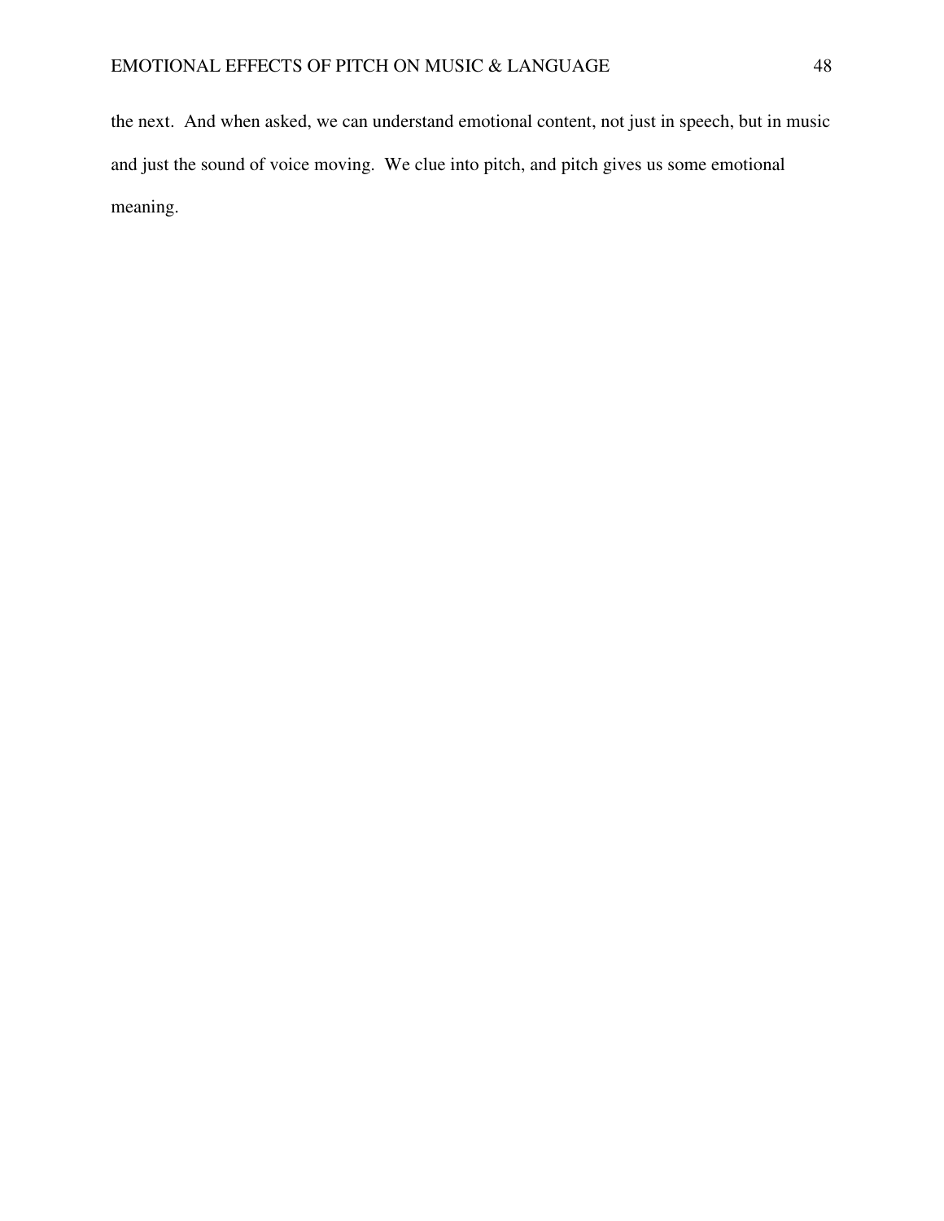the next.  And when asked, we can understand emotional content, not just in speech, but in music and just the sound of voice moving.  We clue into pitch, and pitch gives us some emotional meaning.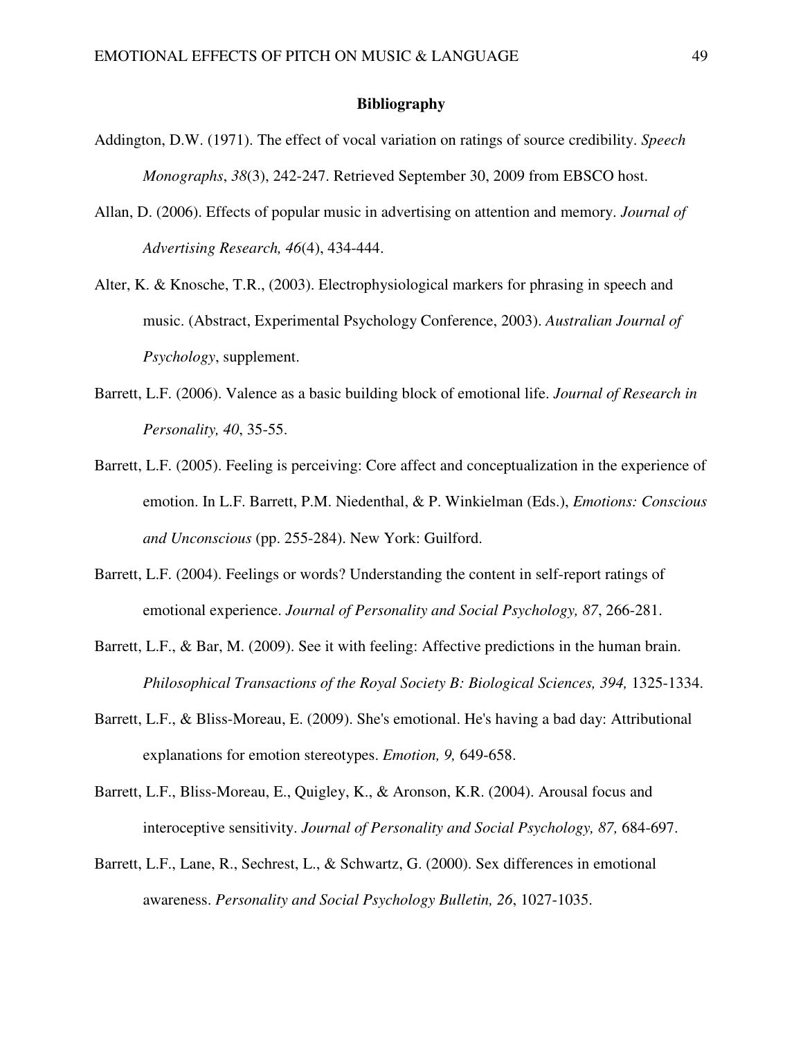# Bibliography

Addington, D.W. (1971). The effect of vocal variation on ratings of source credibility. *Speech Monographs*, *38*(3), 242-247. Retrieved September 30, 2009 from EBSCO host.

Allan, D. (2006). Effects of popular music in advertising on attention and memory. *Journal of Advertising Research, 46*(4), 434-444.

Alter, K. & Knosche, T.R., (2003). Electrophysiological markers for phrasing in speech and music. (Abstract, Experimental Psychology Conference, 2003). *Australian Journal of Psychology*, supplement.

Barrett, L.F. (2006). Valence as a basic building block of emotional life. *Journal of Research in Personality, 40*, 35-55.

Barrett, L.F. (2005). Feeling is perceiving: Core affect and conceptualization in the experience of emotion. In L.F. Barrett, P.M. Niedenthal, & P. Winkielman (Eds.), *Emotions: Conscious and Unconscious* (pp. 255-284). New York: Guilford.

Barrett, L.F. (2004). Feelings or words? Understanding the content in self-report ratings of emotional experience. *Journal of Personality and Social Psychology, 87*, 266-281.

Barrett, L.F., & Bar, M. (2009). See it with feeling: Affective predictions in the human brain. *Philosophical Transactions of the Royal Society B: Biological Sciences, 394,* 1325-1334.

Barrett, L.F., & Bliss-Moreau, E. (2009). She's emotional. He's having a bad day: Attributional explanations for emotion stereotypes. *Emotion, 9,* 649-658.

Barrett, L.F., Bliss-Moreau, E., Quigley, K., & Aronson, K.R. (2004). Arousal focus and interoceptive sensitivity. *Journal of Personality and Social Psychology, 87,* 684-697.

Barrett, L.F., Lane, R., Sechrest, L., & Schwartz, G. (2000). Sex differences in emotional awareness. *Personality and Social Psychology Bulletin, 26*, 1027-1035.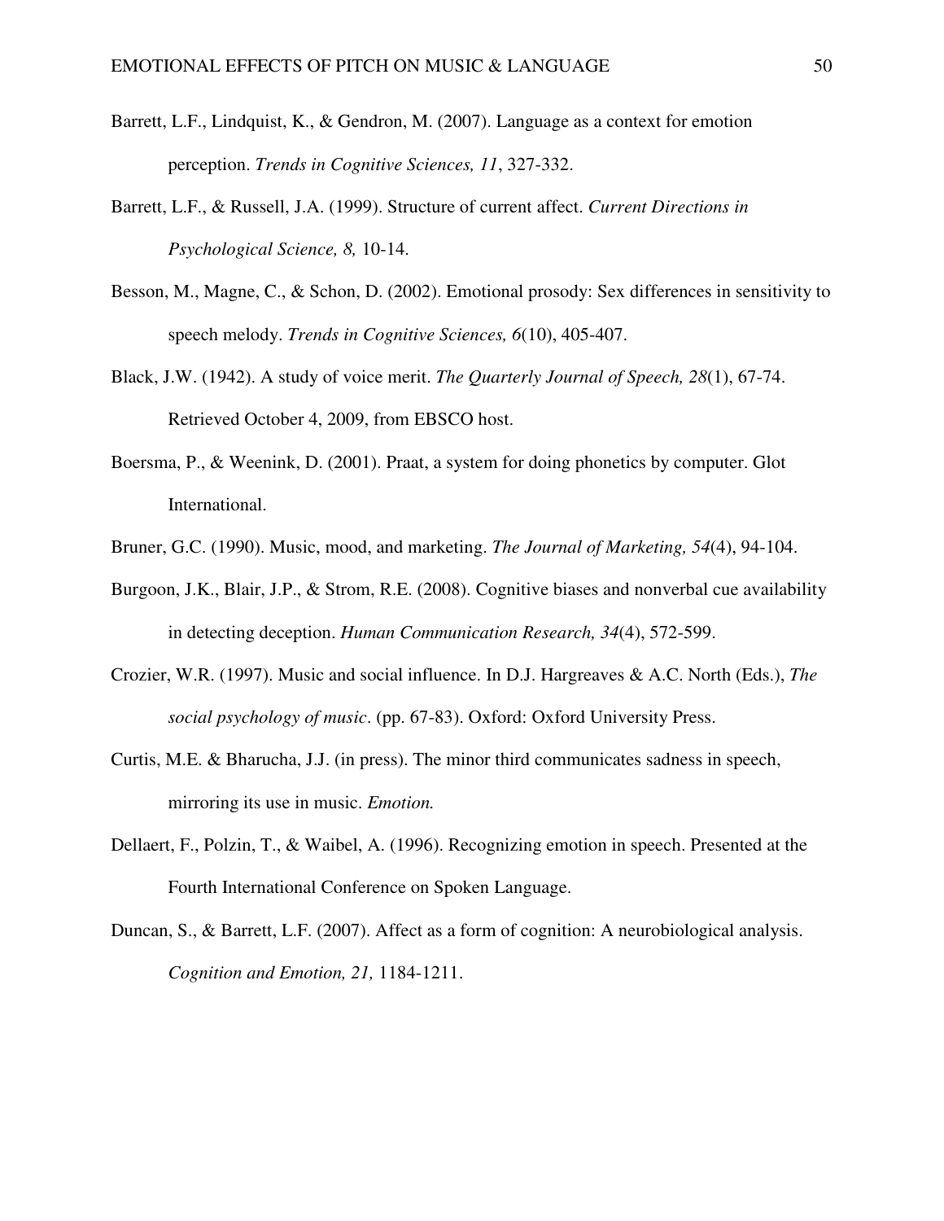Barrett, L.F., Lindquist, K., & Gendron, M. (2007). Language as a context for emotion perception. *Trends in Cognitive Sciences, 11*, 327-332.

Barrett, L.F., & Russell, J.A. (1999). Structure of current affect. *Current Directions in Psychological Science, 8,* 10-14.

Besson, M., Magne, C., & Schon, D. (2002). Emotional prosody: Sex differences in sensitivity to speech melody. *Trends in Cognitive Sciences, 6*(10), 405-407.

Black, J.W. (1942). A study of voice merit. *The Quarterly Journal of Speech, 28*(1), 67-74. Retrieved October 4, 2009, from EBSCO host.

Boersma, P., & Weenink, D. (2001). Praat, a system for doing phonetics by computer. Glot International.

Bruner, G.C. (1990). Music, mood, and marketing. *The Journal of Marketing, 54*(4), 94-104.

Burgoon, J.K., Blair, J.P., & Strom, R.E. (2008). Cognitive biases and nonverbal cue availability in detecting deception. *Human Communication Research, 34*(4), 572-599.

Crozier, W.R. (1997). Music and social influence. In D.J. Hargreaves & A.C. North (Eds.), *The social psychology of music*. (pp. 67-83). Oxford: Oxford University Press.

Curtis, M.E. & Bharucha, J.J. (in press). The minor third communicates sadness in speech, mirroring its use in music. *Emotion.*

Dellaert, F., Polzin, T., & Waibel, A. (1996). Recognizing emotion in speech. Presented at the Fourth International Conference on Spoken Language.

Duncan, S., & Barrett, L.F. (2007). Affect as a form of cognition: A neurobiological analysis. *Cognition and Emotion, 21,* 1184-1211.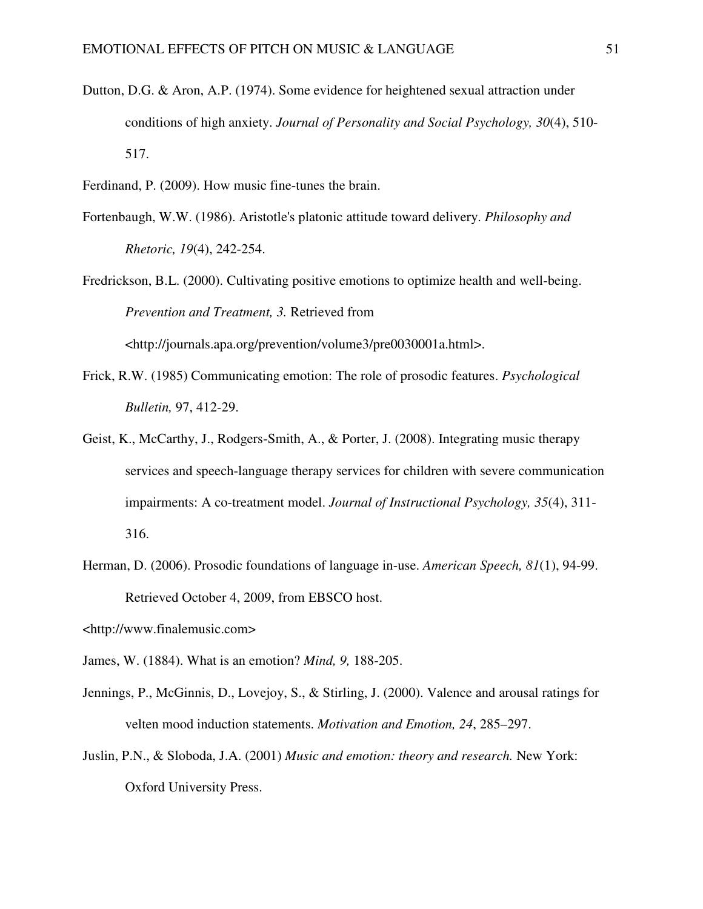Dutton, D.G. & Aron, A.P. (1974). Some evidence for heightened sexual attraction under conditions of high anxiety. *Journal of Personality and Social Psychology, 30*(4), 510-517.

Ferdinand, P. (2009). How music fine-tunes the brain.

Fortenbaugh, W.W. (1986). Aristotle's platonic attitude toward delivery. *Philosophy and Rhetoric, 19*(4), 242-254.

Fredrickson, B.L. (2000). Cultivating positive emotions to optimize health and well-being. *Prevention and Treatment, 3.* Retrieved from <http://journals.apa.org/prevention/volume3/pre0030001a.html>.

Frick, R.W. (1985) Communicating emotion: The role of prosodic features. *Psychological Bulletin,* 97, 412-29.

Geist, K., McCarthy, J., Rodgers-Smith, A., & Porter, J. (2008). Integrating music therapy services and speech-language therapy services for children with severe communication impairments: A co-treatment model. *Journal of Instructional Psychology, 35*(4), 311-316.

Herman, D. (2006). Prosodic foundations of language in-use. *American Speech, 81*(1), 94-99. Retrieved October 4, 2009, from EBSCO host.

<http://www.finalemusic.com>

James, W. (1884). What is an emotion? *Mind, 9,* 188-205.

Jennings, P., McGinnis, D., Lovejoy, S., & Stirling, J. (2000). Valence and arousal ratings for velten mood induction statements. *Motivation and Emotion, 24*, 285–297.

Juslin, P.N., & Sloboda, J.A. (2001) *Music and emotion: theory and research.* New York: Oxford University Press.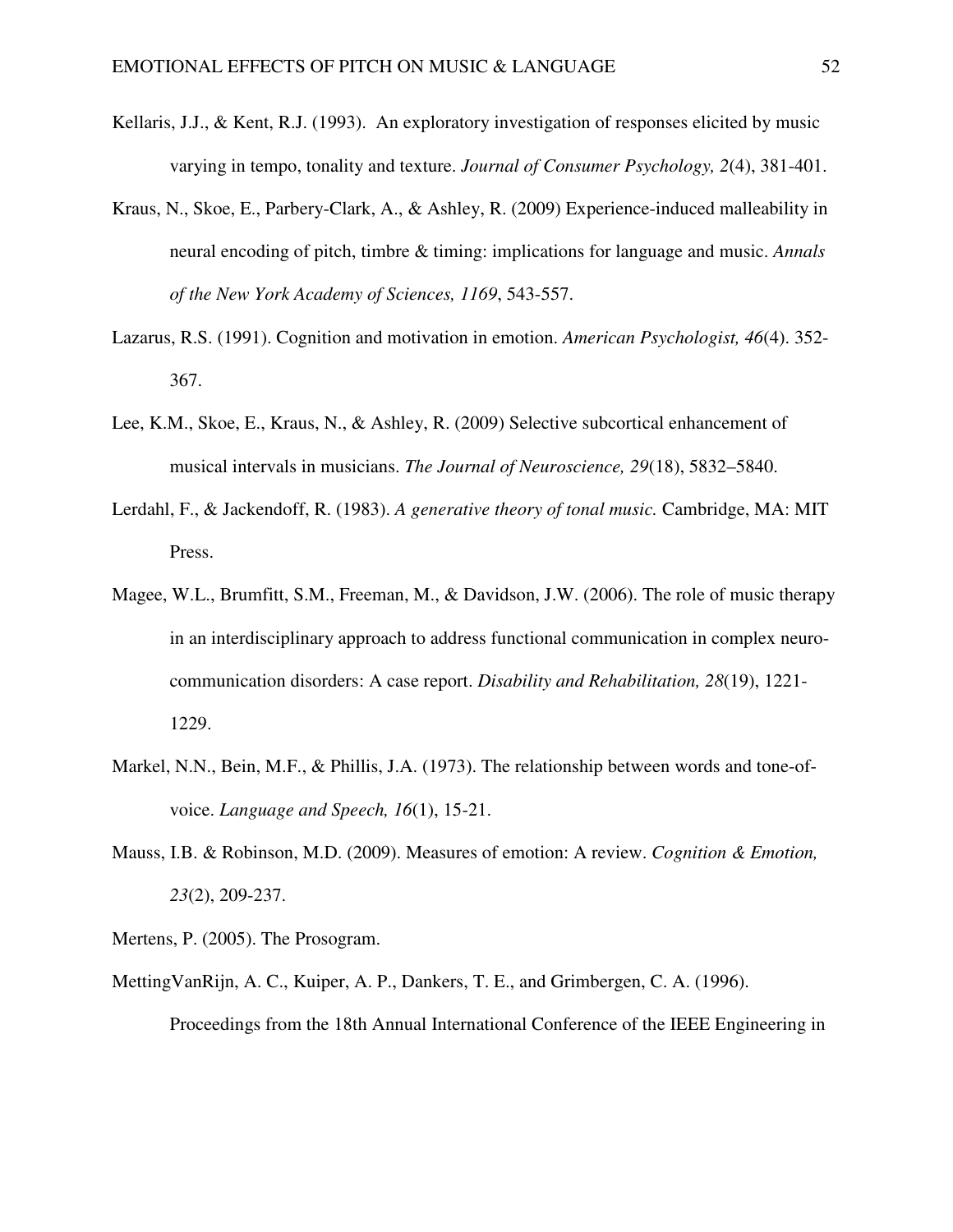Kellaris, J.J., & Kent, R.J. (1993). An exploratory investigation of responses elicited by music varying in tempo, tonality and texture. *Journal of Consumer Psychology, 2*(4), 381-401.

Kraus, N., Skoe, E., Parbery-Clark, A., & Ashley, R. (2009) Experience-induced malleability in neural encoding of pitch, timbre & timing: implications for language and music. *Annals of the New York Academy of Sciences, 1169*, 543-557.

Lazarus, R.S. (1991). Cognition and motivation in emotion. *American Psychologist, 46*(4). 352-367.

Lee, K.M., Skoe, E., Kraus, N., & Ashley, R. (2009) Selective subcortical enhancement of musical intervals in musicians. *The Journal of Neuroscience, 29*(18), 5832–5840.

Lerdahl, F., & Jackendoff, R. (1983). *A generative theory of tonal music.* Cambridge, MA: MIT Press.

Magee, W.L., Brumfitt, S.M., Freeman, M., & Davidson, J.W. (2006). The role of music therapy in an interdisciplinary approach to address functional communication in complex neuro-communication disorders: A case report. *Disability and Rehabilitation, 28*(19), 1221-1229.

Markel, N.N., Bein, M.F., & Phillis, J.A. (1973). The relationship between words and tone-of-voice. *Language and Speech, 16*(1), 15-21.

Mauss, I.B. & Robinson, M.D. (2009). Measures of emotion: A review. *Cognition & Emotion, 23*(2), 209-237.

Mertens, P. (2005). The Prosogram.

MettingVanRijn, A. C., Kuiper, A. P., Dankers, T. E., and Grimbergen, C. A. (1996). Proceedings from the 18th Annual International Conference of the IEEE Engineering in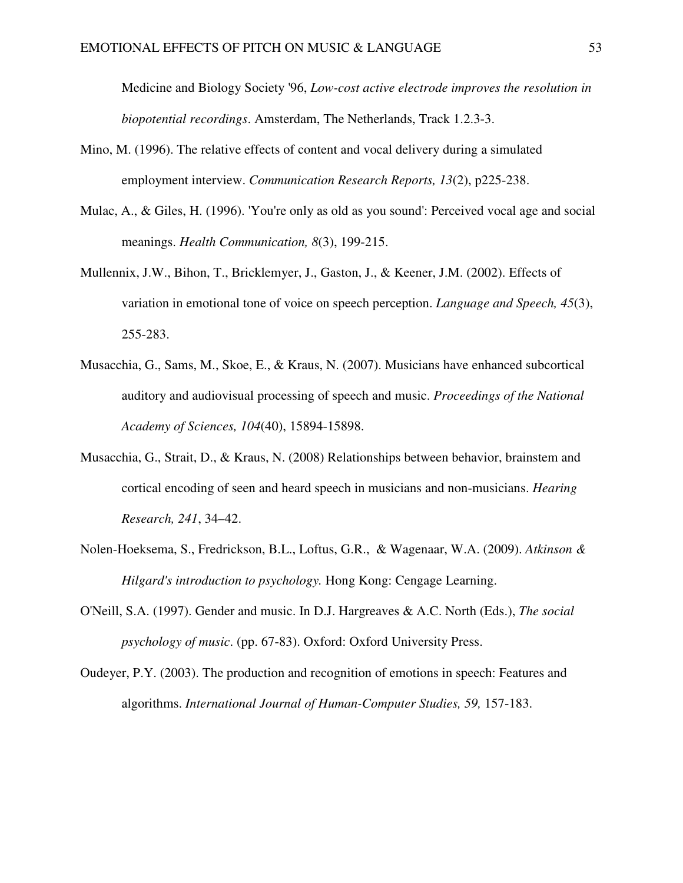Medicine and Biology Society '96, *Low-cost active electrode improves the resolution in biopotential recordings*. Amsterdam, The Netherlands, Track 1.2.3-3.

Mino, M. (1996). The relative effects of content and vocal delivery during a simulated employment interview. *Communication Research Reports, 13*(2), p225-238.

Mulac, A., & Giles, H. (1996). 'You're only as old as you sound': Perceived vocal age and social meanings. *Health Communication, 8*(3), 199-215.

Mullennix, J.W., Bihon, T., Bricklemyer, J., Gaston, J., & Keener, J.M. (2002). Effects of variation in emotional tone of voice on speech perception. *Language and Speech, 45*(3), 255-283.

Musacchia, G., Sams, M., Skoe, E., & Kraus, N. (2007). Musicians have enhanced subcortical auditory and audiovisual processing of speech and music. *Proceedings of the National Academy of Sciences, 104*(40), 15894-15898.

Musacchia, G., Strait, D., & Kraus, N. (2008) Relationships between behavior, brainstem and cortical encoding of seen and heard speech in musicians and non-musicians. *Hearing Research, 241*, 34–42.

Nolen-Hoeksema, S., Fredrickson, B.L., Loftus, G.R., & Wagenaar, W.A. (2009). *Atkinson & Hilgard's introduction to psychology.* Hong Kong: Cengage Learning.

O'Neill, S.A. (1997). Gender and music. In D.J. Hargreaves & A.C. North (Eds.), *The social psychology of music*. (pp. 67-83). Oxford: Oxford University Press.

Oudeyer, P.Y. (2003). The production and recognition of emotions in speech: Features and algorithms. *International Journal of Human-Computer Studies, 59,* 157-183.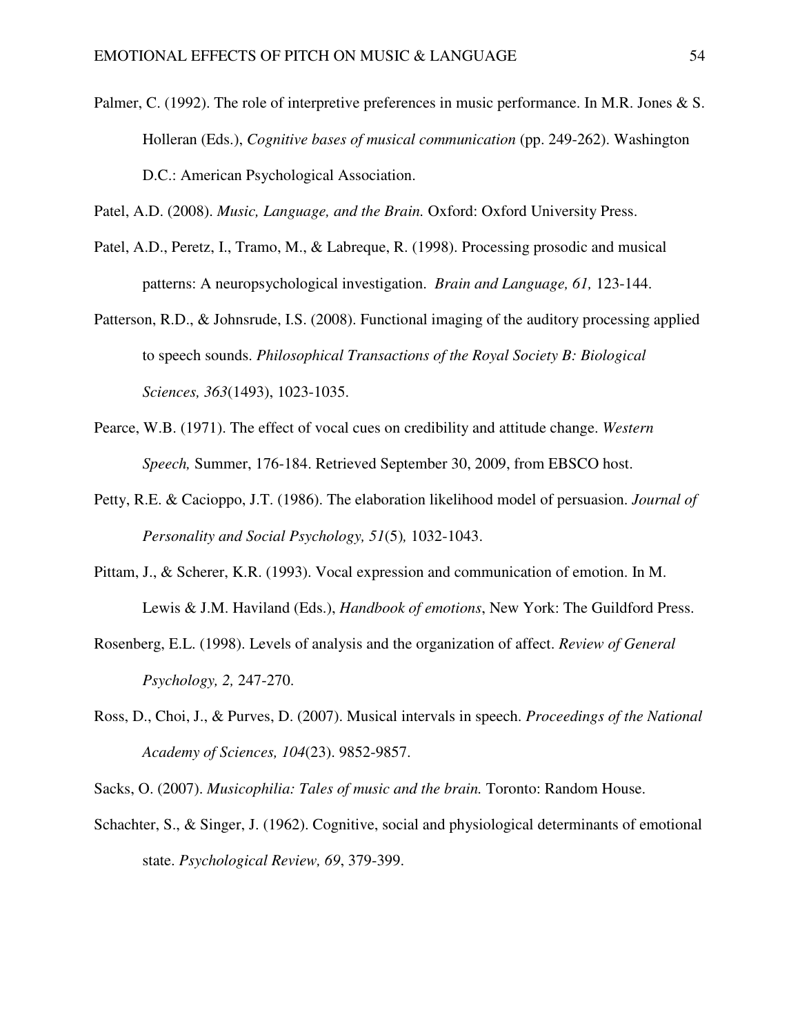Palmer, C. (1992). The role of interpretive preferences in music performance. In M.R. Jones & S. Holleran (Eds.), *Cognitive bases of musical communication* (pp. 249-262). Washington D.C.: American Psychological Association.

Patel, A.D. (2008). *Music, Language, and the Brain.* Oxford: Oxford University Press.

Patel, A.D., Peretz, I., Tramo, M., & Labreque, R. (1998). Processing prosodic and musical patterns: A neuropsychological investigation. *Brain and Language, 61,* 123-144.

Patterson, R.D., & Johnsrude, I.S. (2008). Functional imaging of the auditory processing applied to speech sounds. *Philosophical Transactions of the Royal Society B: Biological Sciences, 363*(1493), 1023-1035.

Pearce, W.B. (1971). The effect of vocal cues on credibility and attitude change. *Western Speech,* Summer, 176-184. Retrieved September 30, 2009, from EBSCO host.

Petty, R.E. & Cacioppo, J.T. (1986). The elaboration likelihood model of persuasion. *Journal of Personality and Social Psychology, 51*(5)*,* 1032-1043.

Pittam, J., & Scherer, K.R. (1993). Vocal expression and communication of emotion. In M. Lewis & J.M. Haviland (Eds.), *Handbook of emotions*, New York: The Guildford Press.

Rosenberg, E.L. (1998). Levels of analysis and the organization of affect. *Review of General Psychology, 2,* 247-270.

Ross, D., Choi, J., & Purves, D. (2007). Musical intervals in speech. *Proceedings of the National Academy of Sciences, 104*(23). 9852-9857.

Sacks, O. (2007). *Musicophilia: Tales of music and the brain.* Toronto: Random House.

Schachter, S., & Singer, J. (1962). Cognitive, social and physiological determinants of emotional state. *Psychological Review, 69*, 379-399.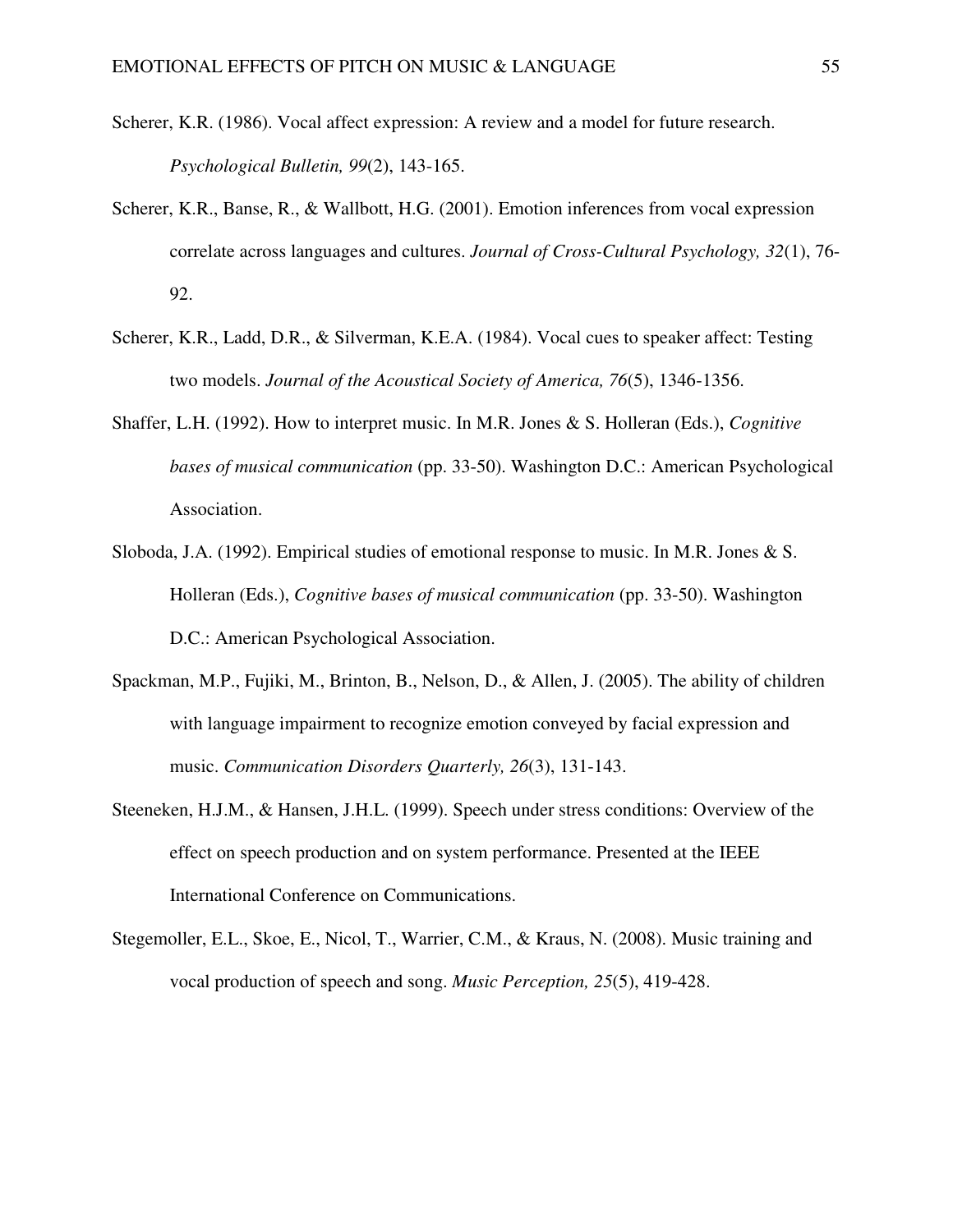Scherer, K.R. (1986). Vocal affect expression: A review and a model for future research. *Psychological Bulletin, 99*(2), 143-165.

Scherer, K.R., Banse, R., & Wallbott, H.G. (2001). Emotion inferences from vocal expression correlate across languages and cultures. *Journal of Cross-Cultural Psychology, 32*(1), 76-92.

Scherer, K.R., Ladd, D.R., & Silverman, K.E.A. (1984). Vocal cues to speaker affect: Testing two models. *Journal of the Acoustical Society of America, 76*(5), 1346-1356.

Shaffer, L.H. (1992). How to interpret music. In M.R. Jones & S. Holleran (Eds.), *Cognitive bases of musical communication* (pp. 33-50). Washington D.C.: American Psychological Association.

Sloboda, J.A. (1992). Empirical studies of emotional response to music. In M.R. Jones & S. Holleran (Eds.), *Cognitive bases of musical communication* (pp. 33-50). Washington D.C.: American Psychological Association.

Spackman, M.P., Fujiki, M., Brinton, B., Nelson, D., & Allen, J. (2005). The ability of children with language impairment to recognize emotion conveyed by facial expression and music. *Communication Disorders Quarterly, 26*(3), 131-143.

Steeneken, H.J.M., & Hansen, J.H.L. (1999). Speech under stress conditions: Overview of the effect on speech production and on system performance. Presented at the IEEE International Conference on Communications.

Stegemoller, E.L., Skoe, E., Nicol, T., Warrier, C.M., & Kraus, N. (2008). Music training and vocal production of speech and song. *Music Perception, 25*(5), 419-428.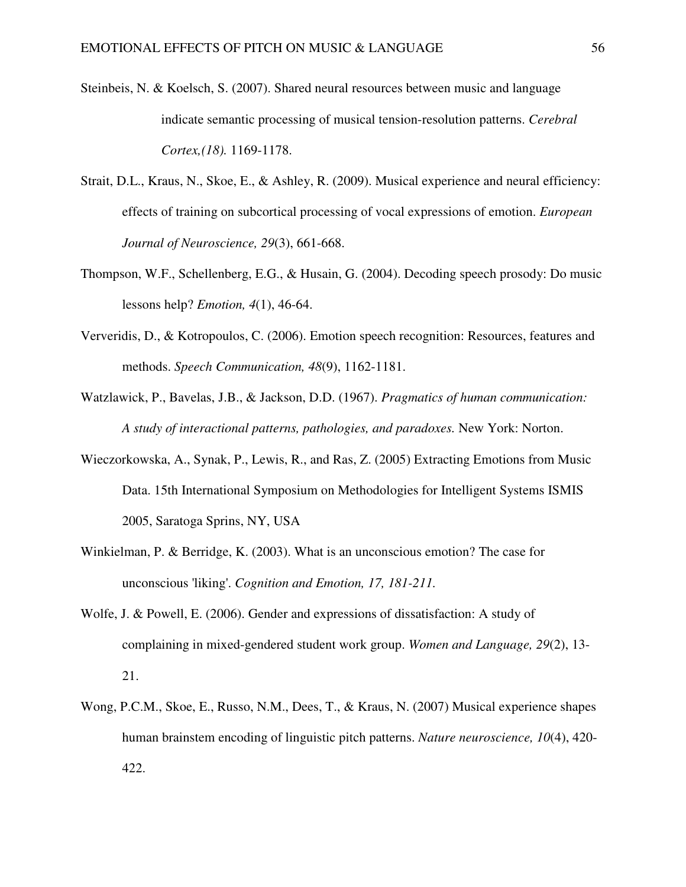Steinbeis, N. & Koelsch, S. (2007). Shared neural resources between music and language indicate semantic processing of musical tension-resolution patterns. *Cerebral Cortex,(18).* 1169-1178.

Strait, D.L., Kraus, N., Skoe, E., & Ashley, R. (2009). Musical experience and neural efficiency: effects of training on subcortical processing of vocal expressions of emotion. *European Journal of Neuroscience, 29*(3), 661-668.

Thompson, W.F., Schellenberg, E.G., & Husain, G. (2004). Decoding speech prosody: Do music lessons help? *Emotion, 4*(1), 46-64.

Ververidis, D., & Kotropoulos, C. (2006). Emotion speech recognition: Resources, features and methods. *Speech Communication, 48*(9), 1162-1181.

Watzlawick, P., Bavelas, J.B., & Jackson, D.D. (1967). *Pragmatics of human communication: A study of interactional patterns, pathologies, and paradoxes.* New York: Norton.

Wieczorkowska, A., Synak, P., Lewis, R., and Ras, Z. (2005) Extracting Emotions from Music Data. 15th International Symposium on Methodologies for Intelligent Systems ISMIS 2005, Saratoga Springs, NY, USA

Winkielman, P. & Berridge, K. (2003). What is an unconscious emotion? The case for unconscious 'liking'. *Cognition and Emotion, 17, 181-211.*

Wolfe, J. & Powell, E. (2006). Gender and expressions of dissatisfaction: A study of complaining in mixed-gendered student work group. *Women and Language, 29*(2), 13-21.

Wong, P.C.M., Skoe, E., Russo, N.M., Dees, T., & Kraus, N. (2007) Musical experience shapes human brainstem encoding of linguistic pitch patterns. *Nature neuroscience, 10*(4), 420-422.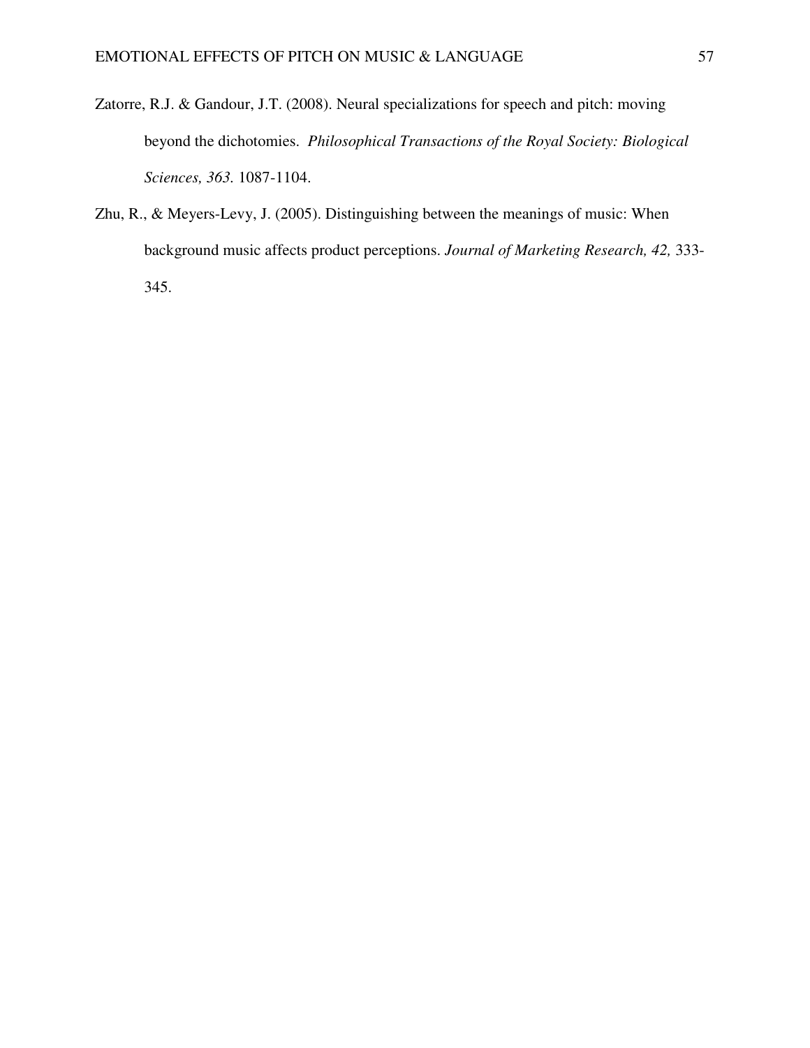Zatorre, R.J. & Gandour, J.T. (2008). Neural specializations for speech and pitch: moving beyond the dichotomies. *Philosophical Transactions of the Royal Society: Biological Sciences, 363.* 1087-1104.

Zhu, R., & Meyers-Levy, J. (2005). Distinguishing between the meanings of music: When background music affects product perceptions. *Journal of Marketing Research, 42,* 333-345.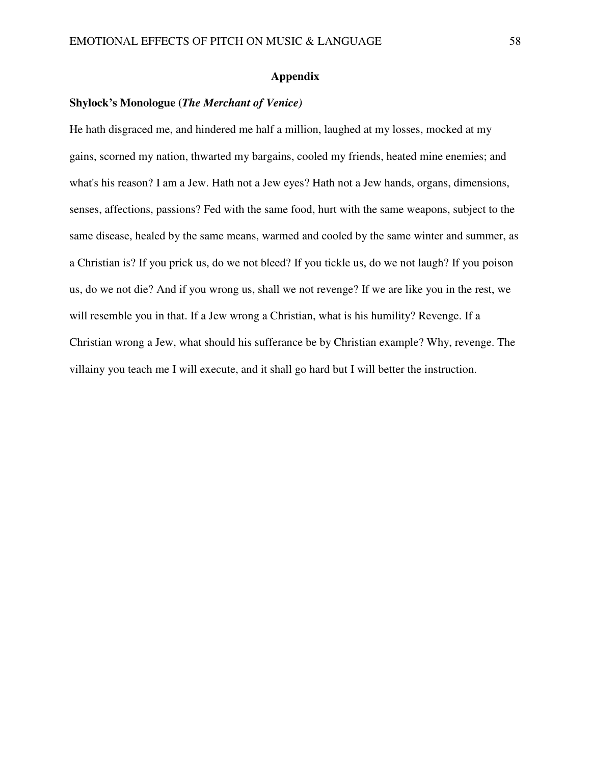# Appendix

## Shylock's Monologue (*The Merchant of Venice*)

He hath disgraced me, and hindered me half a million, laughed at my losses, mocked at my gains, scorned my nation, thwarted my bargains, cooled my friends, heated mine enemies; and what's his reason? I am a Jew. Hath not a Jew eyes? Hath not a Jew hands, organs, dimensions, senses, affections, passions? Fed with the same food, hurt with the same weapons, subject to the same disease, healed by the same means, warmed and cooled by the same winter and summer, as a Christian is? If you prick us, do we not bleed? If you tickle us, do we not laugh? If you poison us, do we not die? And if you wrong us, shall we not revenge? If we are like you in the rest, we will resemble you in that. If a Jew wrong a Christian, what is his humility? Revenge. If a Christian wrong a Jew, what should his sufferance be by Christian example? Why, revenge. The villainy you teach me I will execute, and it shall go hard but I will better the instruction.